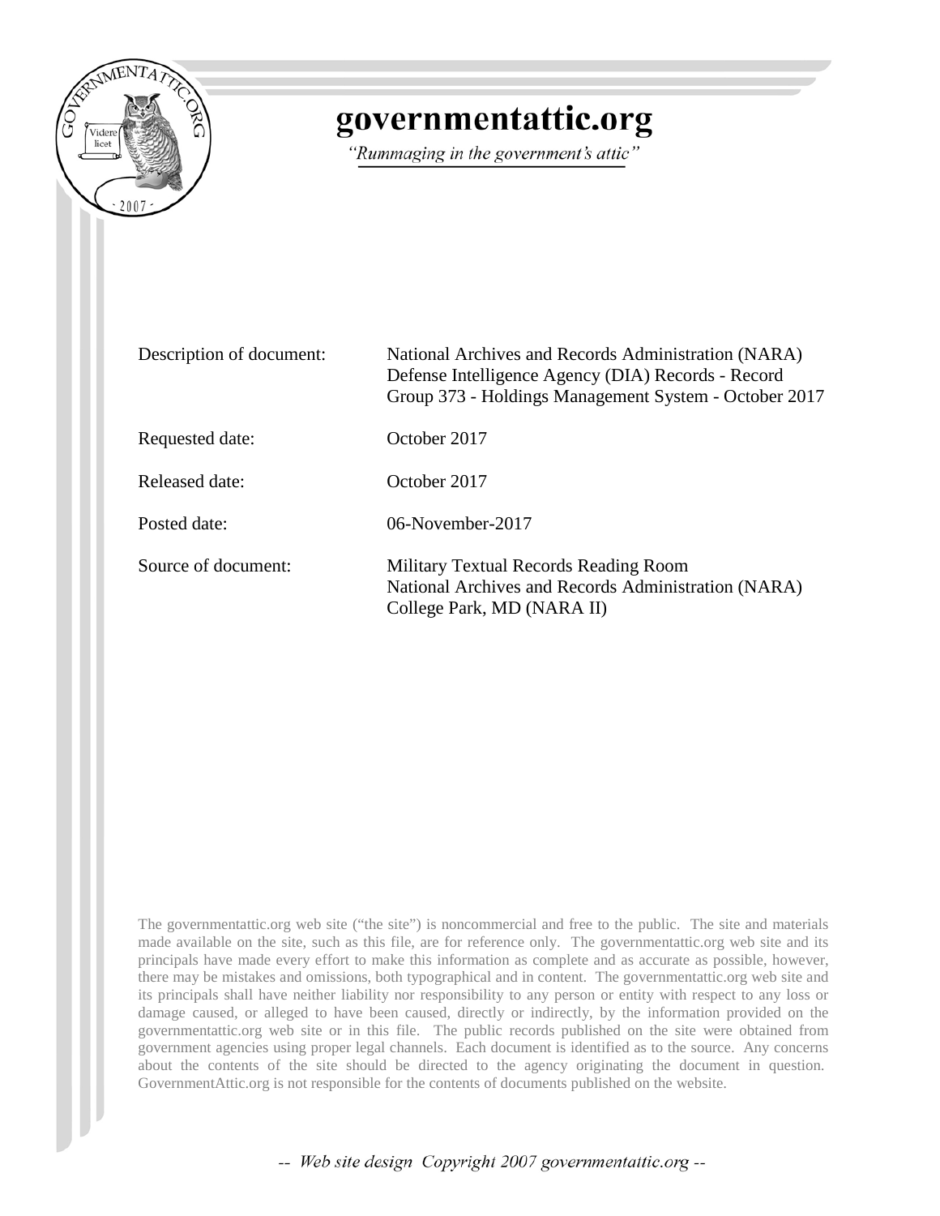# governmentattic.org

*"Rummaging in the government's attic"*

| | |
|---|---|
| Description of document: | National Archives and Records Administration (NARA) Defense Intelligence Agency (DIA) Records - Record Group 373 - Holdings Management System - October 2017 |
| Requested date: | October 2017 |
| Released date: | October 2017 |
| Posted date: | 06-November-2017 |
| Source of document: | Military Textual Records Reading Room<br>National Archives and Records Administration (NARA)<br>College Park, MD (NARA II) |

The governmentattic.org web site ("the site") is noncommercial and free to the public. The site and materials made available on the site, such as this file, are for reference only. The governmentattic.org web site and its principals have made every effort to make this information as complete and as accurate as possible, however, there may be mistakes and omissions, both typographical and in content. The governmentattic.org web site and its principals shall have neither liability nor responsibility to any person or entity with respect to any loss or damage caused, or alleged to have been caused, directly or indirectly, by the information provided on the governmentattic.org web site or in this file. The public records published on the site were obtained from government agencies using proper legal channels. Each document is identified as to the source. Any concerns about the contents of the site should be directed to the agency originating the document in question. GovernmentAttic.org is not responsible for the contents of documents published on the website.

-- *Web site design Copyright 2007 governmentattic.org* --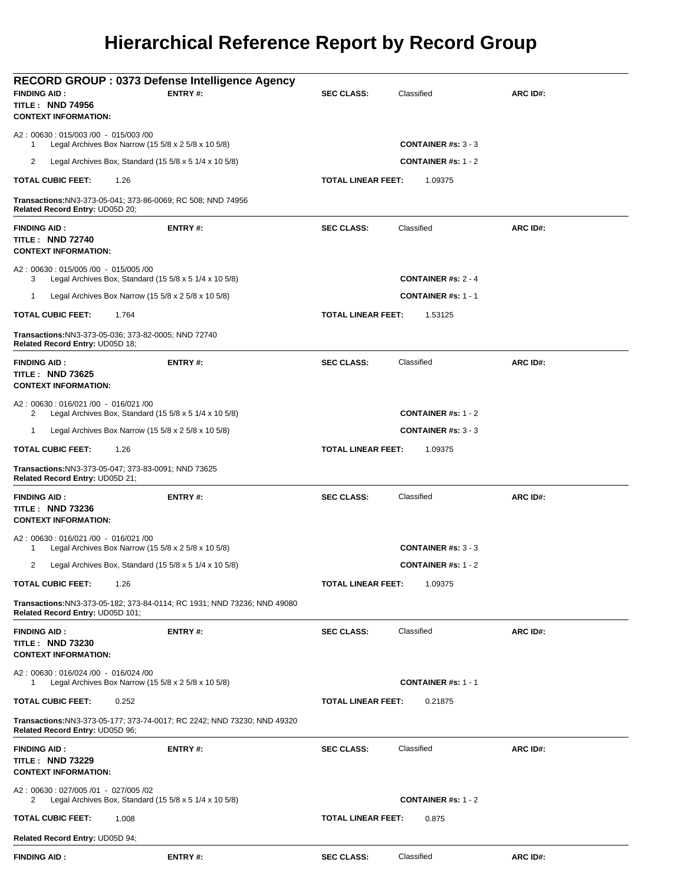# Hierarchical Reference Report by Record Group

## RECORD GROUP : 0373 Defense Intelligence Agency

**FINDING AID :** **ENTRY #:** **SEC CLASS:** Classified **ARC ID#:**

**TITLE : NND 74956**

**CONTEXT INFORMATION:**

A2 : 00630 : 015/003 /00 - 015/003 /00

1 Legal Archives Box Narrow (15 5/8 x 2 5/8 x 10 5/8) **CONTAINER #s:** 3 - 3

2 Legal Archives Box, Standard (15 5/8 x 5 1/4 x 10 5/8) **CONTAINER #s:** 1 - 2

**TOTAL CUBIC FEET:** 1.26 **TOTAL LINEAR FEET:** 1.09375

**Transactions:**NN3-373-05-041; 373-86-0069; RC 508; NND 74956
**Related Record Entry:** UD05D 20;

---

**FINDING AID :** **ENTRY #:** **SEC CLASS:** Classified **ARC ID#:**

**TITLE : NND 72740**

**CONTEXT INFORMATION:**

A2 : 00630 : 015/005 /00 - 015/005 /00

3 Legal Archives Box, Standard (15 5/8 x 5 1/4 x 10 5/8) **CONTAINER #s:** 2 - 4

1 Legal Archives Box Narrow (15 5/8 x 2 5/8 x 10 5/8) **CONTAINER #s:** 1 - 1

**TOTAL CUBIC FEET:** 1.764 **TOTAL LINEAR FEET:** 1.53125

**Transactions:**NN3-373-05-036; 373-82-0005; NND 72740
**Related Record Entry:** UD05D 18;

---

**FINDING AID :** **ENTRY #:** **SEC CLASS:** Classified **ARC ID#:**

**TITLE : NND 73625**

**CONTEXT INFORMATION:**

A2 : 00630 : 016/021 /00 - 016/021 /00

2 Legal Archives Box, Standard (15 5/8 x 5 1/4 x 10 5/8) **CONTAINER #s:** 1 - 2

1 Legal Archives Box Narrow (15 5/8 x 2 5/8 x 10 5/8) **CONTAINER #s:** 3 - 3

**TOTAL CUBIC FEET:** 1.26 **TOTAL LINEAR FEET:** 1.09375

**Transactions:**NN3-373-05-047; 373-83-0091; NND 73625
**Related Record Entry:** UD05D 21;

---

**FINDING AID :** **ENTRY #:** **SEC CLASS:** Classified **ARC ID#:**

**TITLE : NND 73236**

**CONTEXT INFORMATION:**

A2 : 00630 : 016/021 /00 - 016/021 /00

1 Legal Archives Box Narrow (15 5/8 x 2 5/8 x 10 5/8) **CONTAINER #s:** 3 - 3

2 Legal Archives Box, Standard (15 5/8 x 5 1/4 x 10 5/8) **CONTAINER #s:** 1 - 2

**TOTAL CUBIC FEET:** 1.26 **TOTAL LINEAR FEET:** 1.09375

**Transactions:**NN3-373-05-182; 373-84-0114; RC 1931; NND 73236; NND 49080
**Related Record Entry:** UD05D 101;

---

**FINDING AID :** **ENTRY #:** **SEC CLASS:** Classified **ARC ID#:**

**TITLE : NND 73230**

**CONTEXT INFORMATION:**

A2 : 00630 : 016/024 /00 - 016/024 /00

1 Legal Archives Box Narrow (15 5/8 x 2 5/8 x 10 5/8) **CONTAINER #s:** 1 - 1

**TOTAL CUBIC FEET:** 0.252 **TOTAL LINEAR FEET:** 0.21875

**Transactions:**NN3-373-05-177; 373-74-0017; RC 2242; NND 73230; NND 49320
**Related Record Entry:** UD05D 96;

---

**FINDING AID :** **ENTRY #:** **SEC CLASS:** Classified **ARC ID#:**

**TITLE : NND 73229**

**CONTEXT INFORMATION:**

A2 : 00630 : 027/005 /01 - 027/005 /02

2 Legal Archives Box, Standard (15 5/8 x 5 1/4 x 10 5/8) **CONTAINER #s:** 1 - 2

**TOTAL CUBIC FEET:** 1.008 **TOTAL LINEAR FEET:** 0.875

**Related Record Entry:** UD05D 94;

---

**FINDING AID :** **ENTRY #:** **SEC CLASS:** Classified **ARC ID#:**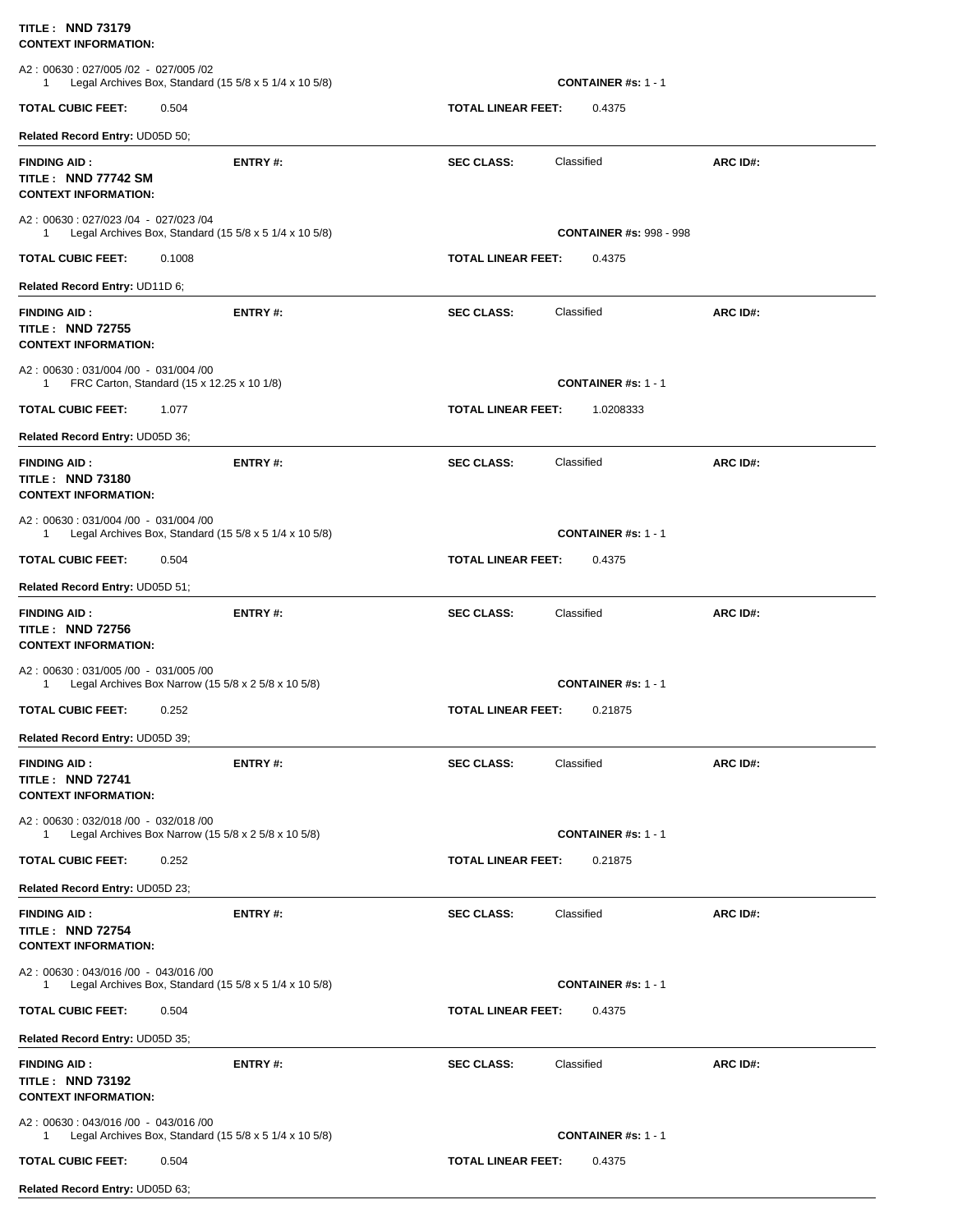**TITLE : NND 73179**
**CONTEXT INFORMATION:**

A2 : 00630 : 027/005 /02 - 027/005 /02
1 Legal Archives Box, Standard (15 5/8 x 5 1/4 x 10 5/8) **CONTAINER #s:** 1 - 1

**TOTAL CUBIC FEET:** 0.504 **TOTAL LINEAR FEET:** 0.4375

**Related Record Entry:** UD05D 50;

---

**FINDING AID :** **ENTRY #:** **SEC CLASS:** Classified **ARC ID#:**
**TITLE : NND 77742 SM**
**CONTEXT INFORMATION:**

A2 : 00630 : 027/023 /04 - 027/023 /04
1 Legal Archives Box, Standard (15 5/8 x 5 1/4 x 10 5/8) **CONTAINER #s:** 998 - 998

**TOTAL CUBIC FEET:** 0.1008 **TOTAL LINEAR FEET:** 0.4375

**Related Record Entry:** UD11D 6;

---

**FINDING AID :** **ENTRY #:** **SEC CLASS:** Classified **ARC ID#:**
**TITLE : NND 72755**
**CONTEXT INFORMATION:**

A2 : 00630 : 031/004 /00 - 031/004 /00
1 FRC Carton, Standard (15 x 12.25 x 10 1/8) **CONTAINER #s:** 1 - 1

**TOTAL CUBIC FEET:** 1.077 **TOTAL LINEAR FEET:** 1.0208333

**Related Record Entry:** UD05D 36;

---

**FINDING AID :** **ENTRY #:** **SEC CLASS:** Classified **ARC ID#:**
**TITLE : NND 73180**
**CONTEXT INFORMATION:**

A2 : 00630 : 031/004 /00 - 031/004 /00
1 Legal Archives Box, Standard (15 5/8 x 5 1/4 x 10 5/8) **CONTAINER #s:** 1 - 1

**TOTAL CUBIC FEET:** 0.504 **TOTAL LINEAR FEET:** 0.4375

**Related Record Entry:** UD05D 51;

---

**FINDING AID :** **ENTRY #:** **SEC CLASS:** Classified **ARC ID#:**
**TITLE : NND 72756**
**CONTEXT INFORMATION:**

A2 : 00630 : 031/005 /00 - 031/005 /00
1 Legal Archives Box Narrow (15 5/8 x 2 5/8 x 10 5/8) **CONTAINER #s:** 1 - 1

**TOTAL CUBIC FEET:** 0.252 **TOTAL LINEAR FEET:** 0.21875

**Related Record Entry:** UD05D 39;

---

**FINDING AID :** **ENTRY #:** **SEC CLASS:** Classified **ARC ID#:**
**TITLE : NND 72741**
**CONTEXT INFORMATION:**

A2 : 00630 : 032/018 /00 - 032/018 /00
1 Legal Archives Box Narrow (15 5/8 x 2 5/8 x 10 5/8) **CONTAINER #s:** 1 - 1

**TOTAL CUBIC FEET:** 0.252 **TOTAL LINEAR FEET:** 0.21875

**Related Record Entry:** UD05D 23;

---

**FINDING AID :** **ENTRY #:** **SEC CLASS:** Classified **ARC ID#:**
**TITLE : NND 72754**
**CONTEXT INFORMATION:**

A2 : 00630 : 043/016 /00 - 043/016 /00
1 Legal Archives Box, Standard (15 5/8 x 5 1/4 x 10 5/8) **CONTAINER #s:** 1 - 1

**TOTAL CUBIC FEET:** 0.504 **TOTAL LINEAR FEET:** 0.4375

**Related Record Entry:** UD05D 35;

---

**FINDING AID :** **ENTRY #:** **SEC CLASS:** Classified **ARC ID#:**
**TITLE : NND 73192**
**CONTEXT INFORMATION:**

A2 : 00630 : 043/016 /00 - 043/016 /00
1 Legal Archives Box, Standard (15 5/8 x 5 1/4 x 10 5/8) **CONTAINER #s:** 1 - 1

**TOTAL CUBIC FEET:** 0.504 **TOTAL LINEAR FEET:** 0.4375

**Related Record Entry:** UD05D 63;

---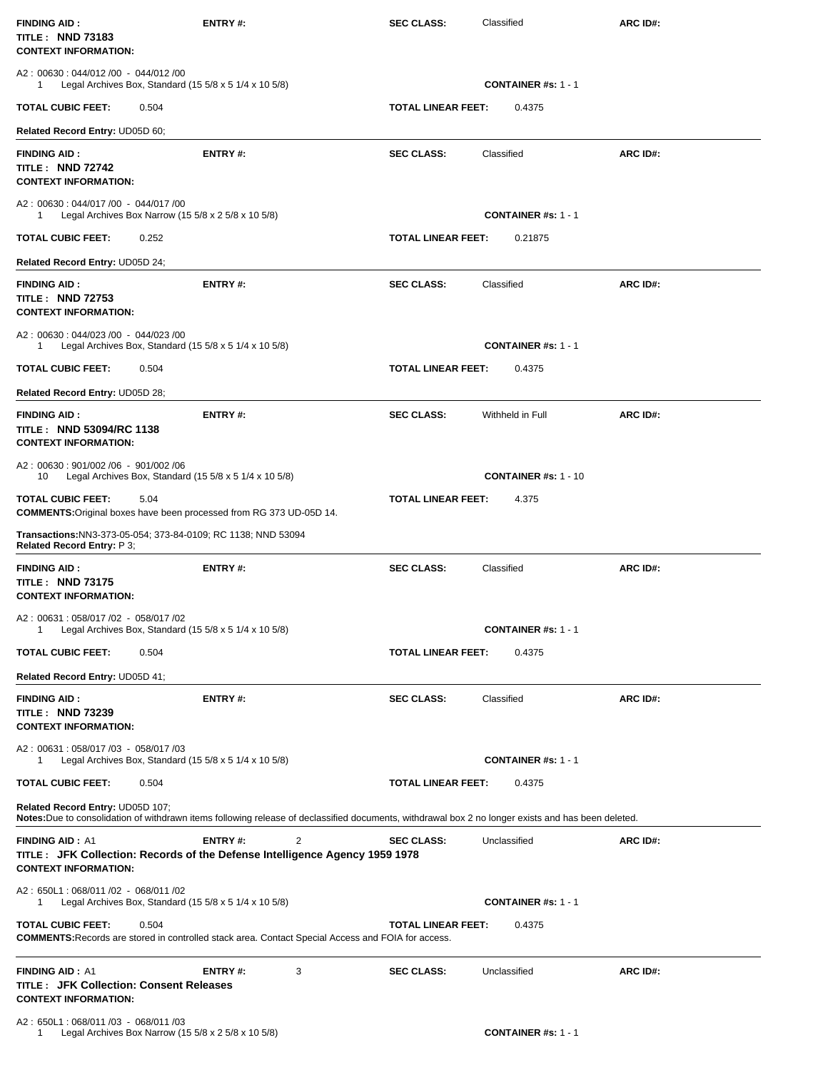**FINDING AID :** **ENTRY #:** **SEC CLASS:** Classified **ARC ID#:**
**TITLE : NND 73183**
**CONTEXT INFORMATION:**

A2 : 00630 : 044/012 /00 - 044/012 /00
1 Legal Archives Box, Standard (15 5/8 x 5 1/4 x 10 5/8) **CONTAINER #s:** 1 - 1

**TOTAL CUBIC FEET:** 0.504 **TOTAL LINEAR FEET:** 0.4375

**Related Record Entry:** UD05D 60;

---

**FINDING AID :** **ENTRY #:** **SEC CLASS:** Classified **ARC ID#:**
**TITLE : NND 72742**
**CONTEXT INFORMATION:**

A2 : 00630 : 044/017 /00 - 044/017 /00
1 Legal Archives Box Narrow (15 5/8 x 2 5/8 x 10 5/8) **CONTAINER #s:** 1 - 1

**TOTAL CUBIC FEET:** 0.252 **TOTAL LINEAR FEET:** 0.21875

**Related Record Entry:** UD05D 24;

---

**FINDING AID :** **ENTRY #:** **SEC CLASS:** Classified **ARC ID#:**
**TITLE : NND 72753**
**CONTEXT INFORMATION:**

A2 : 00630 : 044/023 /00 - 044/023 /00
1 Legal Archives Box, Standard (15 5/8 x 5 1/4 x 10 5/8) **CONTAINER #s:** 1 - 1

**TOTAL CUBIC FEET:** 0.504 **TOTAL LINEAR FEET:** 0.4375

**Related Record Entry:** UD05D 28;

---

**FINDING AID :** **ENTRY #:** **SEC CLASS:** Withheld in Full **ARC ID#:**
**TITLE : NND 53094/RC 1138**
**CONTEXT INFORMATION:**

A2 : 00630 : 901/002 /06 - 901/002 /06
10 Legal Archives Box, Standard (15 5/8 x 5 1/4 x 10 5/8) **CONTAINER #s:** 1 - 10

**TOTAL CUBIC FEET:** 5.04 **TOTAL LINEAR FEET:** 4.375
**COMMENTS:** Original boxes have been processed from RG 373 UD-05D 14.

**Transactions:** NN3-373-05-054; 373-84-0109; RC 1138; NND 53094
**Related Record Entry:** P 3;

---

**FINDING AID :** **ENTRY #:** **SEC CLASS:** Classified **ARC ID#:**
**TITLE : NND 73175**
**CONTEXT INFORMATION:**

A2 : 00631 : 058/017 /02 - 058/017 /02
1 Legal Archives Box, Standard (15 5/8 x 5 1/4 x 10 5/8) **CONTAINER #s:** 1 - 1

**TOTAL CUBIC FEET:** 0.504 **TOTAL LINEAR FEET:** 0.4375

**Related Record Entry:** UD05D 41;

---

**FINDING AID :** **ENTRY #:** **SEC CLASS:** Classified **ARC ID#:**
**TITLE : NND 73239**
**CONTEXT INFORMATION:**

A2 : 00631 : 058/017 /03 - 058/017 /03
1 Legal Archives Box, Standard (15 5/8 x 5 1/4 x 10 5/8) **CONTAINER #s:** 1 - 1

**TOTAL CUBIC FEET:** 0.504 **TOTAL LINEAR FEET:** 0.4375

**Related Record Entry:** UD05D 107;
**Notes:** Due to consolidation of withdrawn items following release of declassified documents, withdrawal box 2 no longer exists and has been deleted.

---

**FINDING AID :** A1 **ENTRY #:** 2 **SEC CLASS:** Unclassified **ARC ID#:**
**TITLE : JFK Collection: Records of the Defense Intelligence Agency 1959 1978**
**CONTEXT INFORMATION:**

A2 : 650L1 : 068/011 /02 - 068/011 /02
1 Legal Archives Box, Standard (15 5/8 x 5 1/4 x 10 5/8) **CONTAINER #s:** 1 - 1

**TOTAL CUBIC FEET:** 0.504 **TOTAL LINEAR FEET:** 0.4375
**COMMENTS:** Records are stored in controlled stack area. Contact Special Access and FOIA for access.

---

**FINDING AID :** A1 **ENTRY #:** 3 **SEC CLASS:** Unclassified **ARC ID#:**
**TITLE : JFK Collection: Consent Releases**
**CONTEXT INFORMATION:**

A2 : 650L1 : 068/011 /03 - 068/011 /03
1 Legal Archives Box Narrow (15 5/8 x 2 5/8 x 10 5/8) **CONTAINER #s:** 1 - 1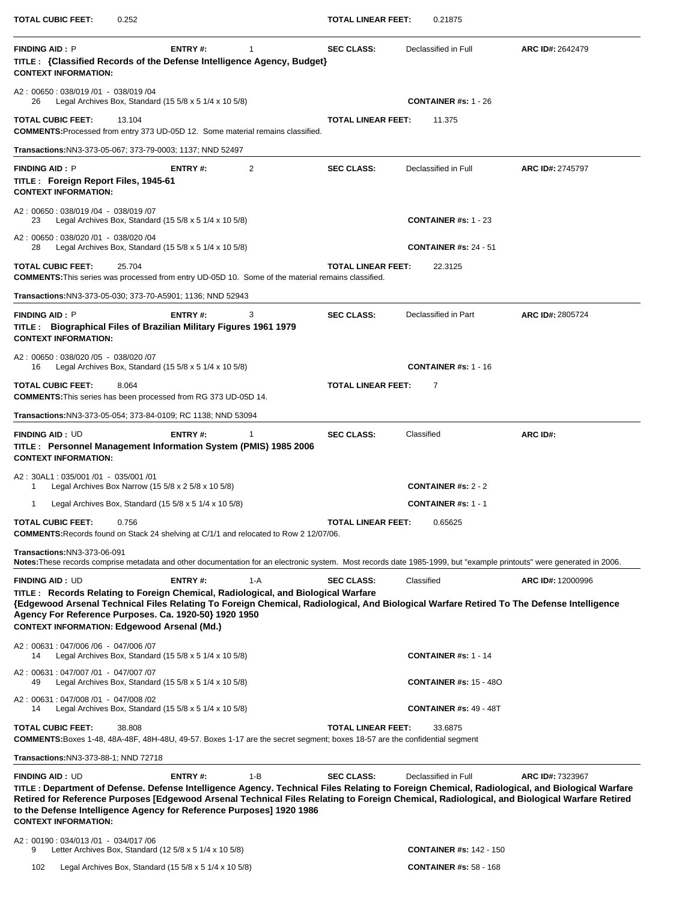**TOTAL CUBIC FEET:** 0.252 **TOTAL LINEAR FEET:** 0.21875

---

**FINDING AID :** P **ENTRY #:** 1 **SEC CLASS:** Declassified in Full **ARC ID#:** 2642479

**TITLE : {Classified Records of the Defense Intelligence Agency, Budget}**

**CONTEXT INFORMATION:**

A2 : 00650 : 038/019 /01 - 038/019 /04
26 Legal Archives Box, Standard (15 5/8 x 5 1/4 x 10 5/8) **CONTAINER #s:** 1 - 26

**TOTAL CUBIC FEET:** 13.104 **TOTAL LINEAR FEET:** 11.375

**COMMENTS:** Processed from entry 373 UD-05D 12. Some material remains classified.

**Transactions:** NN3-373-05-067; 373-79-0003; 1137; NND 52497

---

**FINDING AID :** P **ENTRY #:** 2 **SEC CLASS:** Declassified in Full **ARC ID#:** 2745797

**TITLE : Foreign Report Files, 1945-61**

**CONTEXT INFORMATION:**

A2 : 00650 : 038/019 /04 - 038/019 /07
23 Legal Archives Box, Standard (15 5/8 x 5 1/4 x 10 5/8) **CONTAINER #s:** 1 - 23

A2 : 00650 : 038/020 /01 - 038/020 /04
28 Legal Archives Box, Standard (15 5/8 x 5 1/4 x 10 5/8) **CONTAINER #s:** 24 - 51

**TOTAL CUBIC FEET:** 25.704 **TOTAL LINEAR FEET:** 22.3125

**COMMENTS:** This series was processed from entry UD-05D 10. Some of the material remains classified.

**Transactions:** NN3-373-05-030; 373-70-A5901; 1136; NND 52943

---

**FINDING AID :** P **ENTRY #:** 3 **SEC CLASS:** Declassified in Part **ARC ID#:** 2805724

**TITLE : Biographical Files of Brazilian Military Figures 1961 1979**

**CONTEXT INFORMATION:**

A2 : 00650 : 038/020 /05 - 038/020 /07
16 Legal Archives Box, Standard (15 5/8 x 5 1/4 x 10 5/8) **CONTAINER #s:** 1 - 16

**TOTAL CUBIC FEET:** 8.064 **TOTAL LINEAR FEET:** 7

**COMMENTS:** This series has been processed from RG 373 UD-05D 14.

**Transactions:** NN3-373-05-054; 373-84-0109; RC 1138; NND 53094

---

**FINDING AID :** UD **ENTRY #:** 1 **SEC CLASS:** Classified **ARC ID#:**

**TITLE : Personnel Management Information System (PMIS) 1985 2006**

**CONTEXT INFORMATION:**

A2 : 30AL1 : 035/001 /01 - 035/001 /01
1 Legal Archives Box Narrow (15 5/8 x 2 5/8 x 10 5/8) **CONTAINER #s:** 2 - 2

1 Legal Archives Box, Standard (15 5/8 x 5 1/4 x 10 5/8) **CONTAINER #s:** 1 - 1

**TOTAL CUBIC FEET:** 0.756 **TOTAL LINEAR FEET:** 0.65625

**COMMENTS:** Records found on Stack 24 shelving at C/1/1 and relocated to Row 2 12/07/06.

**Transactions:** NN3-373-06-091

**Notes:** These records comprise metadata and other documentation for an electronic system. Most records date 1985-1999, but "example printouts" were generated in 2006.

---

**FINDING AID :** UD **ENTRY #:** 1-A **SEC CLASS:** Classified **ARC ID#:** 12000996

**TITLE : Records Relating to Foreign Chemical, Radiological, and Biological Warfare {Edgewood Arsenal Technical Files Relating To Foreign Chemical, Radiological, And Biological Warfare Retired To The Defense Intelligence Agency For Reference Purposes. Ca. 1920-50} 1920 1950**

**CONTEXT INFORMATION: Edgewood Arsenal (Md.)**

A2 : 00631 : 047/006 /06 - 047/006 /07
14 Legal Archives Box, Standard (15 5/8 x 5 1/4 x 10 5/8) **CONTAINER #s:** 1 - 14

A2 : 00631 : 047/007 /01 - 047/007 /07
49 Legal Archives Box, Standard (15 5/8 x 5 1/4 x 10 5/8) **CONTAINER #s:** 15 - 48O

A2 : 00631 : 047/008 /01 - 047/008 /02
14 Legal Archives Box, Standard (15 5/8 x 5 1/4 x 10 5/8) **CONTAINER #s:** 49 - 48T

**TOTAL CUBIC FEET:** 38.808 **TOTAL LINEAR FEET:** 33.6875

**COMMENTS:** Boxes 1-48, 48A-48F, 48H-48U, 49-57. Boxes 1-17 are the secret segment; boxes 18-57 are the confidential segment

**Transactions:** NN3-373-88-1; NND 72718

---

**FINDING AID :** UD **ENTRY #:** 1-B **SEC CLASS:** Declassified in Full **ARC ID#:** 7323967

**TITLE : Department of Defense. Defense Intelligence Agency. Technical Files Relating to Foreign Chemical, Radiological, and Biological Warfare Retired for Reference Purposes [Edgewood Arsenal Technical Files Relating to Foreign Chemical, Radiological, and Biological Warfare Retired to the Defense Intelligence Agency for Reference Purposes] 1920 1986**

**CONTEXT INFORMATION:**

A2 : 00190 : 034/013 /01 - 034/017 /06
9 Letter Archives Box, Standard (12 5/8 x 5 1/4 x 10 5/8) **CONTAINER #s:** 142 - 150

102 Legal Archives Box, Standard (15 5/8 x 5 1/4 x 10 5/8) **CONTAINER #s:** 58 - 168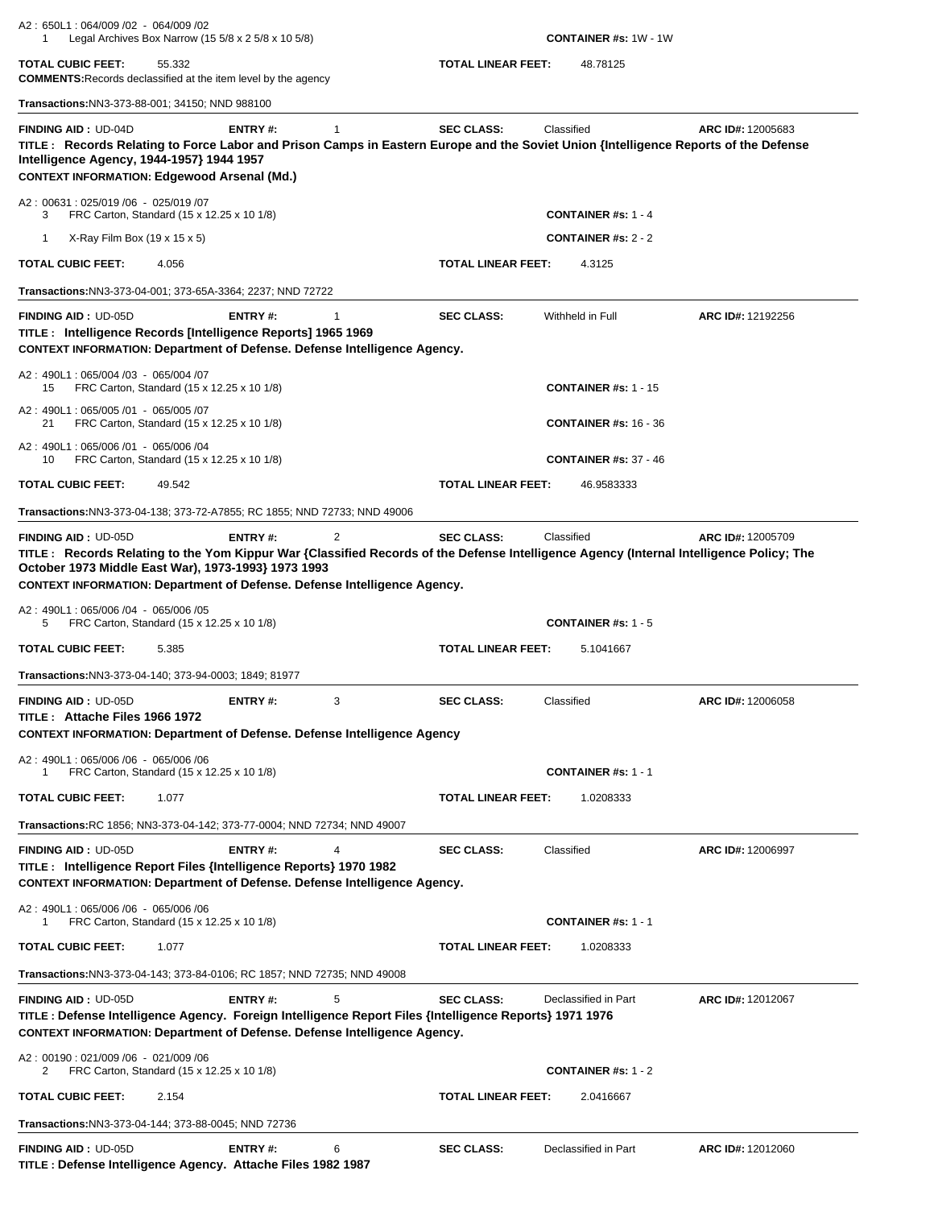A2 : 650L1 : 064/009 /02 - 064/009 /02
1 Legal Archives Box Narrow (15 5/8 x 2 5/8 x 10 5/8) **CONTAINER #s:** 1W - 1W

**TOTAL CUBIC FEET:** 55.332 **TOTAL LINEAR FEET:** 48.78125

**COMMENTS:** Records declassified at the item level by the agency

**Transactions:** NN3-373-88-001; 34150; NND 988100

---

**FINDING AID :** UD-04D **ENTRY #:** 1 **SEC CLASS:** Classified **ARC ID#:** 12005683

**TITLE : Records Relating to Force Labor and Prison Camps in Eastern Europe and the Soviet Union {Intelligence Reports of the Defense Intelligence Agency, 1944-1957} 1944 1957**

**CONTEXT INFORMATION: Edgewood Arsenal (Md.)**

A2 : 00631 : 025/019 /06 - 025/019 /07
3 FRC Carton, Standard (15 x 12.25 x 10 1/8) **CONTAINER #s:** 1 - 4
1 X-Ray Film Box (19 x 15 x 5) **CONTAINER #s:** 2 - 2

**TOTAL CUBIC FEET:** 4.056 **TOTAL LINEAR FEET:** 4.3125

**Transactions:** NN3-373-04-001; 373-65A-3364; 2237; NND 72722

---

**FINDING AID :** UD-05D **ENTRY #:** 1 **SEC CLASS:** Withheld in Full **ARC ID#:** 12192256

**TITLE : Intelligence Records [Intelligence Reports] 1965 1969**

**CONTEXT INFORMATION: Department of Defense. Defense Intelligence Agency.**

A2 : 490L1 : 065/004 /03 - 065/004 /07
15 FRC Carton, Standard (15 x 12.25 x 10 1/8) **CONTAINER #s:** 1 - 15

A2 : 490L1 : 065/005 /01 - 065/005 /07
21 FRC Carton, Standard (15 x 12.25 x 10 1/8) **CONTAINER #s:** 16 - 36

A2 : 490L1 : 065/006 /01 - 065/006 /04
10 FRC Carton, Standard (15 x 12.25 x 10 1/8) **CONTAINER #s:** 37 - 46

**TOTAL CUBIC FEET:** 49.542 **TOTAL LINEAR FEET:** 46.9583333

**Transactions:** NN3-373-04-138; 373-72-A7855; RC 1855; NND 72733; NND 49006

---

**FINDING AID :** UD-05D **ENTRY #:** 2 **SEC CLASS:** Classified **ARC ID#:** 12005709

**TITLE : Records Relating to the Yom Kippur War {Classified Records of the Defense Intelligence Agency (Internal Intelligence Policy; The October 1973 Middle East War), 1973-1993} 1973 1993**

**CONTEXT INFORMATION: Department of Defense. Defense Intelligence Agency.**

A2 : 490L1 : 065/006 /04 - 065/006 /05
5 FRC Carton, Standard (15 x 12.25 x 10 1/8) **CONTAINER #s:** 1 - 5

**TOTAL CUBIC FEET:** 5.385 **TOTAL LINEAR FEET:** 5.1041667

**Transactions:** NN3-373-04-140; 373-94-0003; 1849; 81977

---

**FINDING AID :** UD-05D **ENTRY #:** 3 **SEC CLASS:** Classified **ARC ID#:** 12006058

**TITLE : Attache Files 1966 1972**

**CONTEXT INFORMATION: Department of Defense. Defense Intelligence Agency**

A2 : 490L1 : 065/006 /06 - 065/006 /06
1 FRC Carton, Standard (15 x 12.25 x 10 1/8) **CONTAINER #s:** 1 - 1

**TOTAL CUBIC FEET:** 1.077 **TOTAL LINEAR FEET:** 1.0208333

**Transactions:** RC 1856; NN3-373-04-142; 373-77-0004; NND 72734; NND 49007

---

**FINDING AID :** UD-05D **ENTRY #:** 4 **SEC CLASS:** Classified **ARC ID#:** 12006997

**TITLE : Intelligence Report Files {Intelligence Reports} 1970 1982**

**CONTEXT INFORMATION: Department of Defense. Defense Intelligence Agency.**

A2 : 490L1 : 065/006 /06 - 065/006 /06
1 FRC Carton, Standard (15 x 12.25 x 10 1/8) **CONTAINER #s:** 1 - 1

**TOTAL CUBIC FEET:** 1.077 **TOTAL LINEAR FEET:** 1.0208333

**Transactions:** NN3-373-04-143; 373-84-0106; RC 1857; NND 72735; NND 49008

---

**FINDING AID :** UD-05D **ENTRY #:** 5 **SEC CLASS:** Declassified in Part **ARC ID#:** 12012067

**TITLE : Defense Intelligence Agency. Foreign Intelligence Report Files {Intelligence Reports} 1971 1976**

**CONTEXT INFORMATION: Department of Defense. Defense Intelligence Agency.**

A2 : 00190 : 021/009 /06 - 021/009 /06
2 FRC Carton, Standard (15 x 12.25 x 10 1/8) **CONTAINER #s:** 1 - 2

**TOTAL CUBIC FEET:** 2.154 **TOTAL LINEAR FEET:** 2.0416667

**Transactions:** NN3-373-04-144; 373-88-0045; NND 72736

---

**FINDING AID :** UD-05D **ENTRY #:** 6 **SEC CLASS:** Declassified in Part **ARC ID#:** 12012060

**TITLE : Defense Intelligence Agency. Attache Files 1982 1987**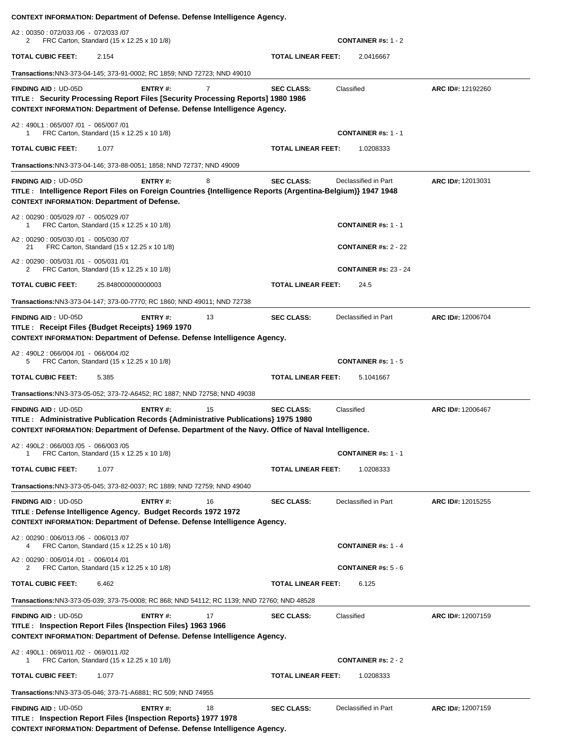**CONTEXT INFORMATION: Department of Defense. Defense Intelligence Agency.**

A2 : 00350 : 072/033 /06 - 072/033 /07
2 FRC Carton, Standard (15 x 12.25 x 10 1/8) **CONTAINER #s:** 1 - 2

**TOTAL CUBIC FEET:** 2.154 **TOTAL LINEAR FEET:** 2.0416667

**Transactions:** NN3-373-04-145; 373-91-0002; RC 1859; NND 72723; NND 49010

---

**FINDING AID :** UD-05D **ENTRY #:** 7 **SEC CLASS:** Classified **ARC ID#:** 12192260

**TITLE : Security Processing Report Files [Security Processing Reports] 1980 1986**

**CONTEXT INFORMATION: Department of Defense. Defense Intelligence Agency.**

A2 : 490L1 : 065/007 /01 - 065/007 /01
1 FRC Carton, Standard (15 x 12.25 x 10 1/8) **CONTAINER #s:** 1 - 1

**TOTAL CUBIC FEET:** 1.077 **TOTAL LINEAR FEET:** 1.0208333

**Transactions:** NN3-373-04-146; 373-88-0051; 1858; NND 72737; NND 49009

---

**FINDING AID :** UD-05D **ENTRY #:** 8 **SEC CLASS:** Declassified in Part **ARC ID#:** 12013031

**TITLE : Intelligence Report Files on Foreign Countries {Intelligence Reports (Argentina-Belgium)} 1947 1948**

**CONTEXT INFORMATION: Department of Defense.**

A2 : 00290 : 005/029 /07 - 005/029 /07
1 FRC Carton, Standard (15 x 12.25 x 10 1/8) **CONTAINER #s:** 1 - 1

A2 : 00290 : 005/030 /01 - 005/030 /07
21 FRC Carton, Standard (15 x 12.25 x 10 1/8) **CONTAINER #s:** 2 - 22

A2 : 00290 : 005/031 /01 - 005/031 /01
2 FRC Carton, Standard (15 x 12.25 x 10 1/8) **CONTAINER #s:** 23 - 24

**TOTAL CUBIC FEET:** 25.848000000000003 **TOTAL LINEAR FEET:** 24.5

**Transactions:** NN3-373-04-147; 373-00-7770; RC 1860; NND 49011; NND 72738

---

**FINDING AID :** UD-05D **ENTRY #:** 13 **SEC CLASS:** Declassified in Part **ARC ID#:** 12006704

**TITLE : Receipt Files {Budget Receipts} 1969 1970**

**CONTEXT INFORMATION: Department of Defense. Defense Intelligence Agency.**

A2 : 490L2 : 066/004 /01 - 066/004 /02
5 FRC Carton, Standard (15 x 12.25 x 10 1/8) **CONTAINER #s:** 1 - 5

**TOTAL CUBIC FEET:** 5.385 **TOTAL LINEAR FEET:** 5.1041667

**Transactions:** NN3-373-05-052; 373-72-A6452; RC 1887; NND 72758; NND 49038

---

**FINDING AID :** UD-05D **ENTRY #:** 15 **SEC CLASS:** Classified **ARC ID#:** 12006467

**TITLE : Administrative Publication Records {Administrative Publications} 1975 1980**

**CONTEXT INFORMATION: Department of Defense. Department of the Navy. Office of Naval Intelligence.**

A2 : 490L2 : 066/003 /05 - 066/003 /05
1 FRC Carton, Standard (15 x 12.25 x 10 1/8) **CONTAINER #s:** 1 - 1

**TOTAL CUBIC FEET:** 1.077 **TOTAL LINEAR FEET:** 1.0208333

**Transactions:** NN3-373-05-045; 373-82-0037; RC 1889; NND 72759; NND 49040

---

**FINDING AID :** UD-05D **ENTRY #:** 16 **SEC CLASS:** Declassified in Part **ARC ID#:** 12015255

**TITLE : Defense Intelligence Agency. Budget Records 1972 1972**

**CONTEXT INFORMATION: Department of Defense. Defense Intelligence Agency.**

A2 : 00290 : 006/013 /06 - 006/013 /07
4 FRC Carton, Standard (15 x 12.25 x 10 1/8) **CONTAINER #s:** 1 - 4

A2 : 00290 : 006/014 /01 - 006/014 /01
2 FRC Carton, Standard (15 x 12.25 x 10 1/8) **CONTAINER #s:** 5 - 6

**TOTAL CUBIC FEET:** 6.462 **TOTAL LINEAR FEET:** 6.125

**Transactions:** NN3-373-05-039; 373-75-0008; RC 868; NND 54112; RC 1139; NND 72760; NND 48528

---

**FINDING AID :** UD-05D **ENTRY #:** 17 **SEC CLASS:** Classified **ARC ID#:** 12007159

**TITLE : Inspection Report Files {Inspection Files} 1963 1966**

**CONTEXT INFORMATION: Department of Defense. Defense Intelligence Agency.**

A2 : 490L1 : 069/011 /02 - 069/011 /02
1 FRC Carton, Standard (15 x 12.25 x 10 1/8) **CONTAINER #s:** 2 - 2

**TOTAL CUBIC FEET:** 1.077 **TOTAL LINEAR FEET:** 1.0208333

**Transactions:** NN3-373-05-046; 373-71-A6881; RC 509; NND 74955

---

**FINDING AID :** UD-05D **ENTRY #:** 18 **SEC CLASS:** Declassified in Part **ARC ID#:** 12007159

**TITLE : Inspection Report Files {Inspection Reports} 1977 1978**

**CONTEXT INFORMATION: Department of Defense. Defense Intelligence Agency.**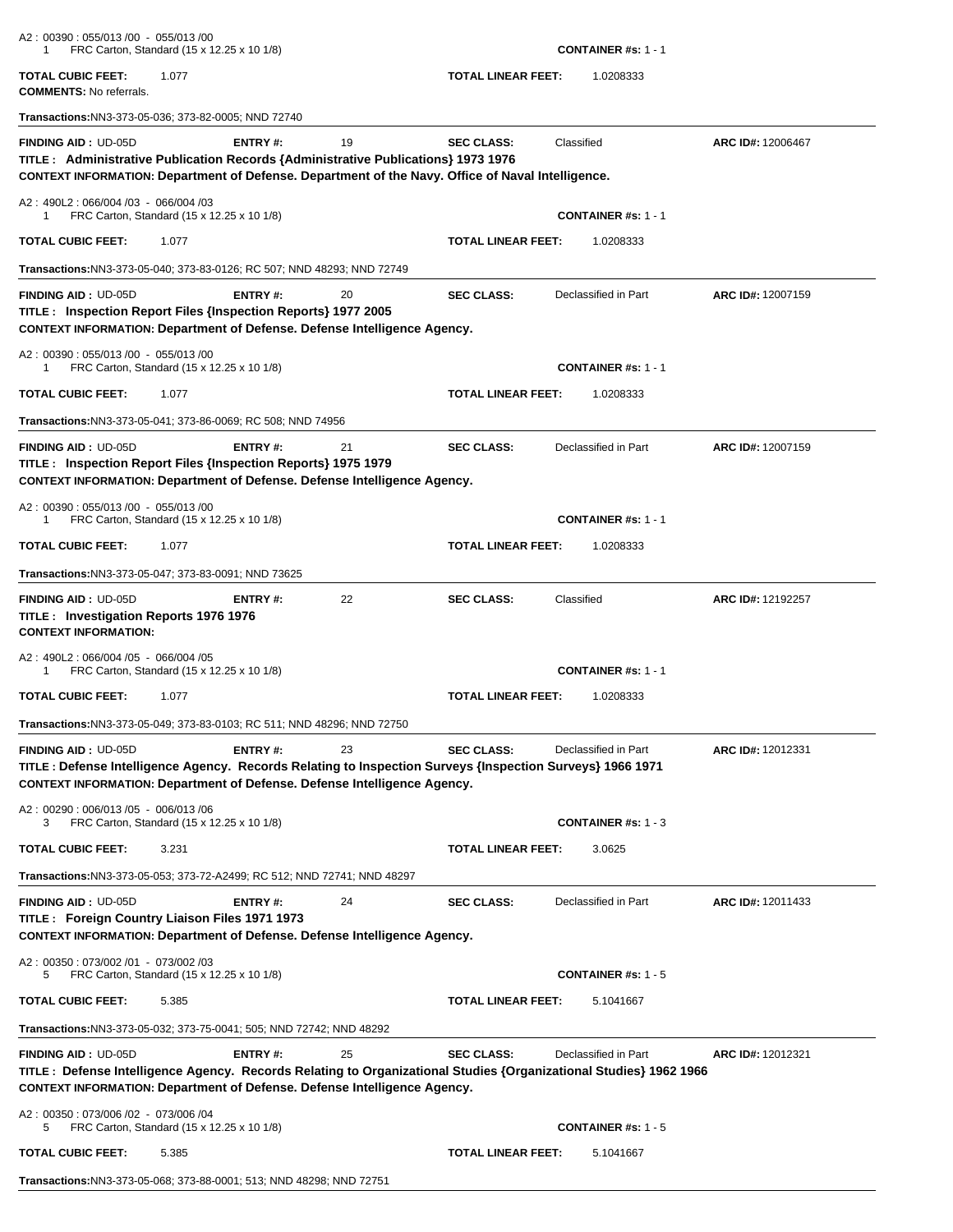A2 : 00390 : 055/013 /00 - 055/013 /00
1 FRC Carton, Standard (15 x 12.25 x 10 1/8) **CONTAINER #s:** 1 - 1

**TOTAL CUBIC FEET:** 1.077 **TOTAL LINEAR FEET:** 1.0208333

**COMMENTS:** No referrals.

**Transactions:** NN3-373-05-036; 373-82-0005; NND 72740

---

**FINDING AID :** UD-05D **ENTRY #:** 19 **SEC CLASS:** Classified **ARC ID#:** 12006467

**TITLE : Administrative Publication Records {Administrative Publications} 1973 1976**

**CONTEXT INFORMATION: Department of Defense. Department of the Navy. Office of Naval Intelligence.**

A2 : 490L2 : 066/004 /03 - 066/004 /03
1 FRC Carton, Standard (15 x 12.25 x 10 1/8) **CONTAINER #s:** 1 - 1

**TOTAL CUBIC FEET:** 1.077 **TOTAL LINEAR FEET:** 1.0208333

**Transactions:** NN3-373-05-040; 373-83-0126; RC 507; NND 48293; NND 72749

---

**FINDING AID :** UD-05D **ENTRY #:** 20 **SEC CLASS:** Declassified in Part **ARC ID#:** 12007159

**TITLE : Inspection Report Files {Inspection Reports} 1977 2005**

**CONTEXT INFORMATION: Department of Defense. Defense Intelligence Agency.**

A2 : 00390 : 055/013 /00 - 055/013 /00
1 FRC Carton, Standard (15 x 12.25 x 10 1/8) **CONTAINER #s:** 1 - 1

**TOTAL CUBIC FEET:** 1.077 **TOTAL LINEAR FEET:** 1.0208333

**Transactions:** NN3-373-05-041; 373-86-0069; RC 508; NND 74956

---

**FINDING AID :** UD-05D **ENTRY #:** 21 **SEC CLASS:** Declassified in Part **ARC ID#:** 12007159

**TITLE : Inspection Report Files {Inspection Reports} 1975 1979**

**CONTEXT INFORMATION: Department of Defense. Defense Intelligence Agency.**

A2 : 00390 : 055/013 /00 - 055/013 /00
1 FRC Carton, Standard (15 x 12.25 x 10 1/8) **CONTAINER #s:** 1 - 1

**TOTAL CUBIC FEET:** 1.077 **TOTAL LINEAR FEET:** 1.0208333

**Transactions:** NN3-373-05-047; 373-83-0091; NND 73625

---

**FINDING AID :** UD-05D **ENTRY #:** 22 **SEC CLASS:** Classified **ARC ID#:** 12192257

**TITLE : Investigation Reports 1976 1976**

**CONTEXT INFORMATION:**

A2 : 490L2 : 066/004 /05 - 066/004 /05
1 FRC Carton, Standard (15 x 12.25 x 10 1/8) **CONTAINER #s:** 1 - 1

**TOTAL CUBIC FEET:** 1.077 **TOTAL LINEAR FEET:** 1.0208333

**Transactions:** NN3-373-05-049; 373-83-0103; RC 511; NND 48296; NND 72750

---

**FINDING AID :** UD-05D **ENTRY #:** 23 **SEC CLASS:** Declassified in Part **ARC ID#:** 12012331

**TITLE : Defense Intelligence Agency. Records Relating to Inspection Surveys {Inspection Surveys} 1966 1971**

**CONTEXT INFORMATION: Department of Defense. Defense Intelligence Agency.**

A2 : 00290 : 006/013 /05 - 006/013 /06
3 FRC Carton, Standard (15 x 12.25 x 10 1/8) **CONTAINER #s:** 1 - 3

**TOTAL CUBIC FEET:** 3.231 **TOTAL LINEAR FEET:** 3.0625

**Transactions:** NN3-373-05-053; 373-72-A2499; RC 512; NND 72741; NND 48297

---

**FINDING AID :** UD-05D **ENTRY #:** 24 **SEC CLASS:** Declassified in Part **ARC ID#:** 12011433

**TITLE : Foreign Country Liaison Files 1971 1973**

**CONTEXT INFORMATION: Department of Defense. Defense Intelligence Agency.**

A2 : 00350 : 073/002 /01 - 073/002 /03
5 FRC Carton, Standard (15 x 12.25 x 10 1/8) **CONTAINER #s:** 1 - 5

**TOTAL CUBIC FEET:** 5.385 **TOTAL LINEAR FEET:** 5.1041667

**Transactions:** NN3-373-05-032; 373-75-0041; 505; NND 72742; NND 48292

---

**FINDING AID :** UD-05D **ENTRY #:** 25 **SEC CLASS:** Declassified in Part **ARC ID#:** 12012321

**TITLE : Defense Intelligence Agency. Records Relating to Organizational Studies {Organizational Studies} 1962 1966**

**CONTEXT INFORMATION: Department of Defense. Defense Intelligence Agency.**

A2 : 00350 : 073/006 /02 - 073/006 /04
5 FRC Carton, Standard (15 x 12.25 x 10 1/8) **CONTAINER #s:** 1 - 5

**TOTAL CUBIC FEET:** 5.385 **TOTAL LINEAR FEET:** 5.1041667

**Transactions:** NN3-373-05-068; 373-88-0001; 513; NND 48298; NND 72751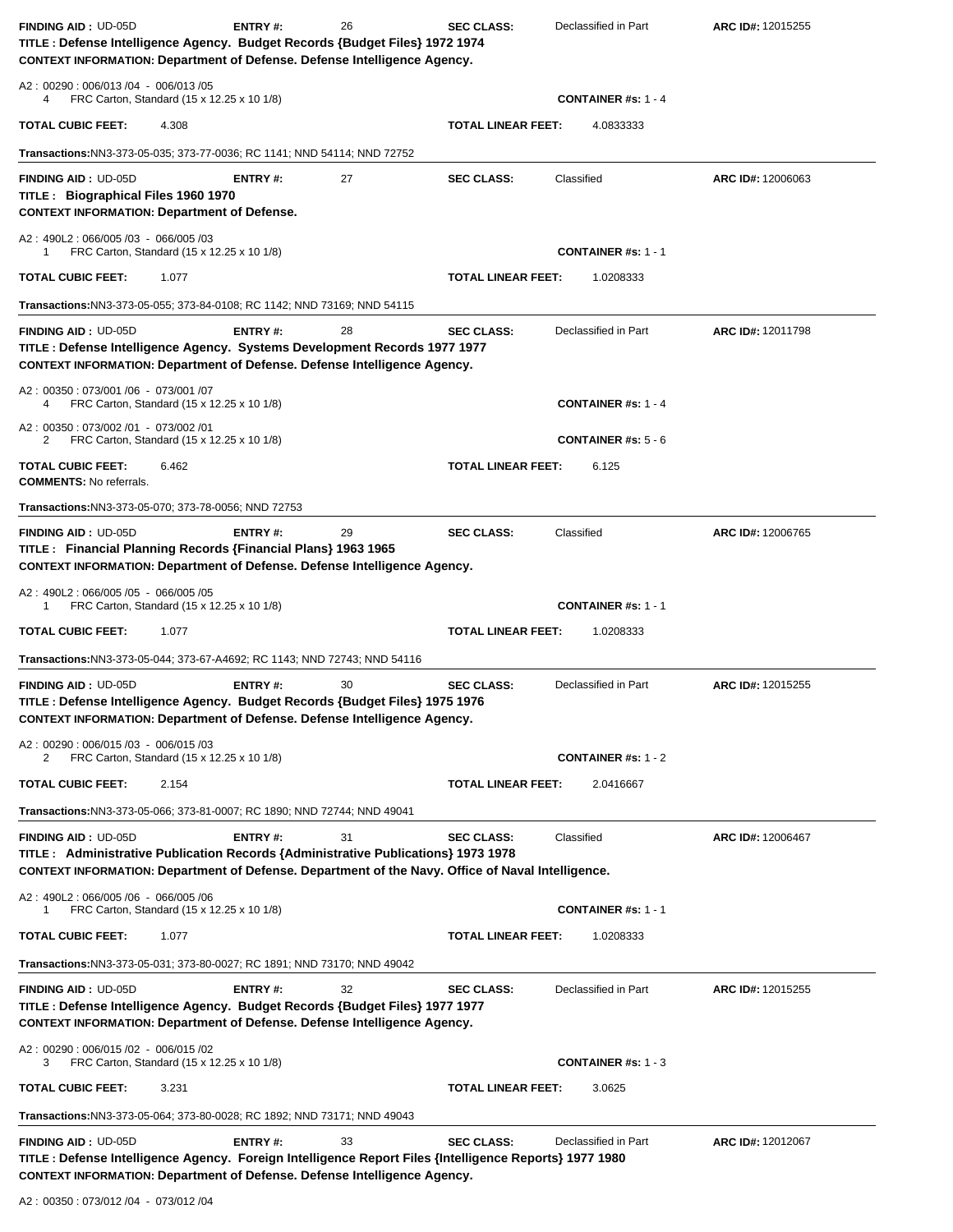**FINDING AID :** UD-05D **ENTRY #:** 26 **SEC CLASS:** Declassified in Part **ARC ID#:** 12015255

**TITLE : Defense Intelligence Agency. Budget Records {Budget Files} 1972 1974**

**CONTEXT INFORMATION: Department of Defense. Defense Intelligence Agency.**

A2 : 00290 : 006/013 /04 - 006/013 /05
4 FRC Carton, Standard (15 x 12.25 x 10 1/8) **CONTAINER #s:** 1 - 4

**TOTAL CUBIC FEET:** 4.308 **TOTAL LINEAR FEET:** 4.0833333

**Transactions:** NN3-373-05-035; 373-77-0036; RC 1141; NND 54114; NND 72752

---

**FINDING AID :** UD-05D **ENTRY #:** 27 **SEC CLASS:** Classified **ARC ID#:** 12006063

**TITLE : Biographical Files 1960 1970**

**CONTEXT INFORMATION: Department of Defense.**

A2 : 490L2 : 066/005 /03 - 066/005 /03
1 FRC Carton, Standard (15 x 12.25 x 10 1/8) **CONTAINER #s:** 1 - 1

**TOTAL CUBIC FEET:** 1.077 **TOTAL LINEAR FEET:** 1.0208333

**Transactions:** NN3-373-05-055; 373-84-0108; RC 1142; NND 73169; NND 54115

---

**FINDING AID :** UD-05D **ENTRY #:** 28 **SEC CLASS:** Declassified in Part **ARC ID#:** 12011798

**TITLE : Defense Intelligence Agency. Systems Development Records 1977 1977**

**CONTEXT INFORMATION: Department of Defense. Defense Intelligence Agency.**

A2 : 00350 : 073/001 /06 - 073/001 /07
4 FRC Carton, Standard (15 x 12.25 x 10 1/8) **CONTAINER #s:** 1 - 4

A2 : 00350 : 073/002 /01 - 073/002 /01
2 FRC Carton, Standard (15 x 12.25 x 10 1/8) **CONTAINER #s:** 5 - 6

**TOTAL CUBIC FEET:** 6.462 **TOTAL LINEAR FEET:** 6.125

**COMMENTS:** No referrals.

**Transactions:** NN3-373-05-070; 373-78-0056; NND 72753

---

**FINDING AID :** UD-05D **ENTRY #:** 29 **SEC CLASS:** Classified **ARC ID#:** 12006765

**TITLE : Financial Planning Records {Financial Plans} 1963 1965**

**CONTEXT INFORMATION: Department of Defense. Defense Intelligence Agency.**

A2 : 490L2 : 066/005 /05 - 066/005 /05
1 FRC Carton, Standard (15 x 12.25 x 10 1/8) **CONTAINER #s:** 1 - 1

**TOTAL CUBIC FEET:** 1.077 **TOTAL LINEAR FEET:** 1.0208333

**Transactions:** NN3-373-05-044; 373-67-A4692; RC 1143; NND 72743; NND 54116

---

**FINDING AID :** UD-05D **ENTRY #:** 30 **SEC CLASS:** Declassified in Part **ARC ID#:** 12015255

**TITLE : Defense Intelligence Agency. Budget Records {Budget Files} 1975 1976**

**CONTEXT INFORMATION: Department of Defense. Defense Intelligence Agency.**

A2 : 00290 : 006/015 /03 - 006/015 /03
2 FRC Carton, Standard (15 x 12.25 x 10 1/8) **CONTAINER #s:** 1 - 2

**TOTAL CUBIC FEET:** 2.154 **TOTAL LINEAR FEET:** 2.0416667

**Transactions:** NN3-373-05-066; 373-81-0007; RC 1890; NND 72744; NND 49041

---

**FINDING AID :** UD-05D **ENTRY #:** 31 **SEC CLASS:** Classified **ARC ID#:** 12006467

**TITLE : Administrative Publication Records {Administrative Publications} 1973 1978**

**CONTEXT INFORMATION: Department of Defense. Department of the Navy. Office of Naval Intelligence.**

A2 : 490L2 : 066/005 /06 - 066/005 /06
1 FRC Carton, Standard (15 x 12.25 x 10 1/8) **CONTAINER #s:** 1 - 1

**TOTAL CUBIC FEET:** 1.077 **TOTAL LINEAR FEET:** 1.0208333

**Transactions:** NN3-373-05-031; 373-80-0027; RC 1891; NND 73170; NND 49042

---

**FINDING AID :** UD-05D **ENTRY #:** 32 **SEC CLASS:** Declassified in Part **ARC ID#:** 12015255

**TITLE : Defense Intelligence Agency. Budget Records {Budget Files} 1977 1977**

**CONTEXT INFORMATION: Department of Defense. Defense Intelligence Agency.**

A2 : 00290 : 006/015 /02 - 006/015 /02
3 FRC Carton, Standard (15 x 12.25 x 10 1/8) **CONTAINER #s:** 1 - 3

**TOTAL CUBIC FEET:** 3.231 **TOTAL LINEAR FEET:** 3.0625

**Transactions:** NN3-373-05-064; 373-80-0028; RC 1892; NND 73171; NND 49043

---

**FINDING AID :** UD-05D **ENTRY #:** 33 **SEC CLASS:** Declassified in Part **ARC ID#:** 12012067

**TITLE : Defense Intelligence Agency. Foreign Intelligence Report Files {Intelligence Reports} 1977 1980**

**CONTEXT INFORMATION: Department of Defense. Defense Intelligence Agency.**

A2 : 00350 : 073/012 /04 - 073/012 /04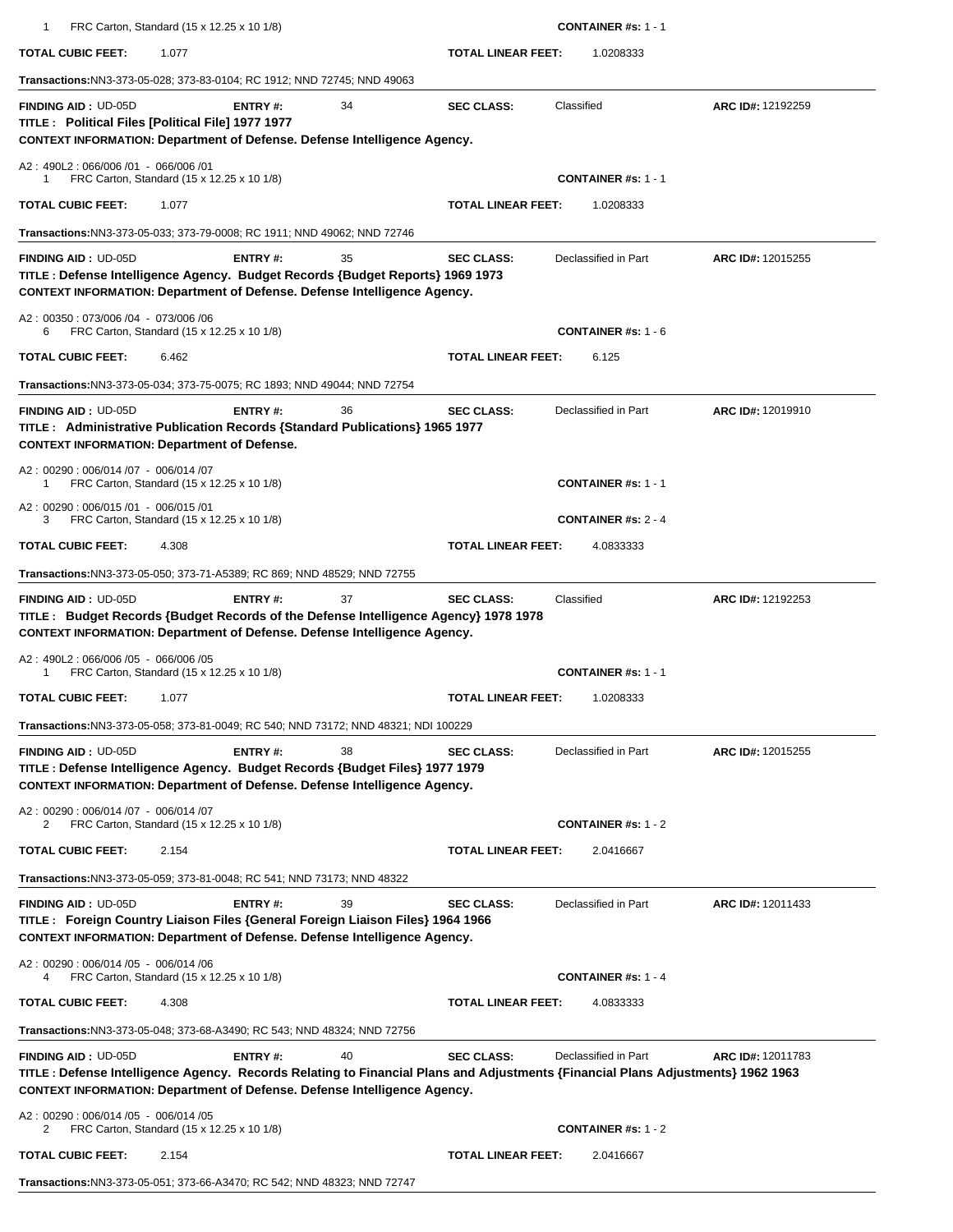1 FRC Carton, Standard (15 x 12.25 x 10 1/8) **CONTAINER #s:** 1 - 1

**TOTAL CUBIC FEET:** 1.077 **TOTAL LINEAR FEET:** 1.0208333

**Transactions:**NN3-373-05-028; 373-83-0104; RC 1912; NND 72745; NND 49063

---

**FINDING AID :** UD-05D **ENTRY #:** 34 **SEC CLASS:** Classified **ARC ID#:** 12192259

**TITLE : Political Files [Political File] 1977 1977**

**CONTEXT INFORMATION: Department of Defense. Defense Intelligence Agency.**

A2 : 490L2 : 066/006 /01 - 066/006 /01
1 FRC Carton, Standard (15 x 12.25 x 10 1/8) **CONTAINER #s:** 1 - 1

**TOTAL CUBIC FEET:** 1.077 **TOTAL LINEAR FEET:** 1.0208333

**Transactions:**NN3-373-05-033; 373-79-0008; RC 1911; NND 49062; NND 72746

---

**FINDING AID :** UD-05D **ENTRY #:** 35 **SEC CLASS:** Declassified in Part **ARC ID#:** 12015255

**TITLE : Defense Intelligence Agency. Budget Records {Budget Reports} 1969 1973**

**CONTEXT INFORMATION: Department of Defense. Defense Intelligence Agency.**

A2 : 00350 : 073/006 /04 - 073/006 /06
6 FRC Carton, Standard (15 x 12.25 x 10 1/8) **CONTAINER #s:** 1 - 6

**TOTAL CUBIC FEET:** 6.462 **TOTAL LINEAR FEET:** 6.125

**Transactions:**NN3-373-05-034; 373-75-0075; RC 1893; NND 49044; NND 72754

---

**FINDING AID :** UD-05D **ENTRY #:** 36 **SEC CLASS:** Declassified in Part **ARC ID#:** 12019910

**TITLE : Administrative Publication Records {Standard Publications} 1965 1977**

**CONTEXT INFORMATION: Department of Defense.**

A2 : 00290 : 006/014 /07 - 006/014 /07
1 FRC Carton, Standard (15 x 12.25 x 10 1/8) **CONTAINER #s:** 1 - 1

A2 : 00290 : 006/015 /01 - 006/015 /01
3 FRC Carton, Standard (15 x 12.25 x 10 1/8) **CONTAINER #s:** 2 - 4

**TOTAL CUBIC FEET:** 4.308 **TOTAL LINEAR FEET:** 4.0833333

**Transactions:**NN3-373-05-050; 373-71-A5389; RC 869; NND 48529; NND 72755

---

**FINDING AID :** UD-05D **ENTRY #:** 37 **SEC CLASS:** Classified **ARC ID#:** 12192253

**TITLE : Budget Records {Budget Records of the Defense Intelligence Agency} 1978 1978**

**CONTEXT INFORMATION: Department of Defense. Defense Intelligence Agency.**

A2 : 490L2 : 066/006 /05 - 066/006 /05
1 FRC Carton, Standard (15 x 12.25 x 10 1/8) **CONTAINER #s:** 1 - 1

**TOTAL CUBIC FEET:** 1.077 **TOTAL LINEAR FEET:** 1.0208333

**Transactions:**NN3-373-05-058; 373-81-0049; RC 540; NND 73172; NND 48321; NDI 100229

---

**FINDING AID :** UD-05D **ENTRY #:** 38 **SEC CLASS:** Declassified in Part **ARC ID#:** 12015255

**TITLE : Defense Intelligence Agency. Budget Records {Budget Files} 1977 1979**

**CONTEXT INFORMATION: Department of Defense. Defense Intelligence Agency.**

A2 : 00290 : 006/014 /07 - 006/014 /07
2 FRC Carton, Standard (15 x 12.25 x 10 1/8) **CONTAINER #s:** 1 - 2

**TOTAL CUBIC FEET:** 2.154 **TOTAL LINEAR FEET:** 2.0416667

**Transactions:**NN3-373-05-059; 373-81-0048; RC 541; NND 73173; NND 48322

---

**FINDING AID :** UD-05D **ENTRY #:** 39 **SEC CLASS:** Declassified in Part **ARC ID#:** 12011433

**TITLE : Foreign Country Liaison Files {General Foreign Liaison Files} 1964 1966**

**CONTEXT INFORMATION: Department of Defense. Defense Intelligence Agency.**

A2 : 00290 : 006/014 /05 - 006/014 /06
4 FRC Carton, Standard (15 x 12.25 x 10 1/8) **CONTAINER #s:** 1 - 4

**TOTAL CUBIC FEET:** 4.308 **TOTAL LINEAR FEET:** 4.0833333

**Transactions:**NN3-373-05-048; 373-68-A3490; RC 543; NND 48324; NND 72756

---

**FINDING AID :** UD-05D **ENTRY #:** 40 **SEC CLASS:** Declassified in Part **ARC ID#:** 12011783

**TITLE : Defense Intelligence Agency. Records Relating to Financial Plans and Adjustments {Financial Plans Adjustments} 1962 1963**

**CONTEXT INFORMATION: Department of Defense. Defense Intelligence Agency.**

A2 : 00290 : 006/014 /05 - 006/014 /05
2 FRC Carton, Standard (15 x 12.25 x 10 1/8) **CONTAINER #s:** 1 - 2

**TOTAL CUBIC FEET:** 2.154 **TOTAL LINEAR FEET:** 2.0416667

**Transactions:**NN3-373-05-051; 373-66-A3470; RC 542; NND 48323; NND 72747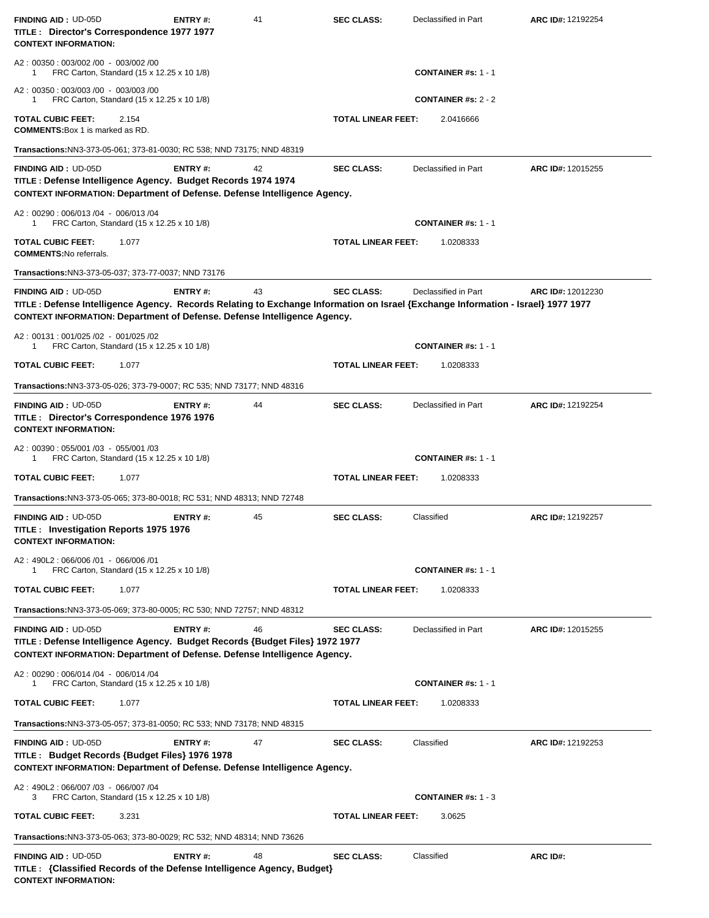**FINDING AID :** UD-05D **ENTRY #:** 41 **SEC CLASS:** Declassified in Part **ARC ID#:** 12192254

**TITLE : Director's Correspondence 1977 1977**

**CONTEXT INFORMATION:**

A2 : 00350 : 003/002 /00 - 003/002 /00
1 FRC Carton, Standard (15 x 12.25 x 10 1/8) **CONTAINER #s:** 1 - 1

A2 : 00350 : 003/003 /00 - 003/003 /00
1 FRC Carton, Standard (15 x 12.25 x 10 1/8) **CONTAINER #s:** 2 - 2

**TOTAL CUBIC FEET:** 2.154 **TOTAL LINEAR FEET:** 2.0416666

**COMMENTS:** Box 1 is marked as RD.

**Transactions:** NN3-373-05-061; 373-81-0030; RC 538; NND 73175; NND 48319

---

**FINDING AID :** UD-05D **ENTRY #:** 42 **SEC CLASS:** Declassified in Part **ARC ID#:** 12015255

**TITLE : Defense Intelligence Agency. Budget Records 1974 1974**

**CONTEXT INFORMATION: Department of Defense. Defense Intelligence Agency.**

A2 : 00290 : 006/013 /04 - 006/013 /04
1 FRC Carton, Standard (15 x 12.25 x 10 1/8) **CONTAINER #s:** 1 - 1

**TOTAL CUBIC FEET:** 1.077 **TOTAL LINEAR FEET:** 1.0208333

**COMMENTS:** No referrals.

**Transactions:** NN3-373-05-037; 373-77-0037; NND 73176

---

**FINDING AID :** UD-05D **ENTRY #:** 43 **SEC CLASS:** Declassified in Part **ARC ID#:** 12012230

**TITLE : Defense Intelligence Agency. Records Relating to Exchange Information on Israel {Exchange Information - Israel} 1977 1977**

**CONTEXT INFORMATION: Department of Defense. Defense Intelligence Agency.**

A2 : 00131 : 001/025 /02 - 001/025 /02
1 FRC Carton, Standard (15 x 12.25 x 10 1/8) **CONTAINER #s:** 1 - 1

**TOTAL CUBIC FEET:** 1.077 **TOTAL LINEAR FEET:** 1.0208333

**Transactions:** NN3-373-05-026; 373-79-0007; RC 535; NND 73177; NND 48316

---

**FINDING AID :** UD-05D **ENTRY #:** 44 **SEC CLASS:** Declassified in Part **ARC ID#:** 12192254

**TITLE : Director's Correspondence 1976 1976**

**CONTEXT INFORMATION:**

A2 : 00390 : 055/001 /03 - 055/001 /03
1 FRC Carton, Standard (15 x 12.25 x 10 1/8) **CONTAINER #s:** 1 - 1

**TOTAL CUBIC FEET:** 1.077 **TOTAL LINEAR FEET:** 1.0208333

**Transactions:** NN3-373-05-065; 373-80-0018; RC 531; NND 48313; NND 72748

---

**FINDING AID :** UD-05D **ENTRY #:** 45 **SEC CLASS:** Classified **ARC ID#:** 12192257

**TITLE : Investigation Reports 1975 1976**

**CONTEXT INFORMATION:**

A2 : 490L2 : 066/006 /01 - 066/006 /01
1 FRC Carton, Standard (15 x 12.25 x 10 1/8) **CONTAINER #s:** 1 - 1

**TOTAL CUBIC FEET:** 1.077 **TOTAL LINEAR FEET:** 1.0208333

**Transactions:** NN3-373-05-069; 373-80-0005; RC 530; NND 72757; NND 48312

---

**FINDING AID :** UD-05D **ENTRY #:** 46 **SEC CLASS:** Declassified in Part **ARC ID#:** 12015255

**TITLE : Defense Intelligence Agency. Budget Records {Budget Files} 1972 1977**

**CONTEXT INFORMATION: Department of Defense. Defense Intelligence Agency.**

A2 : 00290 : 006/014 /04 - 006/014 /04
1 FRC Carton, Standard (15 x 12.25 x 10 1/8) **CONTAINER #s:** 1 - 1

**TOTAL CUBIC FEET:** 1.077 **TOTAL LINEAR FEET:** 1.0208333

**Transactions:** NN3-373-05-057; 373-81-0050; RC 533; NND 73178; NND 48315

---

**FINDING AID :** UD-05D **ENTRY #:** 47 **SEC CLASS:** Classified **ARC ID#:** 12192253

**TITLE : Budget Records {Budget Files} 1976 1978**

**CONTEXT INFORMATION: Department of Defense. Defense Intelligence Agency.**

A2 : 490L2 : 066/007 /03 - 066/007 /04
3 FRC Carton, Standard (15 x 12.25 x 10 1/8) **CONTAINER #s:** 1 - 3

**TOTAL CUBIC FEET:** 3.231 **TOTAL LINEAR FEET:** 3.0625

**Transactions:** NN3-373-05-063; 373-80-0029; RC 532; NND 48314; NND 73626

---

**FINDING AID :** UD-05D **ENTRY #:** 48 **SEC CLASS:** Classified **ARC ID#:**

**TITLE : {Classified Records of the Defense Intelligence Agency, Budget}**

**CONTEXT INFORMATION:**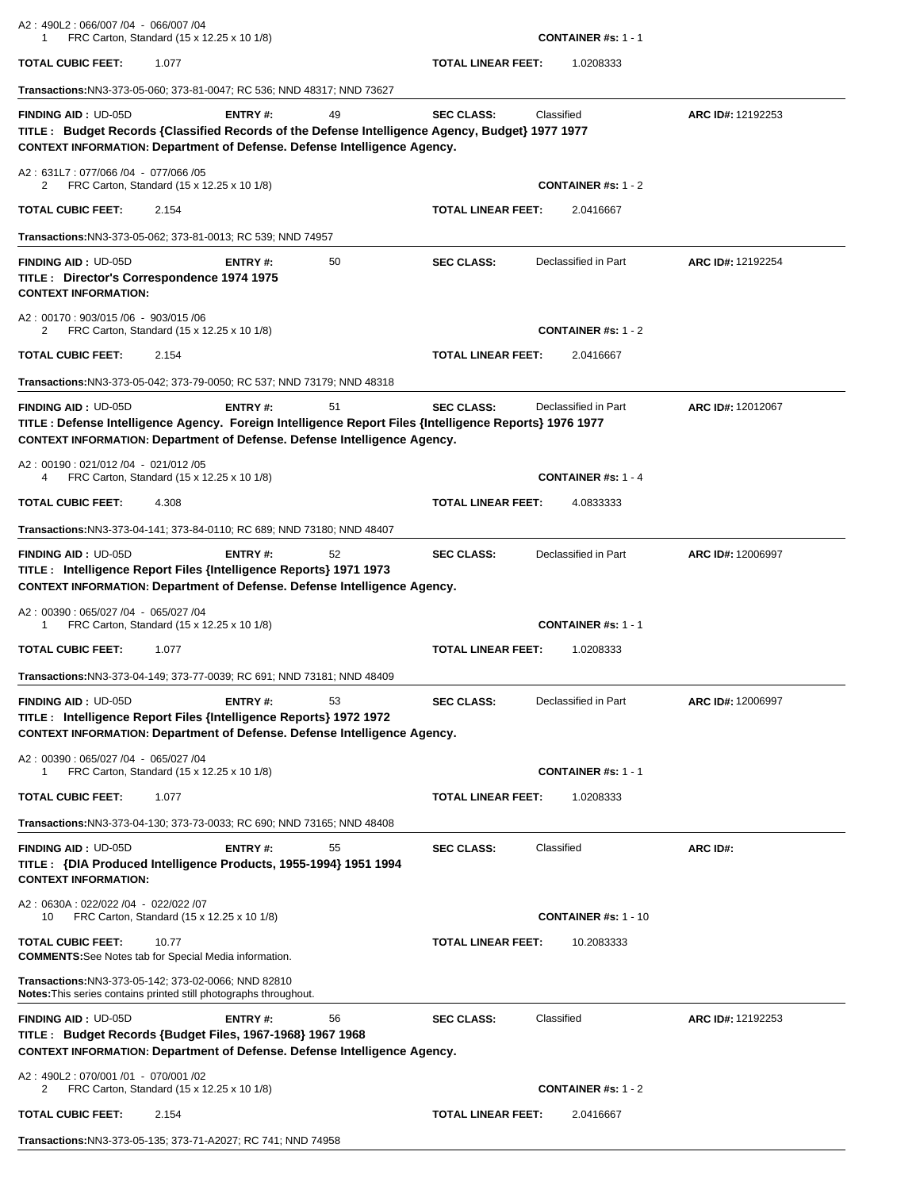A2 : 490L2 : 066/007 /04 - 066/007 /04
1 FRC Carton, Standard (15 x 12.25 x 10 1/8) **CONTAINER #s:** 1 - 1

**TOTAL CUBIC FEET:** 1.077 **TOTAL LINEAR FEET:** 1.0208333

**Transactions:** NN3-373-05-060; 373-81-0047; RC 536; NND 48317; NND 73627

---

**FINDING AID :** UD-05D **ENTRY #:** 49 **SEC CLASS:** Classified **ARC ID#:** 12192253
**TITLE : Budget Records {Classified Records of the Defense Intelligence Agency, Budget} 1977 1977**
**CONTEXT INFORMATION: Department of Defense. Defense Intelligence Agency.**

A2 : 631L7 : 077/066 /04 - 077/066 /05
2 FRC Carton, Standard (15 x 12.25 x 10 1/8) **CONTAINER #s:** 1 - 2

**TOTAL CUBIC FEET:** 2.154 **TOTAL LINEAR FEET:** 2.0416667

**Transactions:** NN3-373-05-062; 373-81-0013; RC 539; NND 74957

---

**FINDING AID :** UD-05D **ENTRY #:** 50 **SEC CLASS:** Declassified in Part **ARC ID#:** 12192254
**TITLE : Director's Correspondence 1974 1975**
**CONTEXT INFORMATION:**

A2 : 00170 : 903/015 /06 - 903/015 /06
2 FRC Carton, Standard (15 x 12.25 x 10 1/8) **CONTAINER #s:** 1 - 2

**TOTAL CUBIC FEET:** 2.154 **TOTAL LINEAR FEET:** 2.0416667

**Transactions:** NN3-373-05-042; 373-79-0050; RC 537; NND 73179; NND 48318

---

**FINDING AID :** UD-05D **ENTRY #:** 51 **SEC CLASS:** Declassified in Part **ARC ID#:** 12012067
**TITLE : Defense Intelligence Agency. Foreign Intelligence Report Files {Intelligence Reports} 1976 1977**
**CONTEXT INFORMATION: Department of Defense. Defense Intelligence Agency.**

A2 : 00190 : 021/012 /04 - 021/012 /05
4 FRC Carton, Standard (15 x 12.25 x 10 1/8) **CONTAINER #s:** 1 - 4

**TOTAL CUBIC FEET:** 4.308 **TOTAL LINEAR FEET:** 4.0833333

**Transactions:** NN3-373-04-141; 373-84-0110; RC 689; NND 73180; NND 48407

---

**FINDING AID :** UD-05D **ENTRY #:** 52 **SEC CLASS:** Declassified in Part **ARC ID#:** 12006997
**TITLE : Intelligence Report Files {Intelligence Reports} 1971 1973**
**CONTEXT INFORMATION: Department of Defense. Defense Intelligence Agency.**

A2 : 00390 : 065/027 /04 - 065/027 /04
1 FRC Carton, Standard (15 x 12.25 x 10 1/8) **CONTAINER #s:** 1 - 1

**TOTAL CUBIC FEET:** 1.077 **TOTAL LINEAR FEET:** 1.0208333

**Transactions:** NN3-373-04-149; 373-77-0039; RC 691; NND 73181; NND 48409

---

**FINDING AID :** UD-05D **ENTRY #:** 53 **SEC CLASS:** Declassified in Part **ARC ID#:** 12006997
**TITLE : Intelligence Report Files {Intelligence Reports} 1972 1972**
**CONTEXT INFORMATION: Department of Defense. Defense Intelligence Agency.**

A2 : 00390 : 065/027 /04 - 065/027 /04
1 FRC Carton, Standard (15 x 12.25 x 10 1/8) **CONTAINER #s:** 1 - 1

**TOTAL CUBIC FEET:** 1.077 **TOTAL LINEAR FEET:** 1.0208333

**Transactions:** NN3-373-04-130; 373-73-0033; RC 690; NND 73165; NND 48408

---

**FINDING AID :** UD-05D **ENTRY #:** 55 **SEC CLASS:** Classified **ARC ID#:**
**TITLE : {DIA Produced Intelligence Products, 1955-1994} 1951 1994**
**CONTEXT INFORMATION:**

A2 : 0630A : 022/022 /04 - 022/022 /07
10 FRC Carton, Standard (15 x 12.25 x 10 1/8) **CONTAINER #s:** 1 - 10

**TOTAL CUBIC FEET:** 10.77 **TOTAL LINEAR FEET:** 10.2083333
**COMMENTS:** See Notes tab for Special Media information.

**Transactions:** NN3-373-05-142; 373-02-0066; NND 82810
**Notes:** This series contains printed still photographs throughout.

---

**FINDING AID :** UD-05D **ENTRY #:** 56 **SEC CLASS:** Classified **ARC ID#:** 12192253
**TITLE : Budget Records {Budget Files, 1967-1968} 1967 1968**
**CONTEXT INFORMATION: Department of Defense. Defense Intelligence Agency.**

A2 : 490L2 : 070/001 /01 - 070/001 /02
2 FRC Carton, Standard (15 x 12.25 x 10 1/8) **CONTAINER #s:** 1 - 2

**TOTAL CUBIC FEET:** 2.154 **TOTAL LINEAR FEET:** 2.0416667

**Transactions:** NN3-373-05-135; 373-71-A2027; RC 741; NND 74958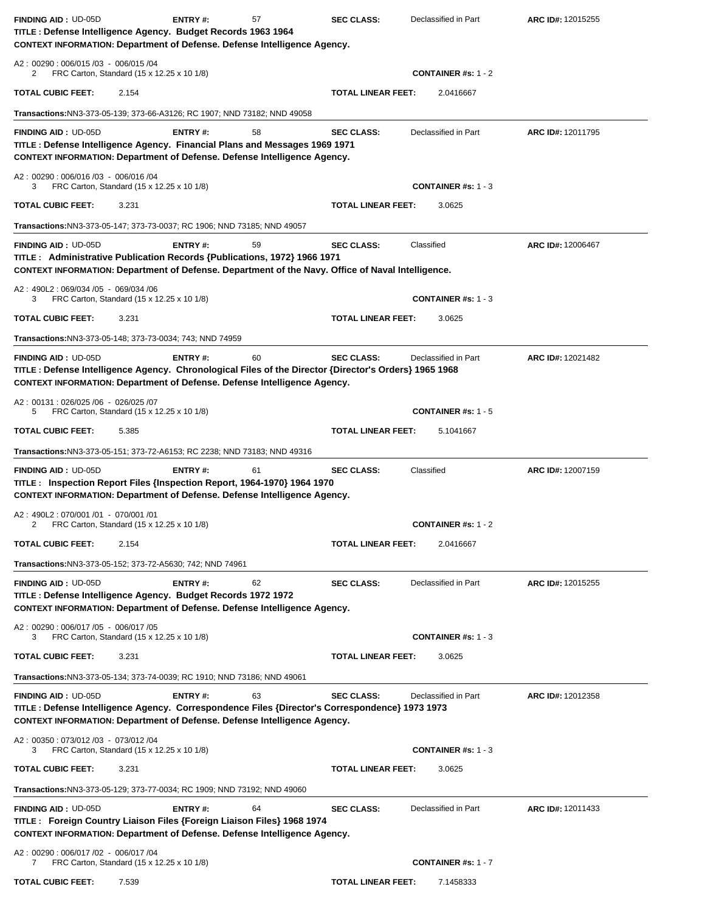**FINDING AID :** UD-05D **ENTRY #:** 57 **SEC CLASS:** Declassified in Part **ARC ID#:** 12015255

**TITLE : Defense Intelligence Agency. Budget Records 1963 1964**

**CONTEXT INFORMATION: Department of Defense. Defense Intelligence Agency.**

A2 : 00290 : 006/015 /03 - 006/015 /04

2 FRC Carton, Standard (15 x 12.25 x 10 1/8) **CONTAINER #s:** 1 - 2

**TOTAL CUBIC FEET:** 2.154 **TOTAL LINEAR FEET:** 2.0416667

**Transactions:** NN3-373-05-139; 373-66-A3126; RC 1907; NND 73182; NND 49058

---

**FINDING AID :** UD-05D **ENTRY #:** 58 **SEC CLASS:** Declassified in Part **ARC ID#:** 12011795

**TITLE : Defense Intelligence Agency. Financial Plans and Messages 1969 1971**

**CONTEXT INFORMATION: Department of Defense. Defense Intelligence Agency.**

A2 : 00290 : 006/016 /03 - 006/016 /04

3 FRC Carton, Standard (15 x 12.25 x 10 1/8) **CONTAINER #s:** 1 - 3

**TOTAL CUBIC FEET:** 3.231 **TOTAL LINEAR FEET:** 3.0625

**Transactions:** NN3-373-05-147; 373-73-0037; RC 1906; NND 73185; NND 49057

---

**FINDING AID :** UD-05D **ENTRY #:** 59 **SEC CLASS:** Classified **ARC ID#:** 12006467

**TITLE : Administrative Publication Records {Publications, 1972} 1966 1971**

**CONTEXT INFORMATION: Department of Defense. Department of the Navy. Office of Naval Intelligence.**

A2 : 490L2 : 069/034 /05 - 069/034 /06

3 FRC Carton, Standard (15 x 12.25 x 10 1/8) **CONTAINER #s:** 1 - 3

**TOTAL CUBIC FEET:** 3.231 **TOTAL LINEAR FEET:** 3.0625

**Transactions:** NN3-373-05-148; 373-73-0034; 743; NND 74959

---

**FINDING AID :** UD-05D **ENTRY #:** 60 **SEC CLASS:** Declassified in Part **ARC ID#:** 12021482

**TITLE : Defense Intelligence Agency. Chronological Files of the Director {Director's Orders} 1965 1968**

**CONTEXT INFORMATION: Department of Defense. Defense Intelligence Agency.**

A2 : 00131 : 026/025 /06 - 026/025 /07

5 FRC Carton, Standard (15 x 12.25 x 10 1/8) **CONTAINER #s:** 1 - 5

**TOTAL CUBIC FEET:** 5.385 **TOTAL LINEAR FEET:** 5.1041667

**Transactions:** NN3-373-05-151; 373-72-A6153; RC 2238; NND 73183; NND 49316

---

**FINDING AID :** UD-05D **ENTRY #:** 61 **SEC CLASS:** Classified **ARC ID#:** 12007159

**TITLE : Inspection Report Files {Inspection Report, 1964-1970} 1964 1970**

**CONTEXT INFORMATION: Department of Defense. Defense Intelligence Agency.**

A2 : 490L2 : 070/001 /01 - 070/001 /01

2 FRC Carton, Standard (15 x 12.25 x 10 1/8) **CONTAINER #s:** 1 - 2

**TOTAL CUBIC FEET:** 2.154 **TOTAL LINEAR FEET:** 2.0416667

**Transactions:** NN3-373-05-152; 373-72-A5630; 742; NND 74961

---

**FINDING AID :** UD-05D **ENTRY #:** 62 **SEC CLASS:** Declassified in Part **ARC ID#:** 12015255

**TITLE : Defense Intelligence Agency. Budget Records 1972 1972**

**CONTEXT INFORMATION: Department of Defense. Defense Intelligence Agency.**

A2 : 00290 : 006/017 /05 - 006/017 /05

3 FRC Carton, Standard (15 x 12.25 x 10 1/8) **CONTAINER #s:** 1 - 3

**TOTAL CUBIC FEET:** 3.231 **TOTAL LINEAR FEET:** 3.0625

**Transactions:** NN3-373-05-134; 373-74-0039; RC 1910; NND 73186; NND 49061

---

**FINDING AID :** UD-05D **ENTRY #:** 63 **SEC CLASS:** Declassified in Part **ARC ID#:** 12012358

**TITLE : Defense Intelligence Agency. Correspondence Files {Director's Correspondence} 1973 1973**

**CONTEXT INFORMATION: Department of Defense. Defense Intelligence Agency.**

A2 : 00350 : 073/012 /03 - 073/012 /04

3 FRC Carton, Standard (15 x 12.25 x 10 1/8) **CONTAINER #s:** 1 - 3

**TOTAL CUBIC FEET:** 3.231 **TOTAL LINEAR FEET:** 3.0625

**Transactions:** NN3-373-05-129; 373-77-0034; RC 1909; NND 73192; NND 49060

---

**FINDING AID :** UD-05D **ENTRY #:** 64 **SEC CLASS:** Declassified in Part **ARC ID#:** 12011433

**TITLE : Foreign Country Liaison Files {Foreign Liaison Files} 1968 1974**

**CONTEXT INFORMATION: Department of Defense. Defense Intelligence Agency.**

A2 : 00290 : 006/017 /02 - 006/017 /04

7 FRC Carton, Standard (15 x 12.25 x 10 1/8) **CONTAINER #s:** 1 - 7

**TOTAL CUBIC FEET:** 7.539 **TOTAL LINEAR FEET:** 7.1458333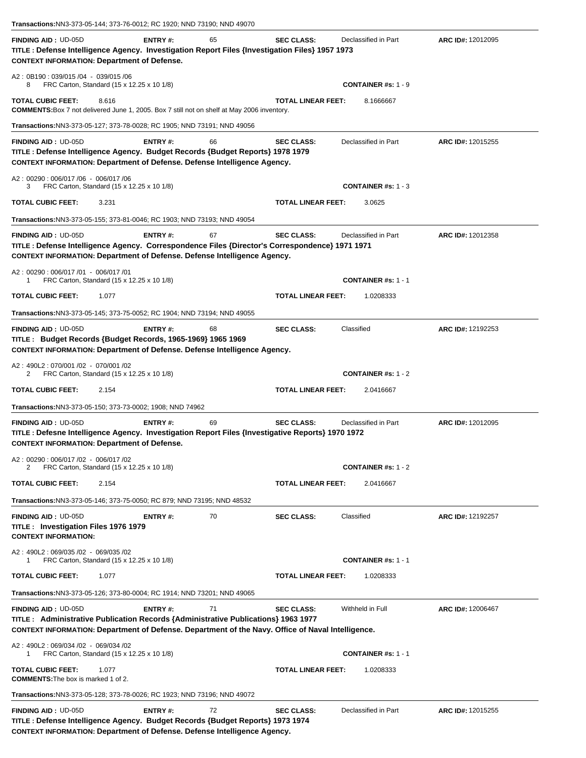**Transactions:** NN3-373-05-144; 373-76-0012; RC 1920; NND 73190; NND 49070

---

**FINDING AID :** UD-05D **ENTRY #:** 65 **SEC CLASS:** Declassified in Part **ARC ID#:** 12012095
**TITLE : Defense Intelligence Agency. Investigation Report Files {Investigation Files} 1957 1973**
**CONTEXT INFORMATION: Department of Defense.**

A2 : 0B190 : 039/015 /04 - 039/015 /06
8 FRC Carton, Standard (15 x 12.25 x 10 1/8) **CONTAINER #s:** 1 - 9

**TOTAL CUBIC FEET:** 8.616 **TOTAL LINEAR FEET:** 8.1666667
**COMMENTS:** Box 7 not delivered June 1, 2005. Box 7 still not on shelf at May 2006 inventory.

**Transactions:** NN3-373-05-127; 373-78-0028; RC 1905; NND 73191; NND 49056

---

**FINDING AID :** UD-05D **ENTRY #:** 66 **SEC CLASS:** Declassified in Part **ARC ID#:** 12015255
**TITLE : Defense Intelligence Agency. Budget Records {Budget Reports} 1978 1979**
**CONTEXT INFORMATION: Department of Defense. Defense Intelligence Agency.**

A2 : 00290 : 006/017 /06 - 006/017 /06
3 FRC Carton, Standard (15 x 12.25 x 10 1/8) **CONTAINER #s:** 1 - 3

**TOTAL CUBIC FEET:** 3.231 **TOTAL LINEAR FEET:** 3.0625

**Transactions:** NN3-373-05-155; 373-81-0046; RC 1903; NND 73193; NND 49054

---

**FINDING AID :** UD-05D **ENTRY #:** 67 **SEC CLASS:** Declassified in Part **ARC ID#:** 12012358
**TITLE : Defense Intelligence Agency. Correspondence Files {Director's Correspondence} 1971 1971**
**CONTEXT INFORMATION: Department of Defense. Defense Intelligence Agency.**

A2 : 00290 : 006/017 /01 - 006/017 /01
1 FRC Carton, Standard (15 x 12.25 x 10 1/8) **CONTAINER #s:** 1 - 1

**TOTAL CUBIC FEET:** 1.077 **TOTAL LINEAR FEET:** 1.0208333

**Transactions:** NN3-373-05-145; 373-75-0052; RC 1904; NND 73194; NND 49055

---

**FINDING AID :** UD-05D **ENTRY #:** 68 **SEC CLASS:** Classified **ARC ID#:** 12192253
**TITLE : Budget Records {Budget Records, 1965-1969} 1965 1969**
**CONTEXT INFORMATION: Department of Defense. Defense Intelligence Agency.**

A2 : 490L2 : 070/001 /02 - 070/001 /02
2 FRC Carton, Standard (15 x 12.25 x 10 1/8) **CONTAINER #s:** 1 - 2

**TOTAL CUBIC FEET:** 2.154 **TOTAL LINEAR FEET:** 2.0416667

**Transactions:** NN3-373-05-150; 373-73-0002; 1908; NND 74962

---

**FINDING AID :** UD-05D **ENTRY #:** 69 **SEC CLASS:** Declassified in Part **ARC ID#:** 12012095
**TITLE : Defesne Intelligence Agency. Investigation Report Files {Investigative Reports} 1970 1972**
**CONTEXT INFORMATION: Department of Defense.**

A2 : 00290 : 006/017 /02 - 006/017 /02
2 FRC Carton, Standard (15 x 12.25 x 10 1/8) **CONTAINER #s:** 1 - 2

**TOTAL CUBIC FEET:** 2.154 **TOTAL LINEAR FEET:** 2.0416667

**Transactions:** NN3-373-05-146; 373-75-0050; RC 879; NND 73195; NND 48532

---

**FINDING AID :** UD-05D **ENTRY #:** 70 **SEC CLASS:** Classified **ARC ID#:** 12192257
**TITLE : Investigation Files 1976 1979**
**CONTEXT INFORMATION:**

A2 : 490L2 : 069/035 /02 - 069/035 /02
1 FRC Carton, Standard (15 x 12.25 x 10 1/8) **CONTAINER #s:** 1 - 1

**TOTAL CUBIC FEET:** 1.077 **TOTAL LINEAR FEET:** 1.0208333

**Transactions:** NN3-373-05-126; 373-80-0004; RC 1914; NND 73201; NND 49065

---

**FINDING AID :** UD-05D **ENTRY #:** 71 **SEC CLASS:** Withheld in Full **ARC ID#:** 12006467
**TITLE : Administrative Publication Records {Administrative Publications} 1963 1977**
**CONTEXT INFORMATION: Department of Defense. Department of the Navy. Office of Naval Intelligence.**

A2 : 490L2 : 069/034 /02 - 069/034 /02
1 FRC Carton, Standard (15 x 12.25 x 10 1/8) **CONTAINER #s:** 1 - 1

**TOTAL CUBIC FEET:** 1.077 **TOTAL LINEAR FEET:** 1.0208333
**COMMENTS:** The box is marked 1 of 2.

**Transactions:** NN3-373-05-128; 373-78-0026; RC 1923; NND 73196; NND 49072

---

**FINDING AID :** UD-05D **ENTRY #:** 72 **SEC CLASS:** Declassified in Part **ARC ID#:** 12015255
**TITLE : Defense Intelligence Agency. Budget Records {Budget Reports} 1973 1974**
**CONTEXT INFORMATION: Department of Defense. Defense Intelligence Agency.**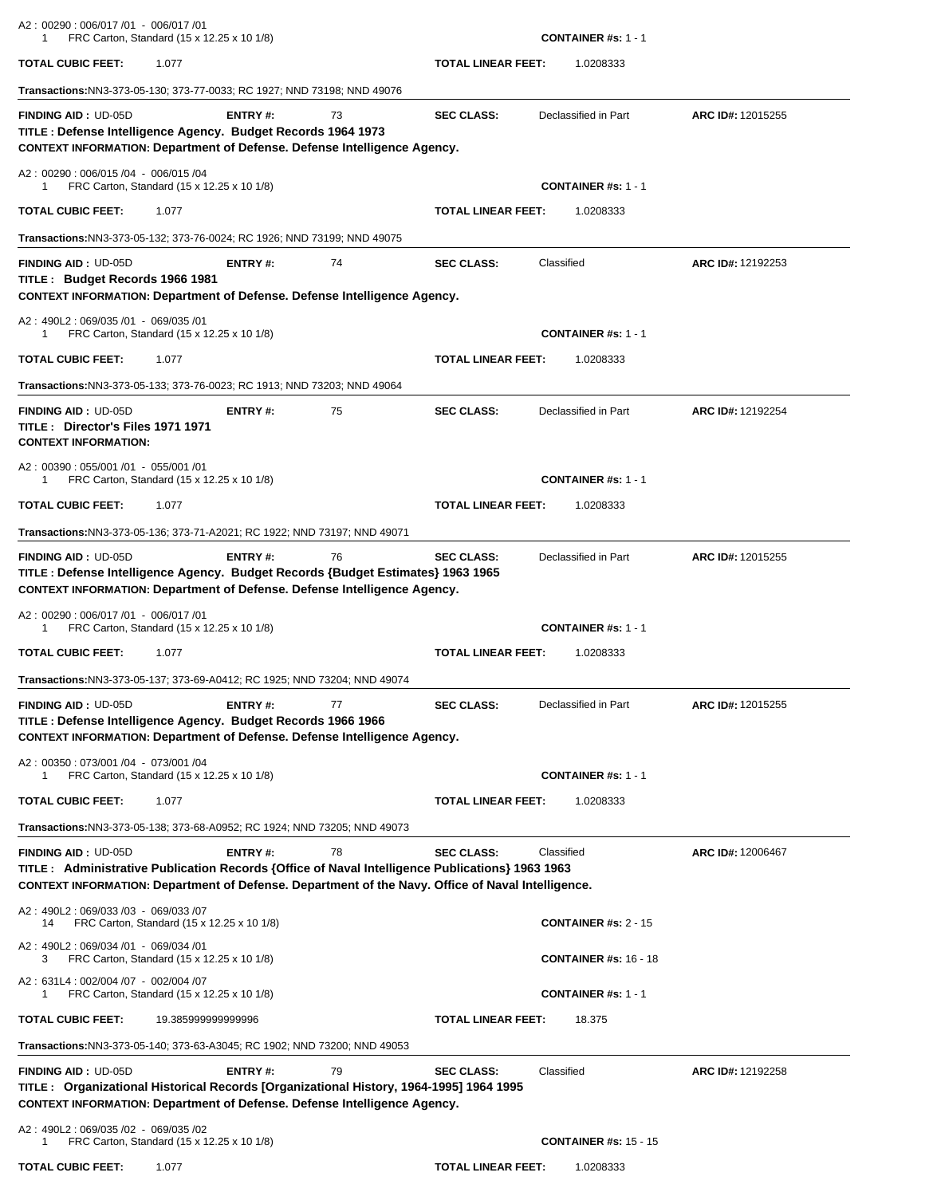A2 : 00290 : 006/017 /01 - 006/017 /01
1 FRC Carton, Standard (15 x 12.25 x 10 1/8) **CONTAINER #s:** 1 - 1

**TOTAL CUBIC FEET:** 1.077 **TOTAL LINEAR FEET:** 1.0208333

**Transactions:** NN3-373-05-130; 373-77-0033; RC 1927; NND 73198; NND 49076

---

**FINDING AID :** UD-05D **ENTRY #:** 73 **SEC CLASS:** Declassified in Part **ARC ID#:** 12015255
**TITLE : Defense Intelligence Agency. Budget Records 1964 1973**
**CONTEXT INFORMATION: Department of Defense. Defense Intelligence Agency.**

A2 : 00290 : 006/015 /04 - 006/015 /04
1 FRC Carton, Standard (15 x 12.25 x 10 1/8) **CONTAINER #s:** 1 - 1

**TOTAL CUBIC FEET:** 1.077 **TOTAL LINEAR FEET:** 1.0208333

**Transactions:** NN3-373-05-132; 373-76-0024; RC 1926; NND 73199; NND 49075

---

**FINDING AID :** UD-05D **ENTRY #:** 74 **SEC CLASS:** Classified **ARC ID#:** 12192253
**TITLE : Budget Records 1966 1981**
**CONTEXT INFORMATION: Department of Defense. Defense Intelligence Agency.**

A2 : 490L2 : 069/035 /01 - 069/035 /01
1 FRC Carton, Standard (15 x 12.25 x 10 1/8) **CONTAINER #s:** 1 - 1

**TOTAL CUBIC FEET:** 1.077 **TOTAL LINEAR FEET:** 1.0208333

**Transactions:** NN3-373-05-133; 373-76-0023; RC 1913; NND 73203; NND 49064

---

**FINDING AID :** UD-05D **ENTRY #:** 75 **SEC CLASS:** Declassified in Part **ARC ID#:** 12192254
**TITLE : Director's Files 1971 1971**
**CONTEXT INFORMATION:**

A2 : 00390 : 055/001 /01 - 055/001 /01
1 FRC Carton, Standard (15 x 12.25 x 10 1/8) **CONTAINER #s:** 1 - 1

**TOTAL CUBIC FEET:** 1.077 **TOTAL LINEAR FEET:** 1.0208333

**Transactions:** NN3-373-05-136; 373-71-A2021; RC 1922; NND 73197; NND 49071

---

**FINDING AID :** UD-05D **ENTRY #:** 76 **SEC CLASS:** Declassified in Part **ARC ID#:** 12015255
**TITLE : Defense Intelligence Agency. Budget Records {Budget Estimates} 1963 1965**
**CONTEXT INFORMATION: Department of Defense. Defense Intelligence Agency.**

A2 : 00290 : 006/017 /01 - 006/017 /01
1 FRC Carton, Standard (15 x 12.25 x 10 1/8) **CONTAINER #s:** 1 - 1

**TOTAL CUBIC FEET:** 1.077 **TOTAL LINEAR FEET:** 1.0208333

**Transactions:** NN3-373-05-137; 373-69-A0412; RC 1925; NND 73204; NND 49074

---

**FINDING AID :** UD-05D **ENTRY #:** 77 **SEC CLASS:** Declassified in Part **ARC ID#:** 12015255
**TITLE : Defense Intelligence Agency. Budget Records 1966 1966**
**CONTEXT INFORMATION: Department of Defense. Defense Intelligence Agency.**

A2 : 00350 : 073/001 /04 - 073/001 /04
1 FRC Carton, Standard (15 x 12.25 x 10 1/8) **CONTAINER #s:** 1 - 1

**TOTAL CUBIC FEET:** 1.077 **TOTAL LINEAR FEET:** 1.0208333

**Transactions:** NN3-373-05-138; 373-68-A0952; RC 1924; NND 73205; NND 49073

---

**FINDING AID :** UD-05D **ENTRY #:** 78 **SEC CLASS:** Classified **ARC ID#:** 12006467
**TITLE : Administrative Publication Records {Office of Naval Intelligence Publications} 1963 1963**
**CONTEXT INFORMATION: Department of Defense. Department of the Navy. Office of Naval Intelligence.**

A2 : 490L2 : 069/033 /03 - 069/033 /07
14 FRC Carton, Standard (15 x 12.25 x 10 1/8) **CONTAINER #s:** 2 - 15

A2 : 490L2 : 069/034 /01 - 069/034 /01
3 FRC Carton, Standard (15 x 12.25 x 10 1/8) **CONTAINER #s:** 16 - 18

A2 : 631L4 : 002/004 /07 - 002/004 /07
1 FRC Carton, Standard (15 x 12.25 x 10 1/8) **CONTAINER #s:** 1 - 1

**TOTAL CUBIC FEET:** 19.385999999999996 **TOTAL LINEAR FEET:** 18.375

**Transactions:** NN3-373-05-140; 373-63-A3045; RC 1902; NND 73200; NND 49053

---

**FINDING AID :** UD-05D **ENTRY #:** 79 **SEC CLASS:** Classified **ARC ID#:** 12192258
**TITLE : Organizational Historical Records [Organizational History, 1964-1995] 1964 1995**
**CONTEXT INFORMATION: Department of Defense. Defense Intelligence Agency.**

A2 : 490L2 : 069/035 /02 - 069/035 /02
1 FRC Carton, Standard (15 x 12.25 x 10 1/8) **CONTAINER #s:** 15 - 15

**TOTAL CUBIC FEET:** 1.077 **TOTAL LINEAR FEET:** 1.0208333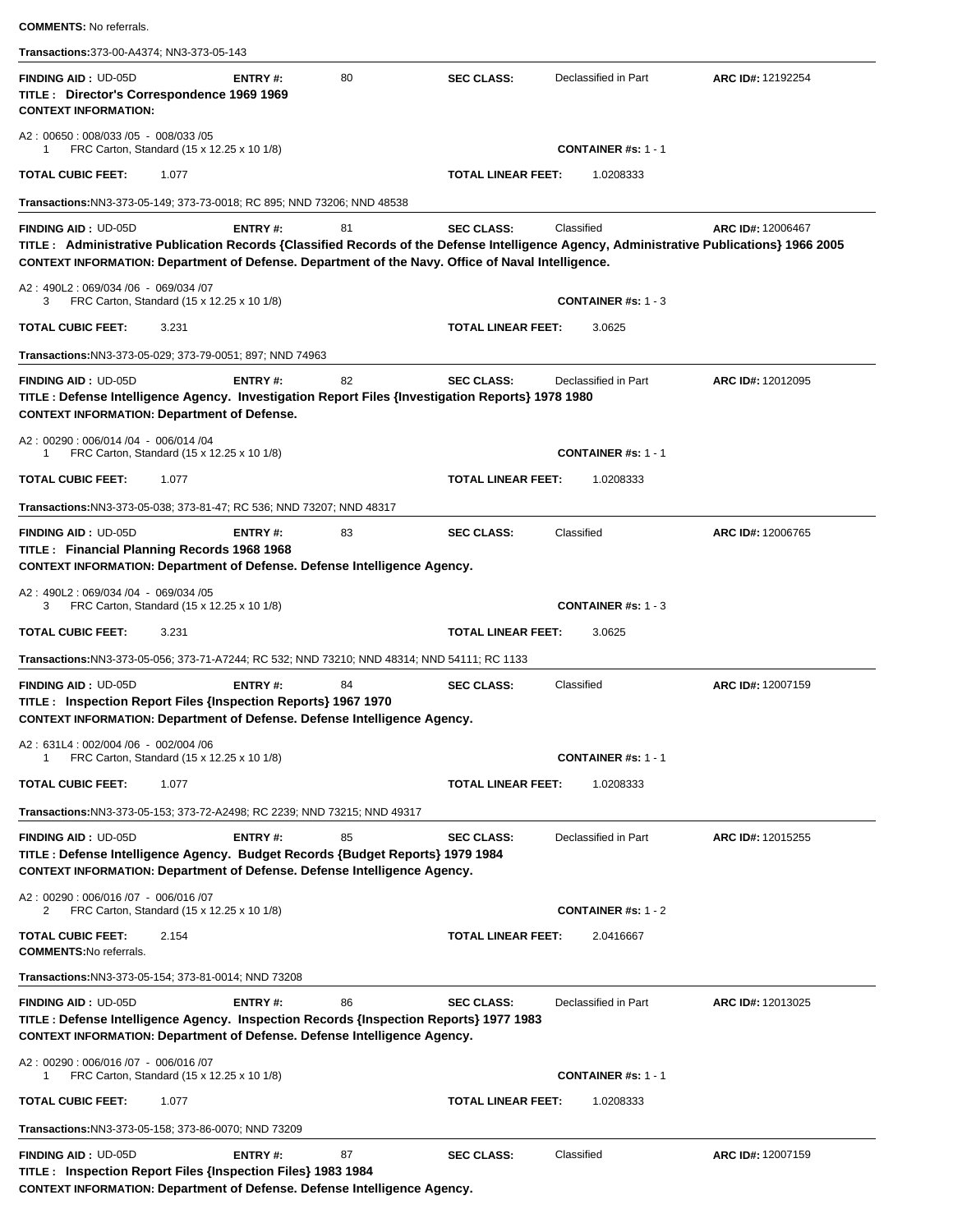**COMMENTS:** No referrals.

**Transactions:** 373-00-A4374; NN3-373-05-143

---

**FINDING AID :** UD-05D **ENTRY #:** 80 **SEC CLASS:** Declassified in Part **ARC ID#:** 12192254
**TITLE : Director's Correspondence 1969 1969**
**CONTEXT INFORMATION:**

A2 : 00650 : 008/033 /05 - 008/033 /05
1 FRC Carton, Standard (15 x 12.25 x 10 1/8) **CONTAINER #s:** 1 - 1

**TOTAL CUBIC FEET:** 1.077 **TOTAL LINEAR FEET:** 1.0208333

**Transactions:** NN3-373-05-149; 373-73-0018; RC 895; NND 73206; NND 48538

---

**FINDING AID :** UD-05D **ENTRY #:** 81 **SEC CLASS:** Classified **ARC ID#:** 12006467
**TITLE : Administrative Publication Records {Classified Records of the Defense Intelligence Agency, Administrative Publications} 1966 2005**
**CONTEXT INFORMATION: Department of Defense. Department of the Navy. Office of Naval Intelligence.**

A2 : 490L2 : 069/034 /06 - 069/034 /07
3 FRC Carton, Standard (15 x 12.25 x 10 1/8) **CONTAINER #s:** 1 - 3

**TOTAL CUBIC FEET:** 3.231 **TOTAL LINEAR FEET:** 3.0625

**Transactions:** NN3-373-05-029; 373-79-0051; 897; NND 74963

---

**FINDING AID :** UD-05D **ENTRY #:** 82 **SEC CLASS:** Declassified in Part **ARC ID#:** 12012095
**TITLE : Defense Intelligence Agency. Investigation Report Files {Investigation Reports} 1978 1980**
**CONTEXT INFORMATION: Department of Defense.**

A2 : 00290 : 006/014 /04 - 006/014 /04
1 FRC Carton, Standard (15 x 12.25 x 10 1/8) **CONTAINER #s:** 1 - 1

**TOTAL CUBIC FEET:** 1.077 **TOTAL LINEAR FEET:** 1.0208333

**Transactions:** NN3-373-05-038; 373-81-47; RC 536; NND 73207; NND 48317

---

**FINDING AID :** UD-05D **ENTRY #:** 83 **SEC CLASS:** Classified **ARC ID#:** 12006765
**TITLE : Financial Planning Records 1968 1968**
**CONTEXT INFORMATION: Department of Defense. Defense Intelligence Agency.**

A2 : 490L2 : 069/034 /04 - 069/034 /05
3 FRC Carton, Standard (15 x 12.25 x 10 1/8) **CONTAINER #s:** 1 - 3

**TOTAL CUBIC FEET:** 3.231 **TOTAL LINEAR FEET:** 3.0625

**Transactions:** NN3-373-05-056; 373-71-A7244; RC 532; NND 73210; NND 48314; NND 54111; RC 1133

---

**FINDING AID :** UD-05D **ENTRY #:** 84 **SEC CLASS:** Classified **ARC ID#:** 12007159
**TITLE : Inspection Report Files {Inspection Reports} 1967 1970**
**CONTEXT INFORMATION: Department of Defense. Defense Intelligence Agency.**

A2 : 631L4 : 002/004 /06 - 002/004 /06
1 FRC Carton, Standard (15 x 12.25 x 10 1/8) **CONTAINER #s:** 1 - 1

**TOTAL CUBIC FEET:** 1.077 **TOTAL LINEAR FEET:** 1.0208333

**Transactions:** NN3-373-05-153; 373-72-A2498; RC 2239; NND 73215; NND 49317

---

**FINDING AID :** UD-05D **ENTRY #:** 85 **SEC CLASS:** Declassified in Part **ARC ID#:** 12015255
**TITLE : Defense Intelligence Agency. Budget Records {Budget Reports} 1979 1984**
**CONTEXT INFORMATION: Department of Defense. Defense Intelligence Agency.**

A2 : 00290 : 006/016 /07 - 006/016 /07
2 FRC Carton, Standard (15 x 12.25 x 10 1/8) **CONTAINER #s:** 1 - 2

**TOTAL CUBIC FEET:** 2.154 **TOTAL LINEAR FEET:** 2.0416667
**COMMENTS:** No referrals.

**Transactions:** NN3-373-05-154; 373-81-0014; NND 73208

---

**FINDING AID :** UD-05D **ENTRY #:** 86 **SEC CLASS:** Declassified in Part **ARC ID#:** 12013025
**TITLE : Defense Intelligence Agency. Inspection Records {Inspection Reports} 1977 1983**
**CONTEXT INFORMATION: Department of Defense. Defense Intelligence Agency.**

A2 : 00290 : 006/016 /07 - 006/016 /07
1 FRC Carton, Standard (15 x 12.25 x 10 1/8) **CONTAINER #s:** 1 - 1

**TOTAL CUBIC FEET:** 1.077 **TOTAL LINEAR FEET:** 1.0208333

**Transactions:** NN3-373-05-158; 373-86-0070; NND 73209

---

**FINDING AID :** UD-05D **ENTRY #:** 87 **SEC CLASS:** Classified **ARC ID#:** 12007159
**TITLE : Inspection Report Files {Inspection Files} 1983 1984**
**CONTEXT INFORMATION: Department of Defense. Defense Intelligence Agency.**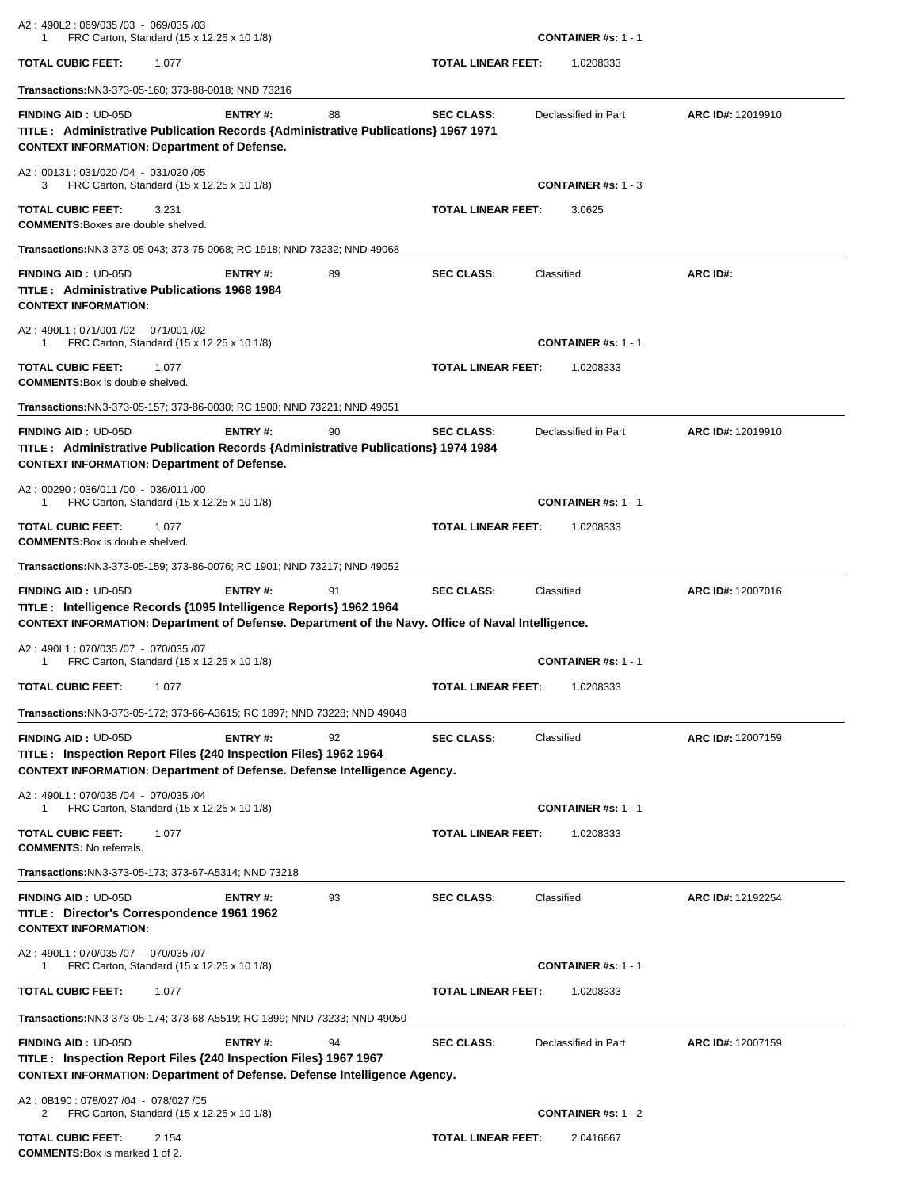A2 : 490L2 : 069/035 /03 - 069/035 /03
1 FRC Carton, Standard (15 x 12.25 x 10 1/8) **CONTAINER #s:** 1 - 1

**TOTAL CUBIC FEET:** 1.077 **TOTAL LINEAR FEET:** 1.0208333

**Transactions:** NN3-373-05-160; 373-88-0018; NND 73216

---

**FINDING AID :** UD-05D **ENTRY #:** 88 **SEC CLASS:** Declassified in Part **ARC ID#:** 12019910
**TITLE : Administrative Publication Records {Administrative Publications} 1967 1971**
**CONTEXT INFORMATION: Department of Defense.**

A2 : 00131 : 031/020 /04 - 031/020 /05
3 FRC Carton, Standard (15 x 12.25 x 10 1/8) **CONTAINER #s:** 1 - 3

**TOTAL CUBIC FEET:** 3.231 **TOTAL LINEAR FEET:** 3.0625
**COMMENTS:** Boxes are double shelved.

**Transactions:** NN3-373-05-043; 373-75-0068; RC 1918; NND 73232; NND 49068

---

**FINDING AID :** UD-05D **ENTRY #:** 89 **SEC CLASS:** Classified **ARC ID#:**
**TITLE : Administrative Publications 1968 1984**
**CONTEXT INFORMATION:**

A2 : 490L1 : 071/001 /02 - 071/001 /02
1 FRC Carton, Standard (15 x 12.25 x 10 1/8) **CONTAINER #s:** 1 - 1

**TOTAL CUBIC FEET:** 1.077 **TOTAL LINEAR FEET:** 1.0208333
**COMMENTS:** Box is double shelved.

**Transactions:** NN3-373-05-157; 373-86-0030; RC 1900; NND 73221; NND 49051

---

**FINDING AID :** UD-05D **ENTRY #:** 90 **SEC CLASS:** Declassified in Part **ARC ID#:** 12019910
**TITLE : Administrative Publication Records {Administrative Publications} 1974 1984**
**CONTEXT INFORMATION: Department of Defense.**

A2 : 00290 : 036/011 /00 - 036/011 /00
1 FRC Carton, Standard (15 x 12.25 x 10 1/8) **CONTAINER #s:** 1 - 1

**TOTAL CUBIC FEET:** 1.077 **TOTAL LINEAR FEET:** 1.0208333
**COMMENTS:** Box is double shelved.

**Transactions:** NN3-373-05-159; 373-86-0076; RC 1901; NND 73217; NND 49052

---

**FINDING AID :** UD-05D **ENTRY #:** 91 **SEC CLASS:** Classified **ARC ID#:** 12007016
**TITLE : Intelligence Records {1095 Intelligence Reports} 1962 1964**
**CONTEXT INFORMATION: Department of Defense. Department of the Navy. Office of Naval Intelligence.**

A2 : 490L1 : 070/035 /07 - 070/035 /07
1 FRC Carton, Standard (15 x 12.25 x 10 1/8) **CONTAINER #s:** 1 - 1

**TOTAL CUBIC FEET:** 1.077 **TOTAL LINEAR FEET:** 1.0208333

**Transactions:** NN3-373-05-172; 373-66-A3615; RC 1897; NND 73228; NND 49048

---

**FINDING AID :** UD-05D **ENTRY #:** 92 **SEC CLASS:** Classified **ARC ID#:** 12007159
**TITLE : Inspection Report Files {240 Inspection Files} 1962 1964**
**CONTEXT INFORMATION: Department of Defense. Defense Intelligence Agency.**

A2 : 490L1 : 070/035 /04 - 070/035 /04
1 FRC Carton, Standard (15 x 12.25 x 10 1/8) **CONTAINER #s:** 1 - 1

**TOTAL CUBIC FEET:** 1.077 **TOTAL LINEAR FEET:** 1.0208333
**COMMENTS:** No referrals.

**Transactions:** NN3-373-05-173; 373-67-A5314; NND 73218

---

**FINDING AID :** UD-05D **ENTRY #:** 93 **SEC CLASS:** Classified **ARC ID#:** 12192254
**TITLE : Director's Correspondence 1961 1962**
**CONTEXT INFORMATION:**

A2 : 490L1 : 070/035 /07 - 070/035 /07
1 FRC Carton, Standard (15 x 12.25 x 10 1/8) **CONTAINER #s:** 1 - 1

**TOTAL CUBIC FEET:** 1.077 **TOTAL LINEAR FEET:** 1.0208333

**Transactions:** NN3-373-05-174; 373-68-A5519; RC 1899; NND 73233; NND 49050

---

**FINDING AID :** UD-05D **ENTRY #:** 94 **SEC CLASS:** Declassified in Part **ARC ID#:** 12007159
**TITLE : Inspection Report Files {240 Inspection Files} 1967 1967**
**CONTEXT INFORMATION: Department of Defense. Defense Intelligence Agency.**

A2 : 0B190 : 078/027 /04 - 078/027 /05
2 FRC Carton, Standard (15 x 12.25 x 10 1/8) **CONTAINER #s:** 1 - 2

**TOTAL CUBIC FEET:** 2.154 **TOTAL LINEAR FEET:** 2.0416667
**COMMENTS:** Box is marked 1 of 2.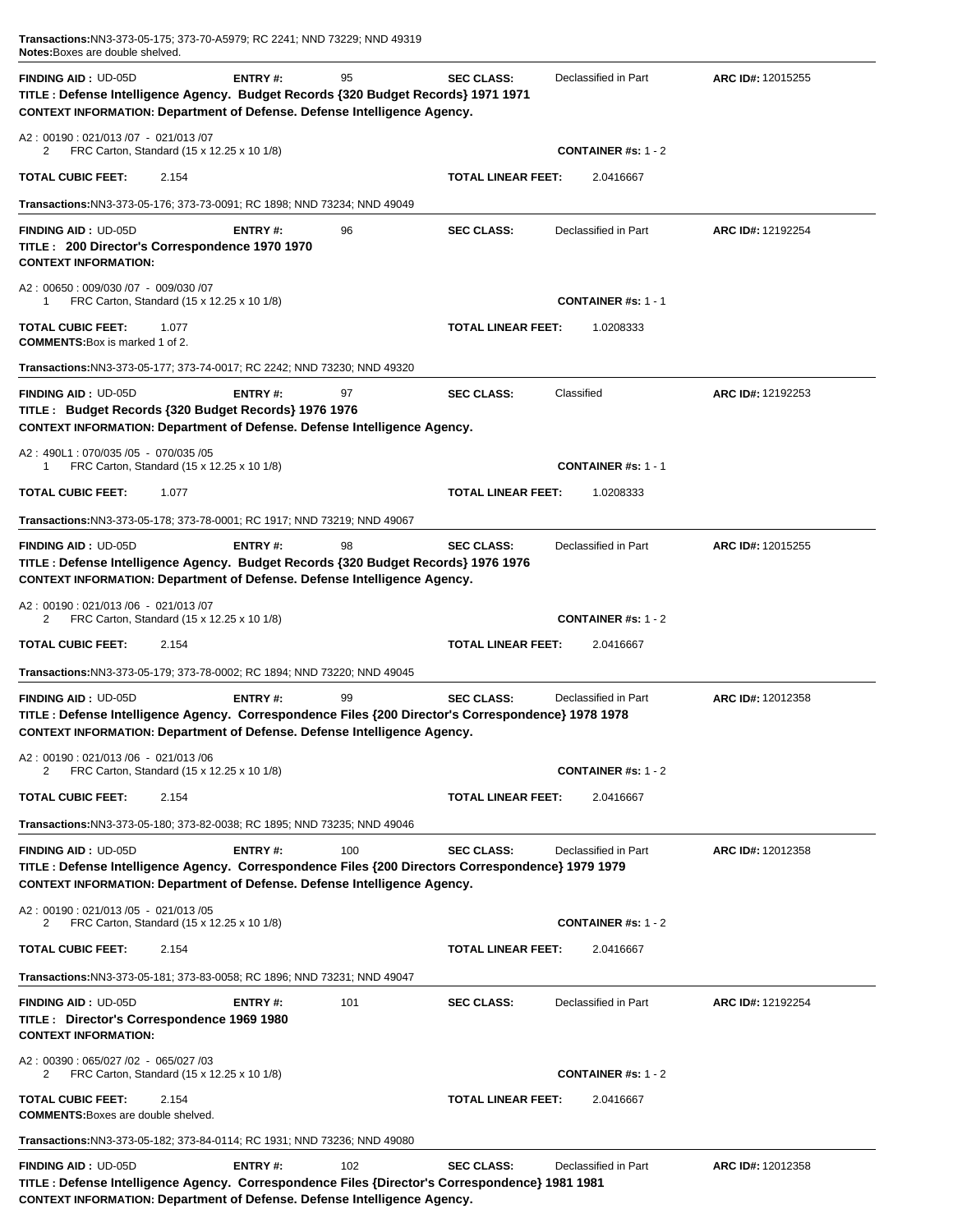**Transactions:** NN3-373-05-175; 373-70-A5979; RC 2241; NND 73229; NND 49319
**Notes:** Boxes are double shelved.

---

**FINDING AID :** UD-05D **ENTRY #:** 95 **SEC CLASS:** Declassified in Part **ARC ID#:** 12015255
**TITLE : Defense Intelligence Agency. Budget Records {320 Budget Records} 1971 1971**
**CONTEXT INFORMATION: Department of Defense. Defense Intelligence Agency.**

A2 : 00190 : 021/013 /07 - 021/013 /07
2 FRC Carton, Standard (15 x 12.25 x 10 1/8) **CONTAINER #s:** 1 - 2

**TOTAL CUBIC FEET:** 2.154 **TOTAL LINEAR FEET:** 2.0416667

**Transactions:** NN3-373-05-176; 373-73-0091; RC 1898; NND 73234; NND 49049

---

**FINDING AID :** UD-05D **ENTRY #:** 96 **SEC CLASS:** Declassified in Part **ARC ID#:** 12192254
**TITLE : 200 Director's Correspondence 1970 1970**
**CONTEXT INFORMATION:**

A2 : 00650 : 009/030 /07 - 009/030 /07
1 FRC Carton, Standard (15 x 12.25 x 10 1/8) **CONTAINER #s:** 1 - 1

**TOTAL CUBIC FEET:** 1.077 **TOTAL LINEAR FEET:** 1.0208333
**COMMENTS:** Box is marked 1 of 2.

**Transactions:** NN3-373-05-177; 373-74-0017; RC 2242; NND 73230; NND 49320

---

**FINDING AID :** UD-05D **ENTRY #:** 97 **SEC CLASS:** Classified **ARC ID#:** 12192253
**TITLE : Budget Records {320 Budget Records} 1976 1976**
**CONTEXT INFORMATION: Department of Defense. Defense Intelligence Agency.**

A2 : 490L1 : 070/035 /05 - 070/035 /05
1 FRC Carton, Standard (15 x 12.25 x 10 1/8) **CONTAINER #s:** 1 - 1

**TOTAL CUBIC FEET:** 1.077 **TOTAL LINEAR FEET:** 1.0208333

**Transactions:** NN3-373-05-178; 373-78-0001; RC 1917; NND 73219; NND 49067

---

**FINDING AID :** UD-05D **ENTRY #:** 98 **SEC CLASS:** Declassified in Part **ARC ID#:** 12015255
**TITLE : Defense Intelligence Agency. Budget Records {320 Budget Records} 1976 1976**
**CONTEXT INFORMATION: Department of Defense. Defense Intelligence Agency.**

A2 : 00190 : 021/013 /06 - 021/013 /07
2 FRC Carton, Standard (15 x 12.25 x 10 1/8) **CONTAINER #s:** 1 - 2

**TOTAL CUBIC FEET:** 2.154 **TOTAL LINEAR FEET:** 2.0416667

**Transactions:** NN3-373-05-179; 373-78-0002; RC 1894; NND 73220; NND 49045

---

**FINDING AID :** UD-05D **ENTRY #:** 99 **SEC CLASS:** Declassified in Part **ARC ID#:** 12012358
**TITLE : Defense Intelligence Agency. Correspondence Files {200 Director's Correspondence} 1978 1978**
**CONTEXT INFORMATION: Department of Defense. Defense Intelligence Agency.**

A2 : 00190 : 021/013 /06 - 021/013 /06
2 FRC Carton, Standard (15 x 12.25 x 10 1/8) **CONTAINER #s:** 1 - 2

**TOTAL CUBIC FEET:** 2.154 **TOTAL LINEAR FEET:** 2.0416667

**Transactions:** NN3-373-05-180; 373-82-0038; RC 1895; NND 73235; NND 49046

---

**FINDING AID :** UD-05D **ENTRY #:** 100 **SEC CLASS:** Declassified in Part **ARC ID#:** 12012358
**TITLE : Defense Intelligence Agency. Correspondence Files {200 Directors Correspondence} 1979 1979**
**CONTEXT INFORMATION: Department of Defense. Defense Intelligence Agency.**

A2 : 00190 : 021/013 /05 - 021/013 /05
2 FRC Carton, Standard (15 x 12.25 x 10 1/8) **CONTAINER #s:** 1 - 2

**TOTAL CUBIC FEET:** 2.154 **TOTAL LINEAR FEET:** 2.0416667

**Transactions:** NN3-373-05-181; 373-83-0058; RC 1896; NND 73231; NND 49047

---

**FINDING AID :** UD-05D **ENTRY #:** 101 **SEC CLASS:** Declassified in Part **ARC ID#:** 12192254
**TITLE : Director's Correspondence 1969 1980**
**CONTEXT INFORMATION:**

A2 : 00390 : 065/027 /02 - 065/027 /03
2 FRC Carton, Standard (15 x 12.25 x 10 1/8) **CONTAINER #s:** 1 - 2

**TOTAL CUBIC FEET:** 2.154 **TOTAL LINEAR FEET:** 2.0416667
**COMMENTS:** Boxes are double shelved.

**Transactions:** NN3-373-05-182; 373-84-0114; RC 1931; NND 73236; NND 49080

---

**FINDING AID :** UD-05D **ENTRY #:** 102 **SEC CLASS:** Declassified in Part **ARC ID#:** 12012358
**TITLE : Defense Intelligence Agency. Correspondence Files {Director's Correspondence} 1981 1981**
**CONTEXT INFORMATION: Department of Defense. Defense Intelligence Agency.**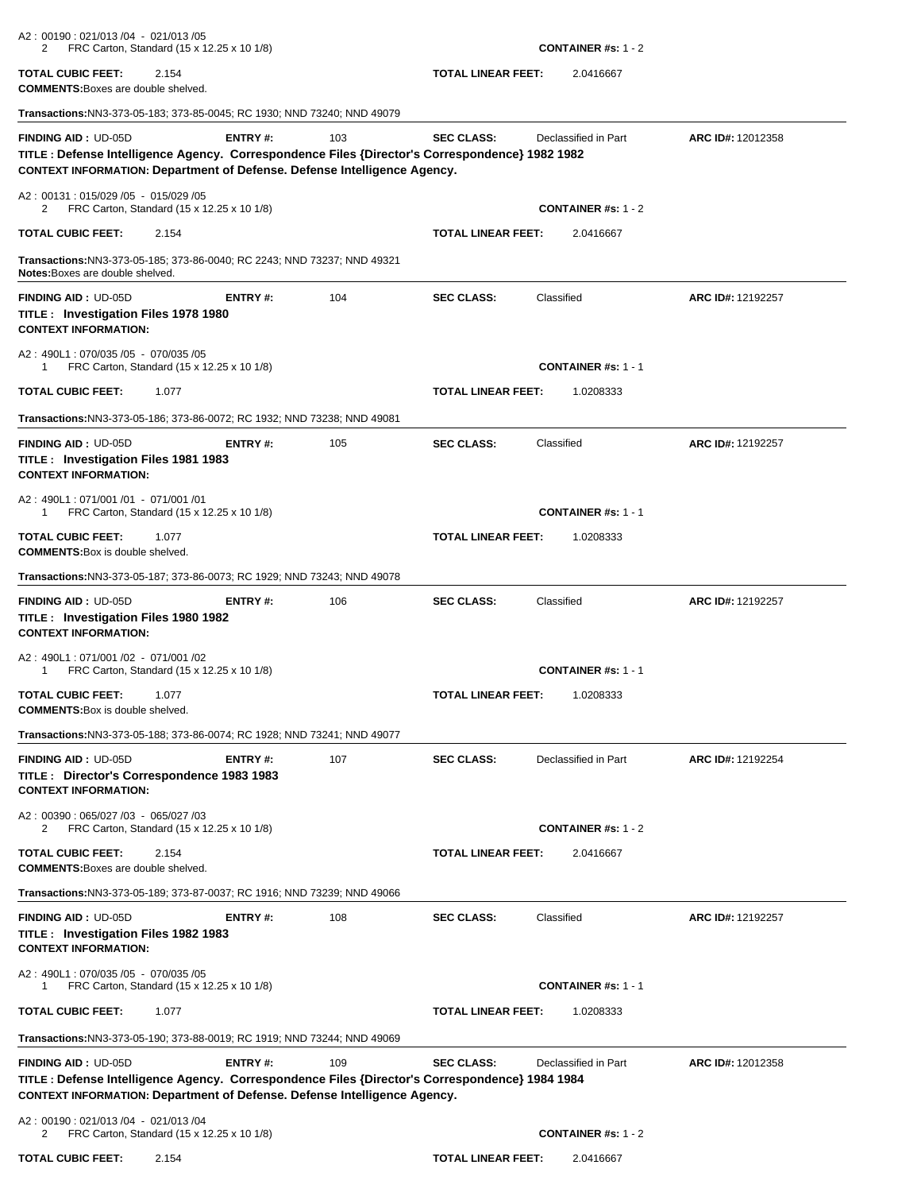A2 : 00190 : 021/013 /04 - 021/013 /05
2 FRC Carton, Standard (15 x 12.25 x 10 1/8) **CONTAINER #s:** 1 - 2

**TOTAL CUBIC FEET:** 2.154 **TOTAL LINEAR FEET:** 2.0416667

**COMMENTS:** Boxes are double shelved.

**Transactions:** NN3-373-05-183; 373-85-0045; RC 1930; NND 73240; NND 49079

---

**FINDING AID :** UD-05D **ENTRY #:** 103 **SEC CLASS:** Declassified in Part **ARC ID#:** 12012358

**TITLE : Defense Intelligence Agency. Correspondence Files {Director's Correspondence} 1982 1982**

**CONTEXT INFORMATION: Department of Defense. Defense Intelligence Agency.**

A2 : 00131 : 015/029 /05 - 015/029 /05
2 FRC Carton, Standard (15 x 12.25 x 10 1/8) **CONTAINER #s:** 1 - 2

**TOTAL CUBIC FEET:** 2.154 **TOTAL LINEAR FEET:** 2.0416667

**Transactions:** NN3-373-05-185; 373-86-0040; RC 2243; NND 73237; NND 49321

**Notes:** Boxes are double shelved.

---

**FINDING AID :** UD-05D **ENTRY #:** 104 **SEC CLASS:** Classified **ARC ID#:** 12192257

**TITLE : Investigation Files 1978 1980**

**CONTEXT INFORMATION:**

A2 : 490L1 : 070/035 /05 - 070/035 /05
1 FRC Carton, Standard (15 x 12.25 x 10 1/8) **CONTAINER #s:** 1 - 1

**TOTAL CUBIC FEET:** 1.077 **TOTAL LINEAR FEET:** 1.0208333

**Transactions:** NN3-373-05-186; 373-86-0072; RC 1932; NND 73238; NND 49081

---

**FINDING AID :** UD-05D **ENTRY #:** 105 **SEC CLASS:** Classified **ARC ID#:** 12192257

**TITLE : Investigation Files 1981 1983**

**CONTEXT INFORMATION:**

A2 : 490L1 : 071/001 /01 - 071/001 /01
1 FRC Carton, Standard (15 x 12.25 x 10 1/8) **CONTAINER #s:** 1 - 1

**TOTAL CUBIC FEET:** 1.077 **TOTAL LINEAR FEET:** 1.0208333

**COMMENTS:** Box is double shelved.

**Transactions:** NN3-373-05-187; 373-86-0073; RC 1929; NND 73243; NND 49078

---

**FINDING AID :** UD-05D **ENTRY #:** 106 **SEC CLASS:** Classified **ARC ID#:** 12192257

**TITLE : Investigation Files 1980 1982**

**CONTEXT INFORMATION:**

A2 : 490L1 : 071/001 /02 - 071/001 /02
1 FRC Carton, Standard (15 x 12.25 x 10 1/8) **CONTAINER #s:** 1 - 1

**TOTAL CUBIC FEET:** 1.077 **TOTAL LINEAR FEET:** 1.0208333

**COMMENTS:** Box is double shelved.

**Transactions:** NN3-373-05-188; 373-86-0074; RC 1928; NND 73241; NND 49077

---

**FINDING AID :** UD-05D **ENTRY #:** 107 **SEC CLASS:** Declassified in Part **ARC ID#:** 12192254

**TITLE : Director's Correspondence 1983 1983**

**CONTEXT INFORMATION:**

A2 : 00390 : 065/027 /03 - 065/027 /03
2 FRC Carton, Standard (15 x 12.25 x 10 1/8) **CONTAINER #s:** 1 - 2

**TOTAL CUBIC FEET:** 2.154 **TOTAL LINEAR FEET:** 2.0416667

**COMMENTS:** Boxes are double shelved.

**Transactions:** NN3-373-05-189; 373-87-0037; RC 1916; NND 73239; NND 49066

---

**FINDING AID :** UD-05D **ENTRY #:** 108 **SEC CLASS:** Classified **ARC ID#:** 12192257

**TITLE : Investigation Files 1982 1983**

**CONTEXT INFORMATION:**

A2 : 490L1 : 070/035 /05 - 070/035 /05
1 FRC Carton, Standard (15 x 12.25 x 10 1/8) **CONTAINER #s:** 1 - 1

**TOTAL CUBIC FEET:** 1.077 **TOTAL LINEAR FEET:** 1.0208333

**Transactions:** NN3-373-05-190; 373-88-0019; RC 1919; NND 73244; NND 49069

---

**FINDING AID :** UD-05D **ENTRY #:** 109 **SEC CLASS:** Declassified in Part **ARC ID#:** 12012358

**TITLE : Defense Intelligence Agency. Correspondence Files {Director's Correspondence} 1984 1984**

**CONTEXT INFORMATION: Department of Defense. Defense Intelligence Agency.**

A2 : 00190 : 021/013 /04 - 021/013 /04
2 FRC Carton, Standard (15 x 12.25 x 10 1/8) **CONTAINER #s:** 1 - 2

**TOTAL CUBIC FEET:** 2.154 **TOTAL LINEAR FEET:** 2.0416667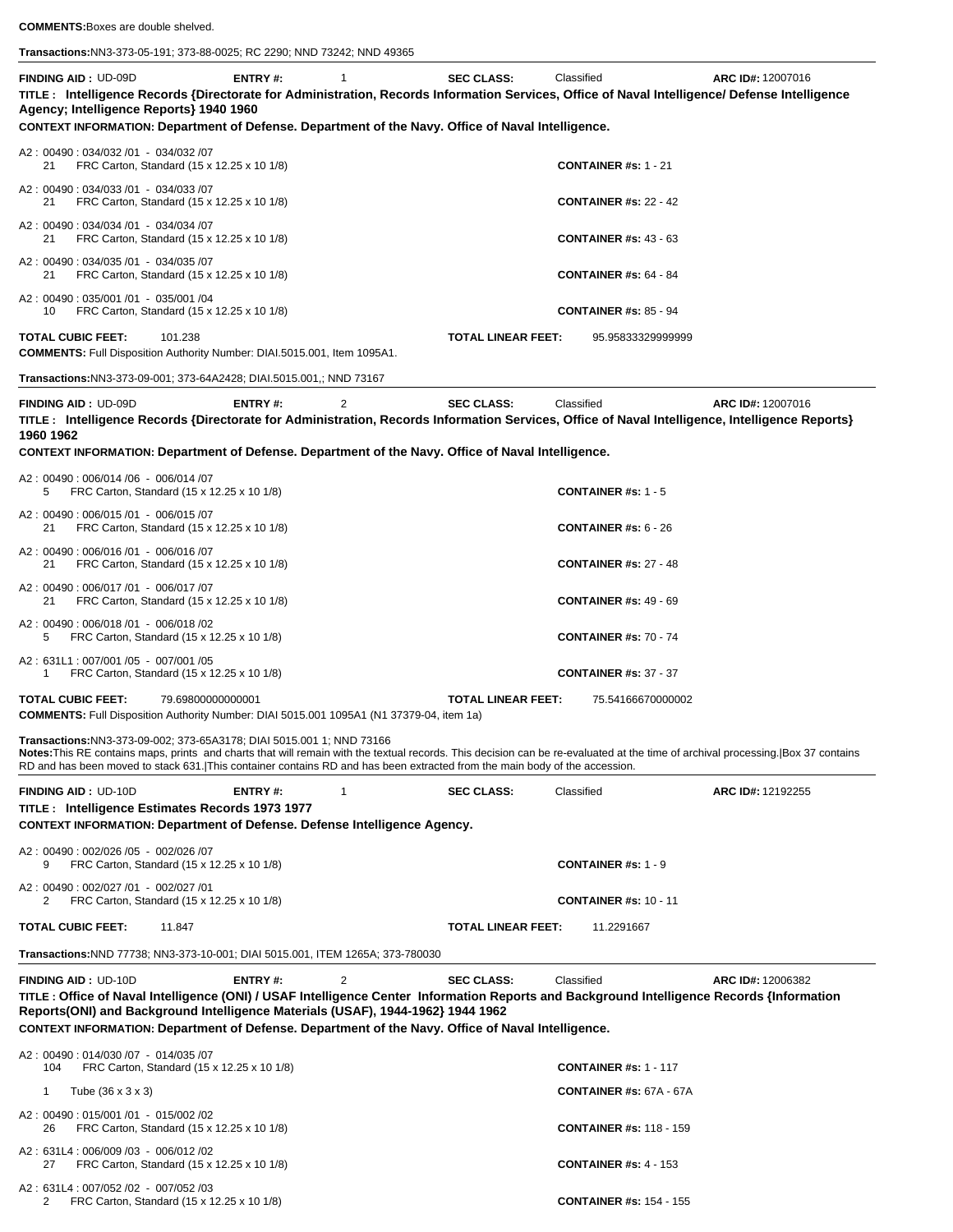**COMMENTS:** Boxes are double shelved.

**Transactions:** NN3-373-05-191; 373-88-0025; RC 2290; NND 73242; NND 49365

---

**FINDING AID :** UD-09D **ENTRY #:** 1 **SEC CLASS:** Classified **ARC ID#:** 12007016

**TITLE : Intelligence Records {Directorate for Administration, Records Information Services, Office of Naval Intelligence/ Defense Intelligence Agency; Intelligence Reports} 1940 1960**

**CONTEXT INFORMATION: Department of Defense. Department of the Navy. Office of Naval Intelligence.**

A2 : 00490 : 034/032 /01 - 034/032 /07
21 FRC Carton, Standard (15 x 12.25 x 10 1/8) **CONTAINER #s:** 1 - 21

A2 : 00490 : 034/033 /01 - 034/033 /07
21 FRC Carton, Standard (15 x 12.25 x 10 1/8) **CONTAINER #s:** 22 - 42

A2 : 00490 : 034/034 /01 - 034/034 /07
21 FRC Carton, Standard (15 x 12.25 x 10 1/8) **CONTAINER #s:** 43 - 63

A2 : 00490 : 034/035 /01 - 034/035 /07
21 FRC Carton, Standard (15 x 12.25 x 10 1/8) **CONTAINER #s:** 64 - 84

A2 : 00490 : 035/001 /01 - 035/001 /04
10 FRC Carton, Standard (15 x 12.25 x 10 1/8) **CONTAINER #s:** 85 - 94

**TOTAL CUBIC FEET:** 101.238 **TOTAL LINEAR FEET:** 95.95833329999999

**COMMENTS:** Full Disposition Authority Number: DIAI.5015.001, Item 1095A1.

**Transactions:** NN3-373-09-001; 373-64A2428; DIAI.5015.001,; NND 73167

---

**FINDING AID :** UD-09D **ENTRY #:** 2 **SEC CLASS:** Classified **ARC ID#:** 12007016

**TITLE : Intelligence Records {Directorate for Administration, Records Information Services, Office of Naval Intelligence, Intelligence Reports} 1960 1962**

**CONTEXT INFORMATION: Department of Defense. Department of the Navy. Office of Naval Intelligence.**

A2 : 00490 : 006/014 /06 - 006/014 /07
5 FRC Carton, Standard (15 x 12.25 x 10 1/8) **CONTAINER #s:** 1 - 5

A2 : 00490 : 006/015 /01 - 006/015 /07
21 FRC Carton, Standard (15 x 12.25 x 10 1/8) **CONTAINER #s:** 6 - 26

A2 : 00490 : 006/016 /01 - 006/016 /07
21 FRC Carton, Standard (15 x 12.25 x 10 1/8) **CONTAINER #s:** 27 - 48

A2 : 00490 : 006/017 /01 - 006/017 /07
21 FRC Carton, Standard (15 x 12.25 x 10 1/8) **CONTAINER #s:** 49 - 69

A2 : 00490 : 006/018 /01 - 006/018 /02
5 FRC Carton, Standard (15 x 12.25 x 10 1/8) **CONTAINER #s:** 70 - 74

A2 : 631L1 : 007/001 /05 - 007/001 /05
1 FRC Carton, Standard (15 x 12.25 x 10 1/8) **CONTAINER #s:** 37 - 37

**TOTAL CUBIC FEET:** 79.69800000000001 **TOTAL LINEAR FEET:** 75.54166670000002

**COMMENTS:** Full Disposition Authority Number: DIAI 5015.001 1095A1 (N1 37379-04, item 1a)

**Transactions:** NN3-373-09-002; 373-65A3178; DIAI 5015.001 1; NND 73166

**Notes:** This RE contains maps, prints and charts that will remain with the textual records. This decision can be re-evaluated at the time of archival processing.|Box 37 contains RD and has been moved to stack 631.|This container contains RD and has been extracted from the main body of the accession.

---

**FINDING AID :** UD-10D **ENTRY #:** 1 **SEC CLASS:** Classified **ARC ID#:** 12192255

**TITLE : Intelligence Estimates Records 1973 1977**

**CONTEXT INFORMATION: Department of Defense. Defense Intelligence Agency.**

A2 : 00490 : 002/026 /05 - 002/026 /07
9 FRC Carton, Standard (15 x 12.25 x 10 1/8) **CONTAINER #s:** 1 - 9

A2 : 00490 : 002/027 /01 - 002/027 /01
2 FRC Carton, Standard (15 x 12.25 x 10 1/8) **CONTAINER #s:** 10 - 11

**TOTAL CUBIC FEET:** 11.847 **TOTAL LINEAR FEET:** 11.2291667

**Transactions:** NND 77738; NN3-373-10-001; DIAI 5015.001, ITEM 1265A; 373-780030

---

**FINDING AID :** UD-10D **ENTRY #:** 2 **SEC CLASS:** Classified **ARC ID#:** 12006382

**TITLE : Office of Naval Intelligence (ONI) / USAF Intelligence Center Information Reports and Background Intelligence Records {Information Reports(ONI) and Background Intelligence Materials (USAF), 1944-1962} 1944 1962**

**CONTEXT INFORMATION: Department of Defense. Department of the Navy. Office of Naval Intelligence.**

A2 : 00490 : 014/030 /07 - 014/035 /07
104 FRC Carton, Standard (15 x 12.25 x 10 1/8) **CONTAINER #s:** 1 - 117

1 Tube (36 x 3 x 3) **CONTAINER #s:** 67A - 67A

A2 : 00490 : 015/001 /01 - 015/002 /02
26 FRC Carton, Standard (15 x 12.25 x 10 1/8) **CONTAINER #s:** 118 - 159

A2 : 631L4 : 006/009 /03 - 006/012 /02
27 FRC Carton, Standard (15 x 12.25 x 10 1/8) **CONTAINER #s:** 4 - 153

A2 : 631L4 : 007/052 /02 - 007/052 /03
2 FRC Carton, Standard (15 x 12.25 x 10 1/8) **CONTAINER #s:** 154 - 155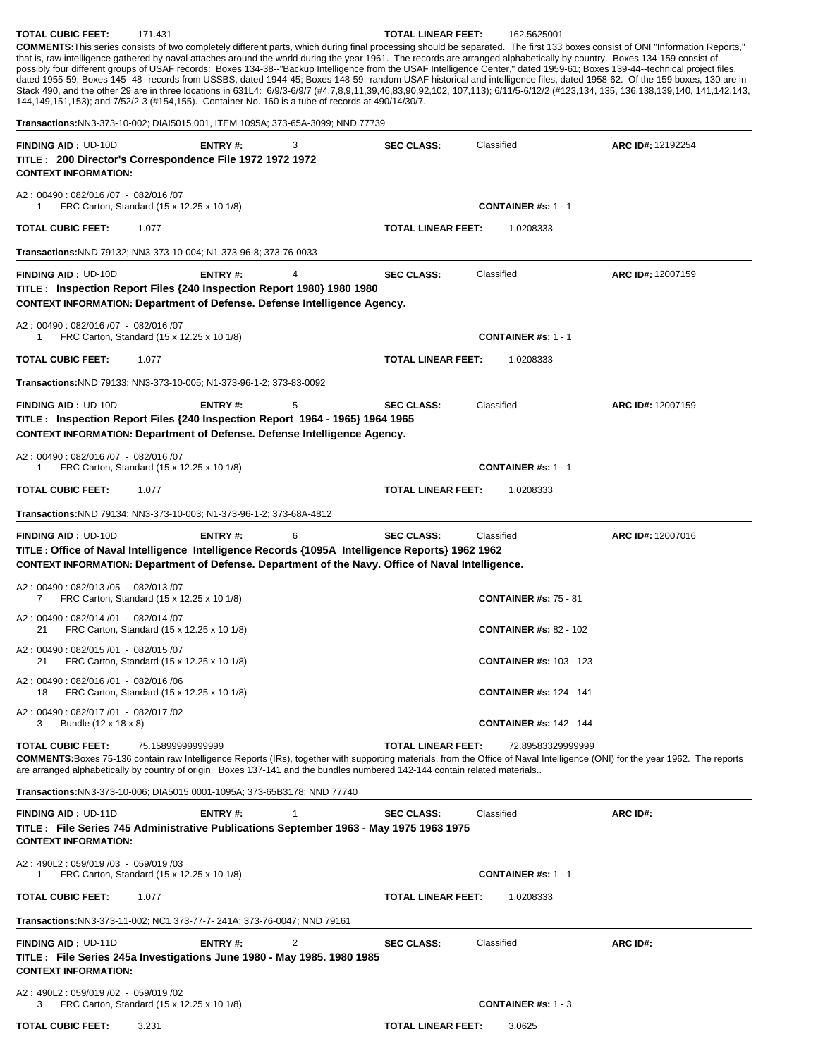**TOTAL CUBIC FEET:** 171.431 **TOTAL LINEAR FEET:** 162.5625001

**COMMENTS:** This series consists of two completely different parts, which during final processing should be separated. The first 133 boxes consist of ONI "Information Reports," that is, raw intelligence gathered by naval attaches around the world during the year 1961. The records are arranged alphabetically by country. Boxes 134-159 consist of possibly four different groups of USAF records: Boxes 134-38--"Backup Intelligence from the USAF Intelligence Center," dated 1959-61; Boxes 139-44--technical project files, dated 1955-59; Boxes 145- 48--records from USSBS, dated 1944-45; Boxes 148-59--random USAF historical and intelligence files, dated 1958-62. Of the 159 boxes, 130 are in Stack 490, and the other 29 are in three locations in 631L4: 6/9/3-6/9/7 (#4,7,8,9,11,39,46,83,90,92,102, 107,113); 6/11/5-6/12/2 (#123,134, 135, 136,138,139,140, 141,142,143, 144,149,151,153); and 7/52/2-3 (#154,155). Container No. 160 is a tube of records at 490/14/30/7.

**Transactions:** NN3-373-10-002; DIAI5015.001, ITEM 1095A; 373-65A-3099; NND 77739

---

**FINDING AID :** UD-10D **ENTRY #:** 3 **SEC CLASS:** Classified **ARC ID#:** 12192254

**TITLE : 200 Director's Correspondence File 1972 1972 1972**

**CONTEXT INFORMATION:**

A2 : 00490 : 082/016 /07 - 082/016 /07
1 FRC Carton, Standard (15 x 12.25 x 10 1/8) **CONTAINER #s:** 1 - 1

**TOTAL CUBIC FEET:** 1.077 **TOTAL LINEAR FEET:** 1.0208333

**Transactions:** NND 79132; NN3-373-10-004; N1-373-96-8; 373-76-0033

---

**FINDING AID :** UD-10D **ENTRY #:** 4 **SEC CLASS:** Classified **ARC ID#:** 12007159

**TITLE : Inspection Report Files {240 Inspection Report 1980} 1980 1980**

**CONTEXT INFORMATION: Department of Defense. Defense Intelligence Agency.**

A2 : 00490 : 082/016 /07 - 082/016 /07
1 FRC Carton, Standard (15 x 12.25 x 10 1/8) **CONTAINER #s:** 1 - 1

**TOTAL CUBIC FEET:** 1.077 **TOTAL LINEAR FEET:** 1.0208333

**Transactions:** NND 79133; NN3-373-10-005; N1-373-96-1-2; 373-83-0092

---

**FINDING AID :** UD-10D **ENTRY #:** 5 **SEC CLASS:** Classified **ARC ID#:** 12007159

**TITLE : Inspection Report Files {240 Inspection Report 1964 - 1965} 1964 1965**

**CONTEXT INFORMATION: Department of Defense. Defense Intelligence Agency.**

A2 : 00490 : 082/016 /07 - 082/016 /07
1 FRC Carton, Standard (15 x 12.25 x 10 1/8) **CONTAINER #s:** 1 - 1

**TOTAL CUBIC FEET:** 1.077 **TOTAL LINEAR FEET:** 1.0208333

**Transactions:** NND 79134; NN3-373-10-003; N1-373-96-1-2; 373-68A-4812

---

**FINDING AID :** UD-10D **ENTRY #:** 6 **SEC CLASS:** Classified **ARC ID#:** 12007016

**TITLE : Office of Naval Intelligence Intelligence Records {1095A Intelligence Reports} 1962 1962**

**CONTEXT INFORMATION: Department of Defense. Department of the Navy. Office of Naval Intelligence.**

A2 : 00490 : 082/013 /05 - 082/013 /07
7 FRC Carton, Standard (15 x 12.25 x 10 1/8) **CONTAINER #s:** 75 - 81

A2 : 00490 : 082/014 /01 - 082/014 /07
21 FRC Carton, Standard (15 x 12.25 x 10 1/8) **CONTAINER #s:** 82 - 102

A2 : 00490 : 082/015 /01 - 082/015 /07
21 FRC Carton, Standard (15 x 12.25 x 10 1/8) **CONTAINER #s:** 103 - 123

A2 : 00490 : 082/016 /01 - 082/016 /06
18 FRC Carton, Standard (15 x 12.25 x 10 1/8) **CONTAINER #s:** 124 - 141

A2 : 00490 : 082/017 /01 - 082/017 /02
3 Bundle (12 x 18 x 8) **CONTAINER #s:** 142 - 144

**TOTAL CUBIC FEET:** 75.15899999999999 **TOTAL LINEAR FEET:** 72.89583329999999

**COMMENTS:** Boxes 75-136 contain raw Intelligence Reports (IRs), together with supporting materials, from the Office of Naval Intelligence (ONI) for the year 1962. The reports are arranged alphabetically by country of origin. Boxes 137-141 and the bundles numbered 142-144 contain related materials..

**Transactions:** NN3-373-10-006; DIA5015.0001-1095A; 373-65B3178; NND 77740

---

**FINDING AID :** UD-11D **ENTRY #:** 1 **SEC CLASS:** Classified **ARC ID#:**

**TITLE : File Series 745 Administrative Publications September 1963 - May 1975 1963 1975**

**CONTEXT INFORMATION:**

A2 : 490L2 : 059/019 /03 - 059/019 /03
1 FRC Carton, Standard (15 x 12.25 x 10 1/8) **CONTAINER #s:** 1 - 1

**TOTAL CUBIC FEET:** 1.077 **TOTAL LINEAR FEET:** 1.0208333

**Transactions:** NN3-373-11-002; NC1 373-77-7- 241A; 373-76-0047; NND 79161

---

**FINDING AID :** UD-11D **ENTRY #:** 2 **SEC CLASS:** Classified **ARC ID#:**

**TITLE : File Series 245a Investigations June 1980 - May 1985. 1980 1985**

**CONTEXT INFORMATION:**

A2 : 490L2 : 059/019 /02 - 059/019 /02
3 FRC Carton, Standard (15 x 12.25 x 10 1/8) **CONTAINER #s:** 1 - 3

**TOTAL CUBIC FEET:** 3.231 **TOTAL LINEAR FEET:** 3.0625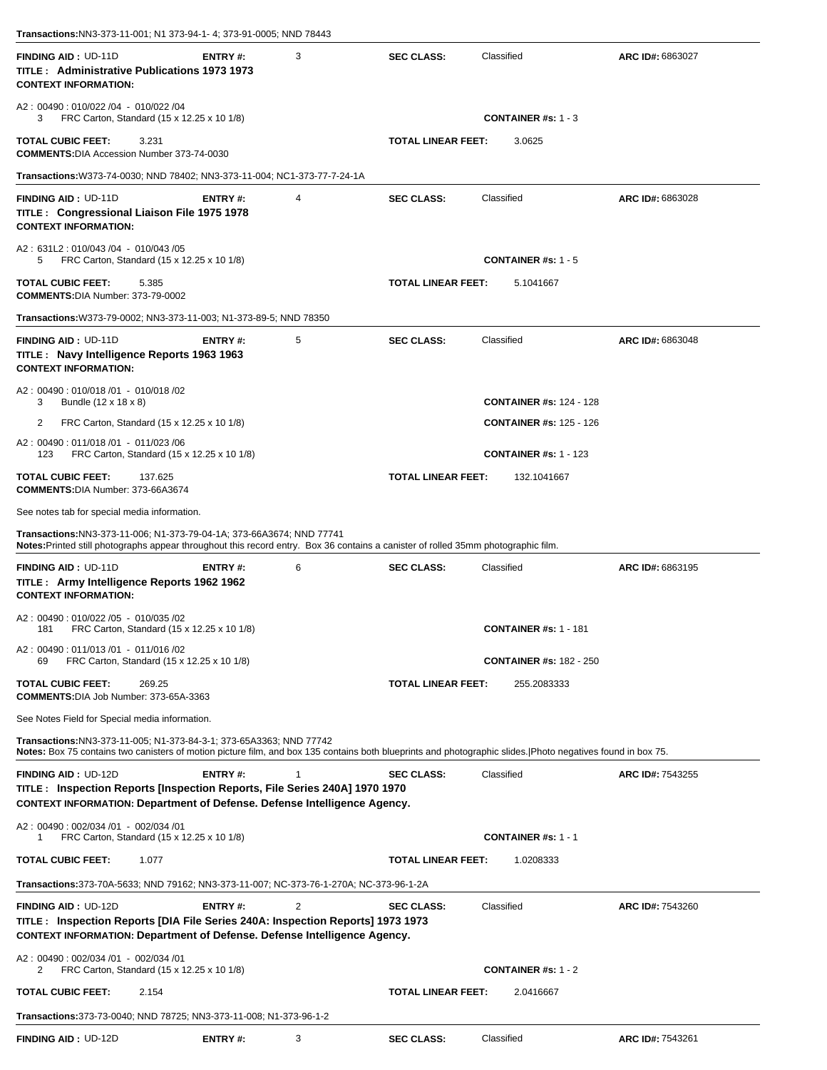**Transactions:** NN3-373-11-001; N1 373-94-1- 4; 373-91-0005; NND 78443

---

**FINDING AID :** UD-11D **ENTRY #:** 3 **SEC CLASS:** Classified **ARC ID#:** 6863027

**TITLE : Administrative Publications 1973 1973**

**CONTEXT INFORMATION:**

A2 : 00490 : 010/022 /04 - 010/022 /04

3 FRC Carton, Standard (15 x 12.25 x 10 1/8) **CONTAINER #s:** 1 - 3

**TOTAL CUBIC FEET:** 3.231 **TOTAL LINEAR FEET:** 3.0625

**COMMENTS:** DIA Accession Number 373-74-0030

**Transactions:** W373-74-0030; NND 78402; NN3-373-11-004; NC1-373-77-7-24-1A

---

**FINDING AID :** UD-11D **ENTRY #:** 4 **SEC CLASS:** Classified **ARC ID#:** 6863028

**TITLE : Congressional Liaison File 1975 1978**

**CONTEXT INFORMATION:**

A2 : 631L2 : 010/043 /04 - 010/043 /05

5 FRC Carton, Standard (15 x 12.25 x 10 1/8) **CONTAINER #s:** 1 - 5

**TOTAL CUBIC FEET:** 5.385 **TOTAL LINEAR FEET:** 5.1041667

**COMMENTS:** DIA Number: 373-79-0002

**Transactions:** W373-79-0002; NN3-373-11-003; N1-373-89-5; NND 78350

---

**FINDING AID :** UD-11D **ENTRY #:** 5 **SEC CLASS:** Classified **ARC ID#:** 6863048

**TITLE : Navy Intelligence Reports 1963 1963**

**CONTEXT INFORMATION:**

A2 : 00490 : 010/018 /01 - 010/018 /02

3 Bundle (12 x 18 x 8) **CONTAINER #s:** 124 - 128

2 FRC Carton, Standard (15 x 12.25 x 10 1/8) **CONTAINER #s:** 125 - 126

A2 : 00490 : 011/018 /01 - 011/023 /06

123 FRC Carton, Standard (15 x 12.25 x 10 1/8) **CONTAINER #s:** 1 - 123

**TOTAL CUBIC FEET:** 137.625 **TOTAL LINEAR FEET:** 132.1041667

**COMMENTS:** DIA Number: 373-66A3674

See notes tab for special media information.

**Transactions:** NN3-373-11-006; N1-373-79-04-1A; 373-66A3674; NND 77741

**Notes:** Printed still photographs appear throughout this record entry. Box 36 contains a canister of rolled 35mm photographic film.

---

**FINDING AID :** UD-11D **ENTRY #:** 6 **SEC CLASS:** Classified **ARC ID#:** 6863195

**TITLE : Army Intelligence Reports 1962 1962**

**CONTEXT INFORMATION:**

A2 : 00490 : 010/022 /05 - 010/035 /02

181 FRC Carton, Standard (15 x 12.25 x 10 1/8) **CONTAINER #s:** 1 - 181

A2 : 00490 : 011/013 /01 - 011/016 /02

69 FRC Carton, Standard (15 x 12.25 x 10 1/8) **CONTAINER #s:** 182 - 250

**TOTAL CUBIC FEET:** 269.25 **TOTAL LINEAR FEET:** 255.2083333

**COMMENTS:** DIA Job Number: 373-65A-3363

See Notes Field for Special media information.

**Transactions:** NN3-373-11-005; N1-373-84-3-1; 373-65A3363; NND 77742

**Notes:** Box 75 contains two canisters of motion picture film, and box 135 contains both blueprints and photographic slides.|Photo negatives found in box 75.

---

**FINDING AID :** UD-12D **ENTRY #:** 1 **SEC CLASS:** Classified **ARC ID#:** 7543255

**TITLE : Inspection Reports [Inspection Reports, File Series 240A] 1970 1970**

**CONTEXT INFORMATION: Department of Defense. Defense Intelligence Agency.**

A2 : 00490 : 002/034 /01 - 002/034 /01

1 FRC Carton, Standard (15 x 12.25 x 10 1/8) **CONTAINER #s:** 1 - 1

**TOTAL CUBIC FEET:** 1.077 **TOTAL LINEAR FEET:** 1.0208333

**Transactions:** 373-70A-5633; NND 79162; NN3-373-11-007; NC-373-76-1-270A; NC-373-96-1-2A

---

**FINDING AID :** UD-12D **ENTRY #:** 2 **SEC CLASS:** Classified **ARC ID#:** 7543260

**TITLE : Inspection Reports [DIA File Series 240A: Inspection Reports] 1973 1973**

**CONTEXT INFORMATION: Department of Defense. Defense Intelligence Agency.**

A2 : 00490 : 002/034 /01 - 002/034 /01

2 FRC Carton, Standard (15 x 12.25 x 10 1/8) **CONTAINER #s:** 1 - 2

**TOTAL CUBIC FEET:** 2.154 **TOTAL LINEAR FEET:** 2.0416667

**Transactions:** 373-73-0040; NND 78725; NN3-373-11-008; N1-373-96-1-2

---

**FINDING AID :** UD-12D **ENTRY #:** 3 **SEC CLASS:** Classified **ARC ID#:** 7543261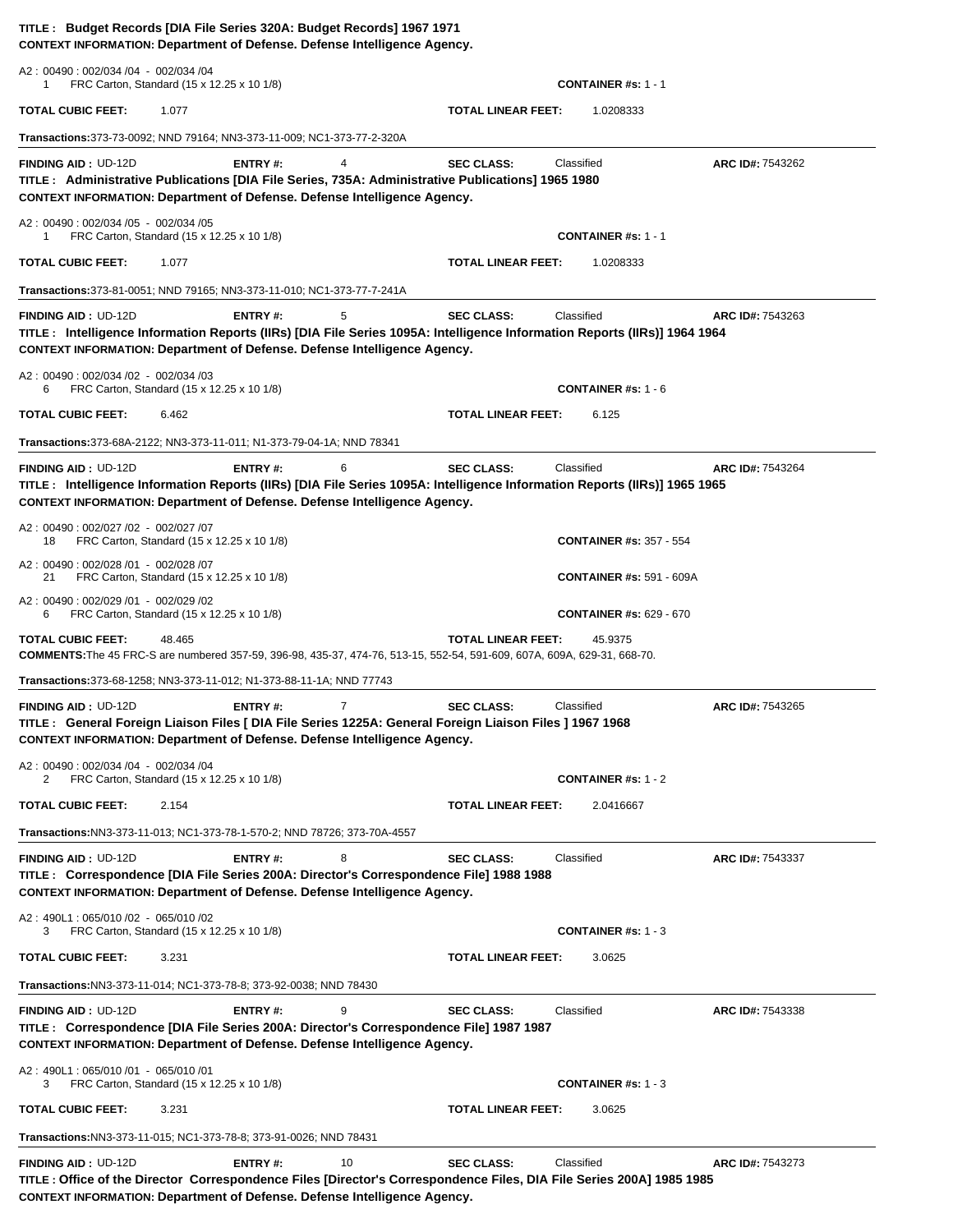**TITLE : Budget Records [DIA File Series 320A: Budget Records] 1967 1971**
**CONTEXT INFORMATION: Department of Defense. Defense Intelligence Agency.**

A2 : 00490 : 002/034 /04 - 002/034 /04
1 FRC Carton, Standard (15 x 12.25 x 10 1/8) **CONTAINER #s:** 1 - 1

**TOTAL CUBIC FEET:** 1.077 **TOTAL LINEAR FEET:** 1.0208333

**Transactions:**373-73-0092; NND 79164; NN3-373-11-009; NC1-373-77-2-320A

---

**FINDING AID :** UD-12D **ENTRY #:** 4 **SEC CLASS:** Classified **ARC ID#:** 7543262
**TITLE : Administrative Publications [DIA File Series, 735A: Administrative Publications] 1965 1980**
**CONTEXT INFORMATION: Department of Defense. Defense Intelligence Agency.**

A2 : 00490 : 002/034 /05 - 002/034 /05
1 FRC Carton, Standard (15 x 12.25 x 10 1/8) **CONTAINER #s:** 1 - 1

**TOTAL CUBIC FEET:** 1.077 **TOTAL LINEAR FEET:** 1.0208333

**Transactions:**373-81-0051; NND 79165; NN3-373-11-010; NC1-373-77-7-241A

---

**FINDING AID :** UD-12D **ENTRY #:** 5 **SEC CLASS:** Classified **ARC ID#:** 7543263
**TITLE : Intelligence Information Reports (IIRs) [DIA File Series 1095A: Intelligence Information Reports (IIRs)] 1964 1964**
**CONTEXT INFORMATION: Department of Defense. Defense Intelligence Agency.**

A2 : 00490 : 002/034 /02 - 002/034 /03
6 FRC Carton, Standard (15 x 12.25 x 10 1/8) **CONTAINER #s:** 1 - 6

**TOTAL CUBIC FEET:** 6.462 **TOTAL LINEAR FEET:** 6.125

**Transactions:**373-68A-2122; NN3-373-11-011; N1-373-79-04-1A; NND 78341

---

**FINDING AID :** UD-12D **ENTRY #:** 6 **SEC CLASS:** Classified **ARC ID#:** 7543264
**TITLE : Intelligence Information Reports (IIRs) [DIA File Series 1095A: Intelligence Information Reports (IIRs)] 1965 1965**
**CONTEXT INFORMATION: Department of Defense. Defense Intelligence Agency.**

A2 : 00490 : 002/027 /02 - 002/027 /07
18 FRC Carton, Standard (15 x 12.25 x 10 1/8) **CONTAINER #s:** 357 - 554

A2 : 00490 : 002/028 /01 - 002/028 /07
21 FRC Carton, Standard (15 x 12.25 x 10 1/8) **CONTAINER #s:** 591 - 609A

A2 : 00490 : 002/029 /01 - 002/029 /02
6 FRC Carton, Standard (15 x 12.25 x 10 1/8) **CONTAINER #s:** 629 - 670

**TOTAL CUBIC FEET:** 48.465 **TOTAL LINEAR FEET:** 45.9375
**COMMENTS:**The 45 FRC-S are numbered 357-59, 396-98, 435-37, 474-76, 513-15, 552-54, 591-609, 607A, 609A, 629-31, 668-70.

**Transactions:**373-68-1258; NN3-373-11-012; N1-373-88-11-1A; NND 77743

---

**FINDING AID :** UD-12D **ENTRY #:** 7 **SEC CLASS:** Classified **ARC ID#:** 7543265
**TITLE : General Foreign Liaison Files [ DIA File Series 1225A: General Foreign Liaison Files ] 1967 1968**
**CONTEXT INFORMATION: Department of Defense. Defense Intelligence Agency.**

A2 : 00490 : 002/034 /04 - 002/034 /04
2 FRC Carton, Standard (15 x 12.25 x 10 1/8) **CONTAINER #s:** 1 - 2

**TOTAL CUBIC FEET:** 2.154 **TOTAL LINEAR FEET:** 2.0416667

**Transactions:**NN3-373-11-013; NC1-373-78-1-570-2; NND 78726; 373-70A-4557

---

**FINDING AID :** UD-12D **ENTRY #:** 8 **SEC CLASS:** Classified **ARC ID#:** 7543337
**TITLE : Correspondence [DIA File Series 200A: Director's Correspondence File] 1988 1988**
**CONTEXT INFORMATION: Department of Defense. Defense Intelligence Agency.**

A2 : 490L1 : 065/010 /02 - 065/010 /02
3 FRC Carton, Standard (15 x 12.25 x 10 1/8) **CONTAINER #s:** 1 - 3

**TOTAL CUBIC FEET:** 3.231 **TOTAL LINEAR FEET:** 3.0625

**Transactions:**NN3-373-11-014; NC1-373-78-8; 373-92-0038; NND 78430

---

**FINDING AID :** UD-12D **ENTRY #:** 9 **SEC CLASS:** Classified **ARC ID#:** 7543338
**TITLE : Correspondence [DIA File Series 200A: Director's Correspondence File] 1987 1987**
**CONTEXT INFORMATION: Department of Defense. Defense Intelligence Agency.**

A2 : 490L1 : 065/010 /01 - 065/010 /01
3 FRC Carton, Standard (15 x 12.25 x 10 1/8) **CONTAINER #s:** 1 - 3

**TOTAL CUBIC FEET:** 3.231 **TOTAL LINEAR FEET:** 3.0625

**Transactions:**NN3-373-11-015; NC1-373-78-8; 373-91-0026; NND 78431

---

**FINDING AID :** UD-12D **ENTRY #:** 10 **SEC CLASS:** Classified **ARC ID#:** 7543273
**TITLE : Office of the Director Correspondence Files [Director's Correspondence Files, DIA File Series 200A] 1985 1985**
**CONTEXT INFORMATION: Department of Defense. Defense Intelligence Agency.**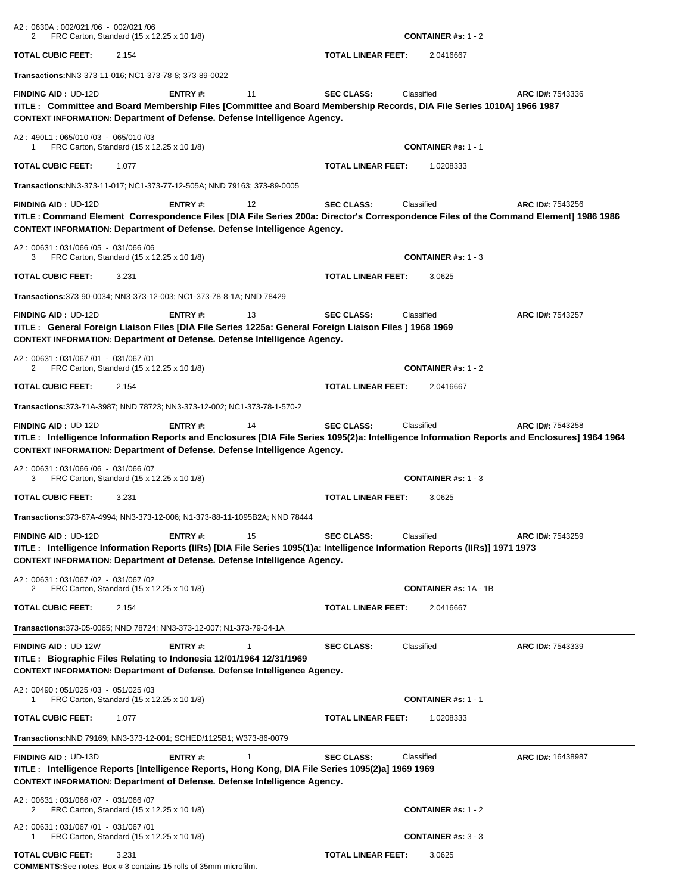A2 : 0630A : 002/021 /06 - 002/021 /06
2 FRC Carton, Standard (15 x 12.25 x 10 1/8) **CONTAINER #s:** 1 - 2

**TOTAL CUBIC FEET:** 2.154 **TOTAL LINEAR FEET:** 2.0416667

**Transactions:**NN3-373-11-016; NC1-373-78-8; 373-89-0022

---

**FINDING AID :** UD-12D **ENTRY #:** 11 **SEC CLASS:** Classified **ARC ID#:** 7543336

**TITLE : Committee and Board Membership Files [Committee and Board Membership Records, DIA File Series 1010A] 1966 1987**

**CONTEXT INFORMATION: Department of Defense. Defense Intelligence Agency.**

A2 : 490L1 : 065/010 /03 - 065/010 /03
1 FRC Carton, Standard (15 x 12.25 x 10 1/8) **CONTAINER #s:** 1 - 1

**TOTAL CUBIC FEET:** 1.077 **TOTAL LINEAR FEET:** 1.0208333

**Transactions:**NN3-373-11-017; NC1-373-77-12-505A; NND 79163; 373-89-0005

---

**FINDING AID :** UD-12D **ENTRY #:** 12 **SEC CLASS:** Classified **ARC ID#:** 7543256

**TITLE : Command Element Correspondence Files [DIA File Series 200a: Director's Correspondence Files of the Command Element] 1986 1986**

**CONTEXT INFORMATION: Department of Defense. Defense Intelligence Agency.**

A2 : 00631 : 031/066 /05 - 031/066 /06
3 FRC Carton, Standard (15 x 12.25 x 10 1/8) **CONTAINER #s:** 1 - 3

**TOTAL CUBIC FEET:** 3.231 **TOTAL LINEAR FEET:** 3.0625

**Transactions:**373-90-0034; NN3-373-12-003; NC1-373-78-8-1A; NND 78429

---

**FINDING AID :** UD-12D **ENTRY #:** 13 **SEC CLASS:** Classified **ARC ID#:** 7543257

**TITLE : General Foreign Liaison Files [DIA File Series 1225a: General Foreign Liaison Files ] 1968 1969**

**CONTEXT INFORMATION: Department of Defense. Defense Intelligence Agency.**

A2 : 00631 : 031/067 /01 - 031/067 /01
2 FRC Carton, Standard (15 x 12.25 x 10 1/8) **CONTAINER #s:** 1 - 2

**TOTAL CUBIC FEET:** 2.154 **TOTAL LINEAR FEET:** 2.0416667

**Transactions:**373-71A-3987; NND 78723; NN3-373-12-002; NC1-373-78-1-570-2

---

**FINDING AID :** UD-12D **ENTRY #:** 14 **SEC CLASS:** Classified **ARC ID#:** 7543258

**TITLE : Intelligence Information Reports and Enclosures [DIA File Series 1095(2)a: Intelligence Information Reports and Enclosures] 1964 1964**

**CONTEXT INFORMATION: Department of Defense. Defense Intelligence Agency.**

A2 : 00631 : 031/066 /06 - 031/066 /07
3 FRC Carton, Standard (15 x 12.25 x 10 1/8) **CONTAINER #s:** 1 - 3

**TOTAL CUBIC FEET:** 3.231 **TOTAL LINEAR FEET:** 3.0625

**Transactions:**373-67A-4994; NN3-373-12-006; N1-373-88-11-1095B2A; NND 78444

---

**FINDING AID :** UD-12D **ENTRY #:** 15 **SEC CLASS:** Classified **ARC ID#:** 7543259

**TITLE : Intelligence Information Reports (IIRs) [DIA File Series 1095(1)a: Intelligence Information Reports (IIRs)] 1971 1973**

**CONTEXT INFORMATION: Department of Defense. Defense Intelligence Agency.**

A2 : 00631 : 031/067 /02 - 031/067 /02
2 FRC Carton, Standard (15 x 12.25 x 10 1/8) **CONTAINER #s:** 1A - 1B

**TOTAL CUBIC FEET:** 2.154 **TOTAL LINEAR FEET:** 2.0416667

**Transactions:**373-05-0065; NND 78724; NN3-373-12-007; N1-373-79-04-1A

---

**FINDING AID :** UD-12W **ENTRY #:** 1 **SEC CLASS:** Classified **ARC ID#:** 7543339

**TITLE : Biographic Files Relating to Indonesia 12/01/1964 12/31/1969**

**CONTEXT INFORMATION: Department of Defense. Defense Intelligence Agency.**

A2 : 00490 : 051/025 /03 - 051/025 /03
1 FRC Carton, Standard (15 x 12.25 x 10 1/8) **CONTAINER #s:** 1 - 1

**TOTAL CUBIC FEET:** 1.077 **TOTAL LINEAR FEET:** 1.0208333

**Transactions:**NND 79169; NN3-373-12-001; SCHED/1125B1; W373-86-0079

---

**FINDING AID :** UD-13D **ENTRY #:** 1 **SEC CLASS:** Classified **ARC ID#:** 16438987

**TITLE : Intelligence Reports [Intelligence Reports, Hong Kong, DIA File Series 1095(2)a] 1969 1969**

**CONTEXT INFORMATION: Department of Defense. Defense Intelligence Agency.**

A2 : 00631 : 031/066 /07 - 031/066 /07
2 FRC Carton, Standard (15 x 12.25 x 10 1/8) **CONTAINER #s:** 1 - 2

A2 : 00631 : 031/067 /01 - 031/067 /01
1 FRC Carton, Standard (15 x 12.25 x 10 1/8) **CONTAINER #s:** 3 - 3

**TOTAL CUBIC FEET:** 3.231 **TOTAL LINEAR FEET:** 3.0625

**COMMENTS:**See notes. Box # 3 contains 15 rolls of 35mm microfilm.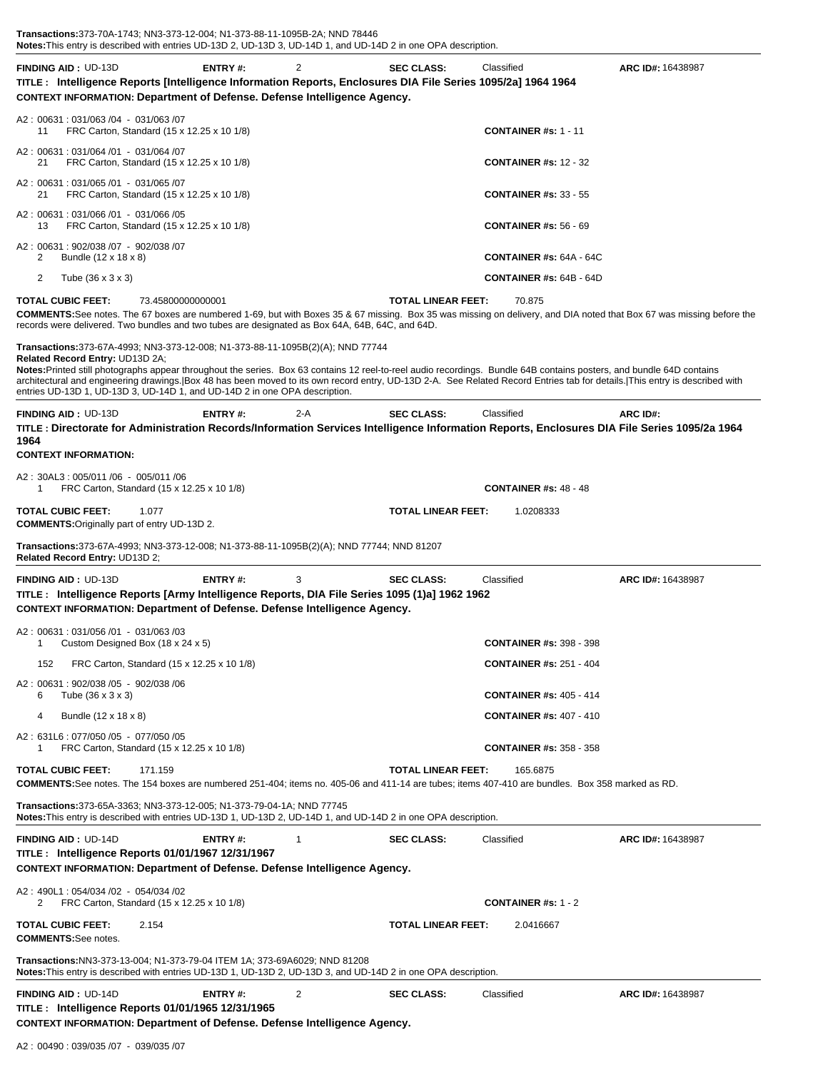**Transactions:**373-70A-1743; NN3-373-12-004; N1-373-88-11-1095B-2A; NND 78446
**Notes:**This entry is described with entries UD-13D 2, UD-13D 3, UD-14D 1, and UD-14D 2 in one OPA description.

---

**FINDING AID :** UD-13D **ENTRY #:** 2 **SEC CLASS:** Classified **ARC ID#:** 16438987

**TITLE : Intelligence Reports [Intelligence Information Reports, Enclosures DIA File Series 1095/2a] 1964 1964**

**CONTEXT INFORMATION: Department of Defense. Defense Intelligence Agency.**

A2 : 00631 : 031/063 /04 - 031/063 /07
11 FRC Carton, Standard (15 x 12.25 x 10 1/8) **CONTAINER #s:** 1 - 11

A2 : 00631 : 031/064 /01 - 031/064 /07
21 FRC Carton, Standard (15 x 12.25 x 10 1/8) **CONTAINER #s:** 12 - 32

A2 : 00631 : 031/065 /01 - 031/065 /07
21 FRC Carton, Standard (15 x 12.25 x 10 1/8) **CONTAINER #s:** 33 - 55

A2 : 00631 : 031/066 /01 - 031/066 /05
13 FRC Carton, Standard (15 x 12.25 x 10 1/8) **CONTAINER #s:** 56 - 69

A2 : 00631 : 902/038 /07 - 902/038 /07
2 Bundle (12 x 18 x 8) **CONTAINER #s:** 64A - 64C

2 Tube (36 x 3 x 3) **CONTAINER #s:** 64B - 64D

**TOTAL CUBIC FEET:** 73.45800000000001 **TOTAL LINEAR FEET:** 70.875

**COMMENTS:**See notes. The 67 boxes are numbered 1-69, but with Boxes 35 & 67 missing. Box 35 was missing on delivery, and DIA noted that Box 67 was missing before the records were delivered. Two bundles and two tubes are designated as Box 64A, 64B, 64C, and 64D.

**Transactions:**373-67A-4993; NN3-373-12-008; N1-373-88-11-1095B(2)(A); NND 77744
**Related Record Entry:** UD13D 2A;
**Notes:**Printed still photographs appear throughout the series. Box 63 contains 12 reel-to-reel audio recordings. Bundle 64B contains posters, and bundle 64D contains architectural and engineering drawings.|Box 48 has been moved to its own record entry, UD-13D 2-A. See Related Record Entries tab for details.|This entry is described with entries UD-13D 1, UD-13D 3, UD-14D 1, and UD-14D 2 in one OPA description.

---

**FINDING AID :** UD-13D **ENTRY #:** 2-A **SEC CLASS:** Classified **ARC ID#:**

**TITLE : Directorate for Administration Records/Information Services Intelligence Information Reports, Enclosures DIA File Series 1095/2a 1964 1964**

**CONTEXT INFORMATION:**

A2 : 30AL3 : 005/011 /06 - 005/011 /06
1 FRC Carton, Standard (15 x 12.25 x 10 1/8) **CONTAINER #s:** 48 - 48

**TOTAL CUBIC FEET:** 1.077 **TOTAL LINEAR FEET:** 1.0208333

**COMMENTS:**Originally part of entry UD-13D 2.

**Transactions:**373-67A-4993; NN3-373-12-008; N1-373-88-11-1095B(2)(A); NND 77744; NND 81207
**Related Record Entry:** UD13D 2;

---

**FINDING AID :** UD-13D **ENTRY #:** 3 **SEC CLASS:** Classified **ARC ID#:** 16438987

**TITLE : Intelligence Reports [Army Intelligence Reports, DIA File Series 1095 (1)a] 1962 1962**

**CONTEXT INFORMATION: Department of Defense. Defense Intelligence Agency.**

A2 : 00631 : 031/056 /01 - 031/063 /03
1 Custom Designed Box (18 x 24 x 5) **CONTAINER #s:** 398 - 398

152 FRC Carton, Standard (15 x 12.25 x 10 1/8) **CONTAINER #s:** 251 - 404

A2 : 00631 : 902/038 /05 - 902/038 /06
6 Tube (36 x 3 x 3) **CONTAINER #s:** 405 - 414

4 Bundle (12 x 18 x 8) **CONTAINER #s:** 407 - 410

A2 : 631L6 : 077/050 /05 - 077/050 /05
1 FRC Carton, Standard (15 x 12.25 x 10 1/8) **CONTAINER #s:** 358 - 358

**TOTAL CUBIC FEET:** 171.159 **TOTAL LINEAR FEET:** 165.6875

**COMMENTS:**See notes. The 154 boxes are numbered 251-404; items no. 405-06 and 411-14 are tubes; items 407-410 are bundles. Box 358 marked as RD.

**Transactions:**373-65A-3363; NN3-373-12-005; N1-373-79-04-1A; NND 77745
**Notes:**This entry is described with entries UD-13D 1, UD-13D 2, UD-14D 1, and UD-14D 2 in one OPA description.

---

**FINDING AID :** UD-14D **ENTRY #:** 1 **SEC CLASS:** Classified **ARC ID#:** 16438987

**TITLE : Intelligence Reports 01/01/1967 12/31/1967**

**CONTEXT INFORMATION: Department of Defense. Defense Intelligence Agency.**

A2 : 490L1 : 054/034 /02 - 054/034 /02
2 FRC Carton, Standard (15 x 12.25 x 10 1/8) **CONTAINER #s:** 1 - 2

**TOTAL CUBIC FEET:** 2.154 **TOTAL LINEAR FEET:** 2.0416667

**COMMENTS:**See notes.

**Transactions:**NN3-373-13-004; N1-373-79-04 ITEM 1A; 373-69A6029; NND 81208
**Notes:**This entry is described with entries UD-13D 1, UD-13D 2, UD-13D 3, and UD-14D 2 in one OPA description.

---

**FINDING AID :** UD-14D **ENTRY #:** 2 **SEC CLASS:** Classified **ARC ID#:** 16438987

**TITLE : Intelligence Reports 01/01/1965 12/31/1965**

**CONTEXT INFORMATION: Department of Defense. Defense Intelligence Agency.**

A2 : 00490 : 039/035 /07 - 039/035 /07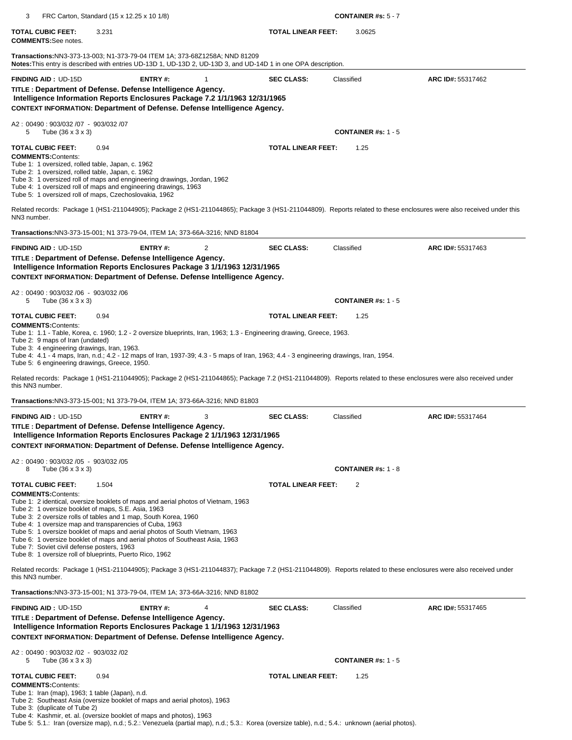3 FRC Carton, Standard (15 x 12.25 x 10 1/8) **CONTAINER #s:** 5 - 7

**TOTAL CUBIC FEET:** 3.231 **TOTAL LINEAR FEET:** 3.0625

**COMMENTS:** See notes.

**Transactions:** NN3-373-13-003; N1-373-79-04 ITEM 1A; 373-68Z1258A; NND 81209

**Notes:** This entry is described with entries UD-13D 1, UD-13D 2, UD-13D 3, and UD-14D 1 in one OPA description.

---

**FINDING AID :** UD-15D **ENTRY #:** 1 **SEC CLASS:** Classified **ARC ID#:** 55317462

**TITLE : Department of Defense. Defense Intelligence Agency. Intelligence Information Reports Enclosures Package 7.2 1/1/1963 12/31/1965**

**CONTEXT INFORMATION: Department of Defense. Defense Intelligence Agency.**

A2 : 00490 : 903/032 /07 - 903/032 /07

5 Tube (36 x 3 x 3) **CONTAINER #s:** 1 - 5

**TOTAL CUBIC FEET:** 0.94 **TOTAL LINEAR FEET:** 1.25

**COMMENTS:** Contents:

Tube 1: 1 oversized, rolled table, Japan, c. 1962
Tube 2: 1 oversized, rolled table, Japan, c. 1962
Tube 3: 1 oversized roll of maps and enngineering drawings, Jordan, 1962
Tube 4: 1 oversized roll of maps and engineering drawings, 1963
Tube 5: 1 oversized roll of maps, Czechoslovakia, 1962

Related records: Package 1 (HS1-211044905); Package 2 (HS1-211044865); Package 3 (HS1-211044809). Reports related to these enclosures were also received under this NN3 number.

**Transactions:** NN3-373-15-001; N1 373-79-04, ITEM 1A; 373-66A-3216; NND 81804

---

**FINDING AID :** UD-15D **ENTRY #:** 2 **SEC CLASS:** Classified **ARC ID#:** 55317463

**TITLE : Department of Defense. Defense Intelligence Agency. Intelligence Information Reports Enclosures Package 3 1/1/1963 12/31/1965**

**CONTEXT INFORMATION: Department of Defense. Defense Intelligence Agency.**

A2 : 00490 : 903/032 /06 - 903/032 /06

5 Tube (36 x 3 x 3) **CONTAINER #s:** 1 - 5

**TOTAL CUBIC FEET:** 0.94 **TOTAL LINEAR FEET:** 1.25

**COMMENTS:** Contents:

Tube 1: 1.1 - Table, Korea, c. 1960; 1.2 - 2 oversize blueprints, Iran, 1963; 1.3 - Engineering drawing, Greece, 1963.
Tube 2: 9 maps of Iran (undated)
Tube 3: 4 engineering drawings, Iran, 1963.
Tube 4: 4.1 - 4 maps, Iran, n.d.; 4.2 - 12 maps of Iran, 1937-39; 4.3 - 5 maps of Iran, 1963; 4.4 - 3 engineering drawings, Iran, 1954.
Tube 5: 6 engineering drawings, Greece, 1950.

Related records: Package 1 (HS1-211044905); Package 2 (HS1-211044865); Package 7.2 (HS1-211044809). Reports related to these enclosures were also received under this NN3 number.

**Transactions:** NN3-373-15-001; N1 373-79-04, ITEM 1A; 373-66A-3216; NND 81803

---

**FINDING AID :** UD-15D **ENTRY #:** 3 **SEC CLASS:** Classified **ARC ID#:** 55317464

**TITLE : Department of Defense. Defense Intelligence Agency. Intelligence Information Reports Enclosures Package 2 1/1/1963 12/31/1965**

**CONTEXT INFORMATION: Department of Defense. Defense Intelligence Agency.**

A2 : 00490 : 903/032 /05 - 903/032 /05

8 Tube (36 x 3 x 3) **CONTAINER #s:** 1 - 8

**TOTAL CUBIC FEET:** 1.504 **TOTAL LINEAR FEET:** 2

**COMMENTS:** Contents:

Tube 1: 2 identical, oversize booklets of maps and aerial photos of Vietnam, 1963
Tube 2: 1 oversize booklet of maps, S.E. Asia, 1963
Tube 3: 2 oversize rolls of tables and 1 map, South Korea, 1960
Tube 4: 1 oversize map and transparencies of Cuba, 1963
Tube 5: 1 oversize booklet of maps and aerial photos of South Vietnam, 1963
Tube 6: 1 oversize booklet of maps and aerial photos of Southeast Asia, 1963
Tube 7: Soviet civil defense posters, 1963
Tube 8: 1 oversize roll of blueprints, Puerto Rico, 1962

Related records: Package 1 (HS1-211044905); Package 3 (HS1-211044837); Package 7.2 (HS1-211044809). Reports related to these enclosures were also received under this NN3 number.

**Transactions:** NN3-373-15-001; N1 373-79-04, ITEM 1A; 373-66A-3216; NND 81802

---

**FINDING AID :** UD-15D **ENTRY #:** 4 **SEC CLASS:** Classified **ARC ID#:** 55317465

**TITLE : Department of Defense. Defense Intelligence Agency. Intelligence Information Reports Enclosures Package 1 1/1/1963 12/31/1963**

**CONTEXT INFORMATION: Department of Defense. Defense Intelligence Agency.**

A2 : 00490 : 903/032 /02 - 903/032 /02

5 Tube (36 x 3 x 3) **CONTAINER #s:** 1 - 5

**TOTAL CUBIC FEET:** 0.94 **TOTAL LINEAR FEET:** 1.25

**COMMENTS:** Contents:

Tube 1: Iran (map), 1963; 1 table (Japan), n.d.
Tube 2: Southeast Asia (oversize booklet of maps and aerial photos), 1963
Tube 3: (duplicate of Tube 2)
Tube 4: Kashmir, et. al. (oversize booklet of maps and photos), 1963
Tube 5: 5.1.: Iran (oversize map), n.d.; 5.2.: Venezuela (partial map), n.d.; 5.3.: Korea (oversize table), n.d.; 5.4.: unknown (aerial photos).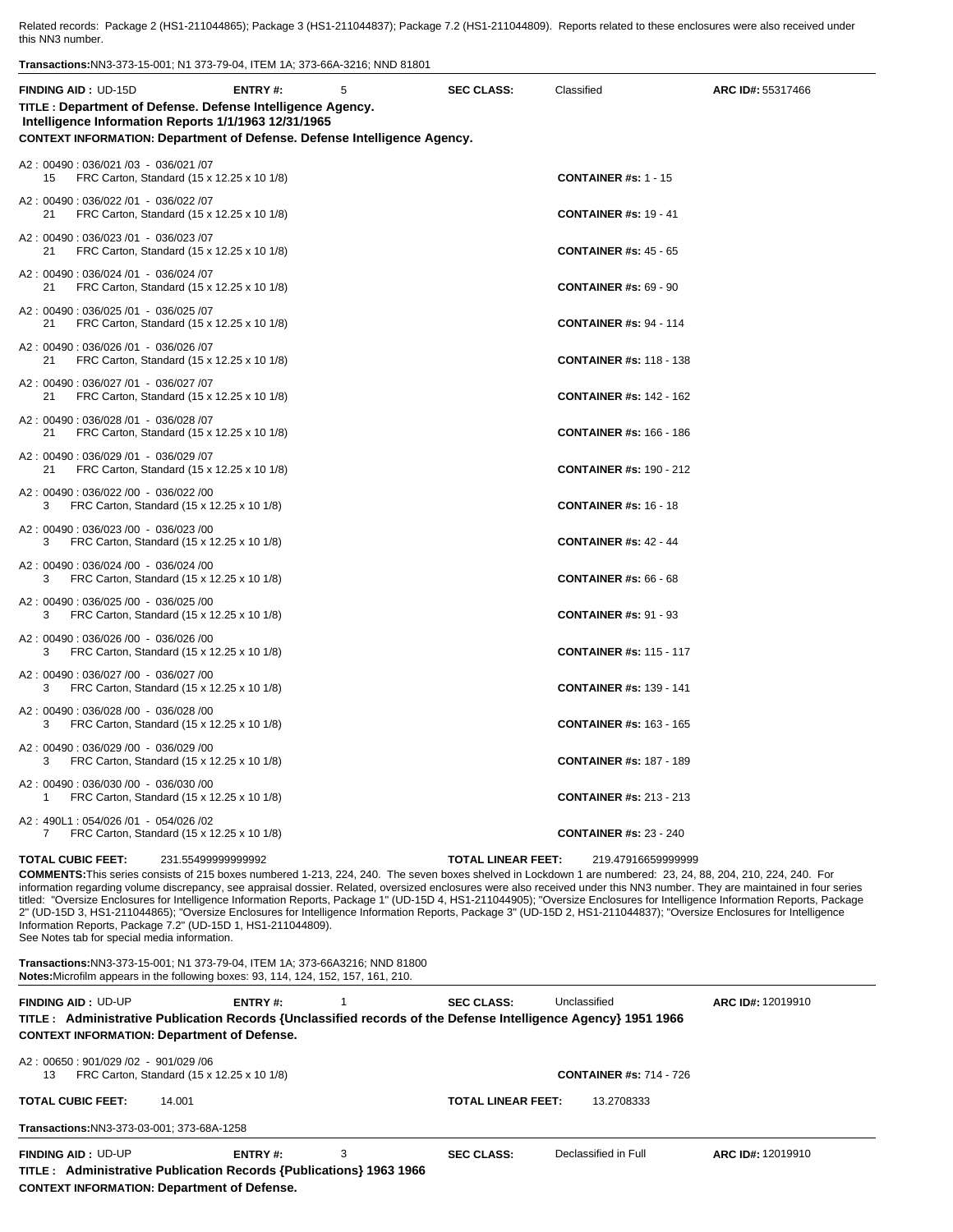Related records: Package 2 (HS1-211044865); Package 3 (HS1-211044837); Package 7.2 (HS1-211044809). Reports related to these enclosures were also received under this NN3 number.

**Transactions:** NN3-373-15-001; N1 373-79-04, ITEM 1A; 373-66A-3216; NND 81801

---

**FINDING AID :** UD-15D **ENTRY #:** 5 **SEC CLASS:** Classified **ARC ID#:** 55317466

**TITLE : Department of Defense. Defense Intelligence Agency. Intelligence Information Reports 1/1/1963 12/31/1965**

**CONTEXT INFORMATION: Department of Defense. Defense Intelligence Agency.**

| Location | Qty | Container Type | Containers |
|---|---|---|---|
| A2 : 00490 : 036/021 /03 - 036/021 /07 | 15 | FRC Carton, Standard (15 x 12.25 x 10 1/8) | **CONTAINER #s:** 1 - 15 |
| A2 : 00490 : 036/022 /01 - 036/022 /07 | 21 | FRC Carton, Standard (15 x 12.25 x 10 1/8) | **CONTAINER #s:** 19 - 41 |
| A2 : 00490 : 036/023 /01 - 036/023 /07 | 21 | FRC Carton, Standard (15 x 12.25 x 10 1/8) | **CONTAINER #s:** 45 - 65 |
| A2 : 00490 : 036/024 /01 - 036/024 /07 | 21 | FRC Carton, Standard (15 x 12.25 x 10 1/8) | **CONTAINER #s:** 69 - 90 |
| A2 : 00490 : 036/025 /01 - 036/025 /07 | 21 | FRC Carton, Standard (15 x 12.25 x 10 1/8) | **CONTAINER #s:** 94 - 114 |
| A2 : 00490 : 036/026 /01 - 036/026 /07 | 21 | FRC Carton, Standard (15 x 12.25 x 10 1/8) | **CONTAINER #s:** 118 - 138 |
| A2 : 00490 : 036/027 /01 - 036/027 /07 | 21 | FRC Carton, Standard (15 x 12.25 x 10 1/8) | **CONTAINER #s:** 142 - 162 |
| A2 : 00490 : 036/028 /01 - 036/028 /07 | 21 | FRC Carton, Standard (15 x 12.25 x 10 1/8) | **CONTAINER #s:** 166 - 186 |
| A2 : 00490 : 036/029 /01 - 036/029 /07 | 21 | FRC Carton, Standard (15 x 12.25 x 10 1/8) | **CONTAINER #s:** 190 - 212 |
| A2 : 00490 : 036/022 /00 - 036/022 /00 | 3 | FRC Carton, Standard (15 x 12.25 x 10 1/8) | **CONTAINER #s:** 16 - 18 |
| A2 : 00490 : 036/023 /00 - 036/023 /00 | 3 | FRC Carton, Standard (15 x 12.25 x 10 1/8) | **CONTAINER #s:** 42 - 44 |
| A2 : 00490 : 036/024 /00 - 036/024 /00 | 3 | FRC Carton, Standard (15 x 12.25 x 10 1/8) | **CONTAINER #s:** 66 - 68 |
| A2 : 00490 : 036/025 /00 - 036/025 /00 | 3 | FRC Carton, Standard (15 x 12.25 x 10 1/8) | **CONTAINER #s:** 91 - 93 |
| A2 : 00490 : 036/026 /00 - 036/026 /00 | 3 | FRC Carton, Standard (15 x 12.25 x 10 1/8) | **CONTAINER #s:** 115 - 117 |
| A2 : 00490 : 036/027 /00 - 036/027 /00 | 3 | FRC Carton, Standard (15 x 12.25 x 10 1/8) | **CONTAINER #s:** 139 - 141 |
| A2 : 00490 : 036/028 /00 - 036/028 /00 | 3 | FRC Carton, Standard (15 x 12.25 x 10 1/8) | **CONTAINER #s:** 163 - 165 |
| A2 : 00490 : 036/029 /00 - 036/029 /00 | 3 | FRC Carton, Standard (15 x 12.25 x 10 1/8) | **CONTAINER #s:** 187 - 189 |
| A2 : 00490 : 036/030 /00 - 036/030 /00 | 1 | FRC Carton, Standard (15 x 12.25 x 10 1/8) | **CONTAINER #s:** 213 - 213 |
| A2 : 490L1 : 054/026 /01 - 054/026 /02 | 7 | FRC Carton, Standard (15 x 12.25 x 10 1/8) | **CONTAINER #s:** 23 - 240 |

**TOTAL CUBIC FEET:** 231.55499999999992 **TOTAL LINEAR FEET:** 219.47916659999999

**COMMENTS:** This series consists of 215 boxes numbered 1-213, 224, 240. The seven boxes shelved in Lockdown 1 are numbered: 23, 24, 88, 204, 210, 224, 240. For information regarding volume discrepancy, see appraisal dossier. Related, oversized enclosures were also received under this NN3 number. They are maintained in four series titled: "Oversize Enclosures for Intelligence Information Reports, Package 1" (UD-15D 4, HS1-211044905); "Oversize Enclosures for Intelligence Information Reports, Package 2" (UD-15D 3, HS1-211044865); "Oversize Enclosures for Intelligence Information Reports, Package 3" (UD-15D 2, HS1-211044837); "Oversize Enclosures for Intelligence Information Reports, Package 7.2" (UD-15D 1, HS1-211044809).
See Notes tab for special media information.

**Transactions:** NN3-373-15-001; N1 373-79-04, ITEM 1A; 373-66A3216; NND 81800

**Notes:** Microfilm appears in the following boxes: 93, 114, 124, 152, 157, 161, 210.

---

**FINDING AID :** UD-UP **ENTRY #:** 1 **SEC CLASS:** Unclassified **ARC ID#:** 12019910

**TITLE : Administrative Publication Records {Unclassified records of the Defense Intelligence Agency} 1951 1966**

**CONTEXT INFORMATION: Department of Defense.**

| Location | Qty | Container Type | Containers |
|---|---|---|---|
| A2 : 00650 : 901/029 /02 - 901/029 /06 | 13 | FRC Carton, Standard (15 x 12.25 x 10 1/8) | **CONTAINER #s:** 714 - 726 |

**TOTAL CUBIC FEET:** 14.001 **TOTAL LINEAR FEET:** 13.2708333

**Transactions:** NN3-373-03-001; 373-68A-1258

---

**FINDING AID :** UD-UP **ENTRY #:** 3 **SEC CLASS:** Declassified in Full **ARC ID#:** 12019910

**TITLE : Administrative Publication Records {Publications} 1963 1966**

**CONTEXT INFORMATION: Department of Defense.**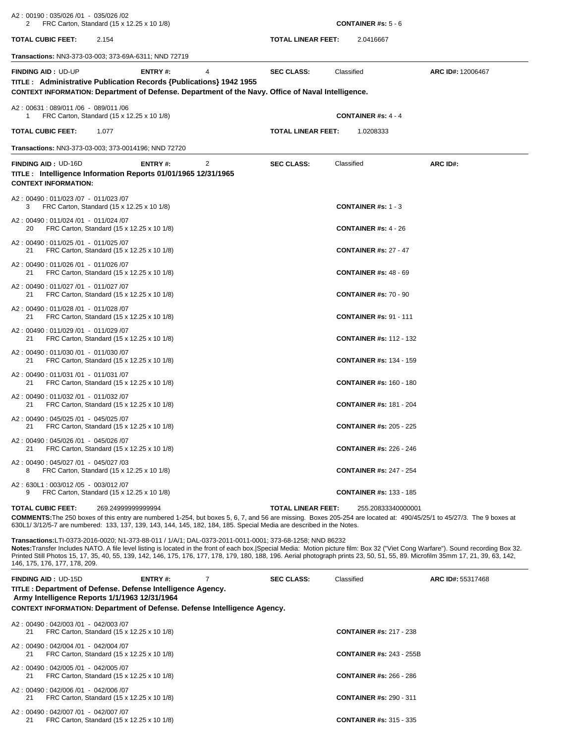A2 : 00190 : 035/026 /01 - 035/026 /02
2 FRC Carton, Standard (15 x 12.25 x 10 1/8) **CONTAINER #s:** 5 - 6

**TOTAL CUBIC FEET:** 2.154 **TOTAL LINEAR FEET:** 2.0416667

**Transactions:** NN3-373-03-003; 373-69A-6311; NND 72719

---

**FINDING AID :** UD-UP **ENTRY #:** 4 **SEC CLASS:** Classified **ARC ID#:** 12006467

**TITLE : Administrative Publication Records {Publications} 1942 1955**

**CONTEXT INFORMATION: Department of Defense. Department of the Navy. Office of Naval Intelligence.**

A2 : 00631 : 089/011 /06 - 089/011 /06
1 FRC Carton, Standard (15 x 12.25 x 10 1/8) **CONTAINER #s:** 4 - 4

**TOTAL CUBIC FEET:** 1.077 **TOTAL LINEAR FEET:** 1.0208333

**Transactions:** NN3-373-03-003; 373-0014196; NND 72720

---

**FINDING AID :** UD-16D **ENTRY #:** 2 **SEC CLASS:** Classified **ARC ID#:**

**TITLE : Intelligence Information Reports 01/01/1965 12/31/1965**

**CONTEXT INFORMATION:**

A2 : 00490 : 011/023 /07 - 011/023 /07
3 FRC Carton, Standard (15 x 12.25 x 10 1/8) **CONTAINER #s:** 1 - 3

A2 : 00490 : 011/024 /01 - 011/024 /07
20 FRC Carton, Standard (15 x 12.25 x 10 1/8) **CONTAINER #s:** 4 - 26

A2 : 00490 : 011/025 /01 - 011/025 /07
21 FRC Carton, Standard (15 x 12.25 x 10 1/8) **CONTAINER #s:** 27 - 47

A2 : 00490 : 011/026 /01 - 011/026 /07
21 FRC Carton, Standard (15 x 12.25 x 10 1/8) **CONTAINER #s:** 48 - 69

A2 : 00490 : 011/027 /01 - 011/027 /07
21 FRC Carton, Standard (15 x 12.25 x 10 1/8) **CONTAINER #s:** 70 - 90

A2 : 00490 : 011/028 /01 - 011/028 /07
21 FRC Carton, Standard (15 x 12.25 x 10 1/8) **CONTAINER #s:** 91 - 111

A2 : 00490 : 011/029 /01 - 011/029 /07
21 FRC Carton, Standard (15 x 12.25 x 10 1/8) **CONTAINER #s:** 112 - 132

A2 : 00490 : 011/030 /01 - 011/030 /07
21 FRC Carton, Standard (15 x 12.25 x 10 1/8) **CONTAINER #s:** 134 - 159

A2 : 00490 : 011/031 /01 - 011/031 /07
21 FRC Carton, Standard (15 x 12.25 x 10 1/8) **CONTAINER #s:** 160 - 180

A2 : 00490 : 011/032 /01 - 011/032 /07
21 FRC Carton, Standard (15 x 12.25 x 10 1/8) **CONTAINER #s:** 181 - 204

A2 : 00490 : 045/025 /01 - 045/025 /07
21 FRC Carton, Standard (15 x 12.25 x 10 1/8) **CONTAINER #s:** 205 - 225

A2 : 00490 : 045/026 /01 - 045/026 /07
21 FRC Carton, Standard (15 x 12.25 x 10 1/8) **CONTAINER #s:** 226 - 246

A2 : 00490 : 045/027 /01 - 045/027 /03
8 FRC Carton, Standard (15 x 12.25 x 10 1/8) **CONTAINER #s:** 247 - 254

A2 : 630L1 : 003/012 /05 - 003/012 /07
9 FRC Carton, Standard (15 x 12.25 x 10 1/8) **CONTAINER #s:** 133 - 185

**TOTAL CUBIC FEET:** 269.24999999999994 **TOTAL LINEAR FEET:** 255.20833340000001

**COMMENTS:**The 250 boxes of this entry are numbered 1-254, but boxes 5, 6, 7, and 56 are missing. Boxes 205-254 are located at: 490/45/25/1 to 45/27/3. The 9 boxes at 630L1/ 3/12/5-7 are numbered: 133, 137, 139, 143, 144, 145, 182, 184, 185. Special Media are described in the Notes.

**Transactions:**LTI-0373-2016-0020; N1-373-88-011 / 1/A/1; DAL-0373-2011-0011-0001; 373-68-1258; NND 86232

**Notes:**Transfer Includes NATO. A file level listing is located in the front of each box.|Special Media: Motion picture film: Box 32 ("Viet Cong Warfare"). Sound recording Box 32. Printed Still Photos 15, 17, 35, 40, 55, 139, 142, 146, 175, 176, 177, 178, 179, 180, 188, 196. Aerial photograph prints 23, 50, 51, 55, 89. Microfilm 35mm 17, 21, 39, 63, 142, 146, 175, 176, 177, 178, 209.

---

**FINDING AID :** UD-15D **ENTRY #:** 7 **SEC CLASS:** Classified **ARC ID#:** 55317468

**TITLE : Department of Defense. Defense Intelligence Agency. Army Intelligence Reports 1/1/1963 12/31/1964**

**CONTEXT INFORMATION: Department of Defense. Defense Intelligence Agency.**

A2 : 00490 : 042/003 /01 - 042/003 /07
21 FRC Carton, Standard (15 x 12.25 x 10 1/8) **CONTAINER #s:** 217 - 238

A2 : 00490 : 042/004 /01 - 042/004 /07
21 FRC Carton, Standard (15 x 12.25 x 10 1/8) **CONTAINER #s:** 243 - 255B

A2 : 00490 : 042/005 /01 - 042/005 /07
21 FRC Carton, Standard (15 x 12.25 x 10 1/8) **CONTAINER #s:** 266 - 286

A2 : 00490 : 042/006 /01 - 042/006 /07
21 FRC Carton, Standard (15 x 12.25 x 10 1/8) **CONTAINER #s:** 290 - 311

A2 : 00490 : 042/007 /01 - 042/007 /07
21 FRC Carton, Standard (15 x 12.25 x 10 1/8) **CONTAINER #s:** 315 - 335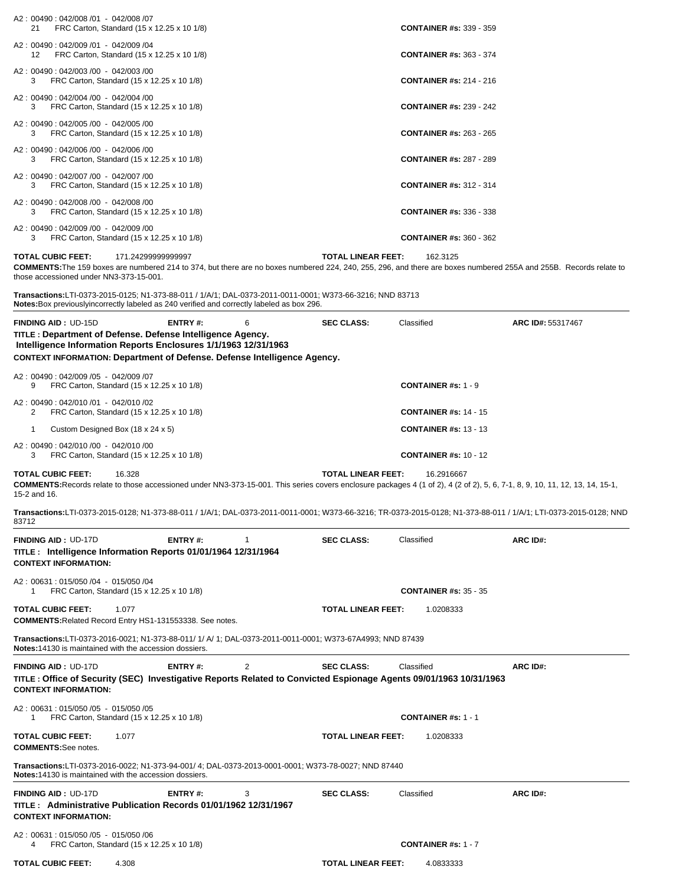A2 : 00490 : 042/008 /01 - 042/008 /07
21 FRC Carton, Standard (15 x 12.25 x 10 1/8) **CONTAINER #s:** 339 - 359

A2 : 00490 : 042/009 /01 - 042/009 /04
12 FRC Carton, Standard (15 x 12.25 x 10 1/8) **CONTAINER #s:** 363 - 374

A2 : 00490 : 042/003 /00 - 042/003 /00
3 FRC Carton, Standard (15 x 12.25 x 10 1/8) **CONTAINER #s:** 214 - 216

A2 : 00490 : 042/004 /00 - 042/004 /00
3 FRC Carton, Standard (15 x 12.25 x 10 1/8) **CONTAINER #s:** 239 - 242

A2 : 00490 : 042/005 /00 - 042/005 /00
3 FRC Carton, Standard (15 x 12.25 x 10 1/8) **CONTAINER #s:** 263 - 265

A2 : 00490 : 042/006 /00 - 042/006 /00
3 FRC Carton, Standard (15 x 12.25 x 10 1/8) **CONTAINER #s:** 287 - 289

A2 : 00490 : 042/007 /00 - 042/007 /00
3 FRC Carton, Standard (15 x 12.25 x 10 1/8) **CONTAINER #s:** 312 - 314

A2 : 00490 : 042/008 /00 - 042/008 /00
3 FRC Carton, Standard (15 x 12.25 x 10 1/8) **CONTAINER #s:** 336 - 338

A2 : 00490 : 042/009 /00 - 042/009 /00
3 FRC Carton, Standard (15 x 12.25 x 10 1/8) **CONTAINER #s:** 360 - 362

**TOTAL CUBIC FEET:** 171.24299999999997 **TOTAL LINEAR FEET:** 162.3125

**COMMENTS:**The 159 boxes are numbered 214 to 374, but there are no boxes numbered 224, 240, 255, 296, and there are boxes numbered 255A and 255B. Records relate to those accessioned under NN3-373-15-001.

**Transactions:**LTI-0373-2015-0125; N1-373-88-011 / 1/A/1; DAL-0373-2011-0011-0001; W373-66-3216; NND 83713
**Notes:**Box previouslyincorrectly labeled as 240 verified and correctly labeled as box 296.

---

**FINDING AID :** UD-15D **ENTRY #:** 6 **SEC CLASS:** Classified **ARC ID#:** 55317467

**TITLE : Department of Defense. Defense Intelligence Agency. Intelligence Information Reports Enclosures 1/1/1963 12/31/1963**

**CONTEXT INFORMATION: Department of Defense. Defense Intelligence Agency.**

A2 : 00490 : 042/009 /05 - 042/009 /07
9 FRC Carton, Standard (15 x 12.25 x 10 1/8) **CONTAINER #s:** 1 - 9

A2 : 00490 : 042/010 /01 - 042/010 /02
2 FRC Carton, Standard (15 x 12.25 x 10 1/8) **CONTAINER #s:** 14 - 15

1 Custom Designed Box (18 x 24 x 5) **CONTAINER #s:** 13 - 13

A2 : 00490 : 042/010 /00 - 042/010 /00
3 FRC Carton, Standard (15 x 12.25 x 10 1/8) **CONTAINER #s:** 10 - 12

**TOTAL CUBIC FEET:** 16.328 **TOTAL LINEAR FEET:** 16.2916667

**COMMENTS:**Records relate to those accessioned under NN3-373-15-001. This series covers enclosure packages 4 (1 of 2), 4 (2 of 2), 5, 6, 7-1, 8, 9, 10, 11, 12, 13, 14, 15-1, 15-2 and 16.

**Transactions:**LTI-0373-2015-0128; N1-373-88-011 / 1/A/1; DAL-0373-2011-0011-0001; W373-66-3216; TR-0373-2015-0128; N1-373-88-011 / 1/A/1; LTI-0373-2015-0128; NND 83712

---

**FINDING AID :** UD-17D **ENTRY #:** 1 **SEC CLASS:** Classified **ARC ID#:**

**TITLE : Intelligence Information Reports 01/01/1964 12/31/1964**

**CONTEXT INFORMATION:**

A2 : 00631 : 015/050 /04 - 015/050 /04
1 FRC Carton, Standard (15 x 12.25 x 10 1/8) **CONTAINER #s:** 35 - 35

**TOTAL CUBIC FEET:** 1.077 **TOTAL LINEAR FEET:** 1.0208333

**COMMENTS:**Related Record Entry HS1-131553338. See notes.

**Transactions:**LTI-0373-2016-0021; N1-373-88-011/ 1/ A/ 1; DAL-0373-2011-0011-0001; W373-67A4993; NND 87439
**Notes:**14130 is maintained with the accession dossiers.

---

**FINDING AID :** UD-17D **ENTRY #:** 2 **SEC CLASS:** Classified **ARC ID#:**

**TITLE : Office of Security (SEC) Investigative Reports Related to Convicted Espionage Agents 09/01/1963 10/31/1963**

**CONTEXT INFORMATION:**

A2 : 00631 : 015/050 /05 - 015/050 /05
1 FRC Carton, Standard (15 x 12.25 x 10 1/8) **CONTAINER #s:** 1 - 1

**TOTAL CUBIC FEET:** 1.077 **TOTAL LINEAR FEET:** 1.0208333

**COMMENTS:**See notes.

**Transactions:**LTI-0373-2016-0022; N1-373-94-001/ 4; DAL-0373-2013-0001-0001; W373-78-0027; NND 87440
**Notes:**14130 is maintained with the accession dossiers.

---

**FINDING AID :** UD-17D **ENTRY #:** 3 **SEC CLASS:** Classified **ARC ID#:**

**TITLE : Administrative Publication Records 01/01/1962 12/31/1967**

**CONTEXT INFORMATION:**

A2 : 00631 : 015/050 /05 - 015/050 /06
4 FRC Carton, Standard (15 x 12.25 x 10 1/8) **CONTAINER #s:** 1 - 7

**TOTAL CUBIC FEET:** 4.308 **TOTAL LINEAR FEET:** 4.0833333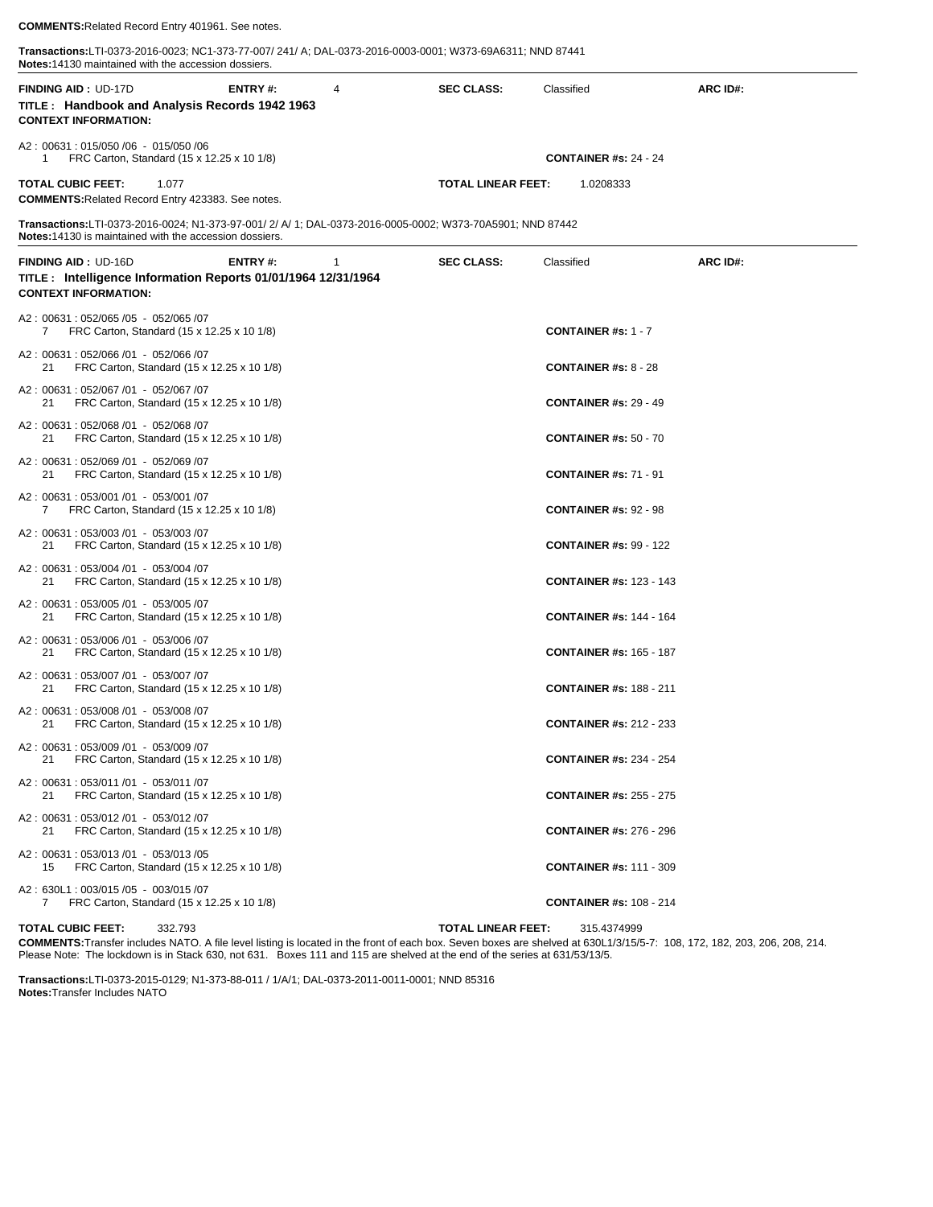**COMMENTS:** Related Record Entry 401961. See notes.

**Transactions:** LTI-0373-2016-0023; NC1-373-77-007/ 241/ A; DAL-0373-2016-0003-0001; W373-69A6311; NND 87441
**Notes:** 14130 maintained with the accession dossiers.

---

**FINDING AID :** UD-17D **ENTRY #:** 4 **SEC CLASS:** Classified **ARC ID#:**

**TITLE : Handbook and Analysis Records 1942 1963**

**CONTEXT INFORMATION:**

A2 : 00631 : 015/050 /06 - 015/050 /06
1 FRC Carton, Standard (15 x 12.25 x 10 1/8) **CONTAINER #s:** 24 - 24

**TOTAL CUBIC FEET:** 1.077 **TOTAL LINEAR FEET:** 1.0208333

**COMMENTS:** Related Record Entry 423383. See notes.

**Transactions:** LTI-0373-2016-0024; N1-373-97-001/ 2/ A/ 1; DAL-0373-2016-0005-0002; W373-70A5901; NND 87442
**Notes:** 14130 is maintained with the accession dossiers.

---

**FINDING AID :** UD-16D **ENTRY #:** 1 **SEC CLASS:** Classified **ARC ID#:**

**TITLE : Intelligence Information Reports 01/01/1964 12/31/1964**

**CONTEXT INFORMATION:**

A2 : 00631 : 052/065 /05 - 052/065 /07
7 FRC Carton, Standard (15 x 12.25 x 10 1/8) **CONTAINER #s:** 1 - 7

A2 : 00631 : 052/066 /01 - 052/066 /07
21 FRC Carton, Standard (15 x 12.25 x 10 1/8) **CONTAINER #s:** 8 - 28

A2 : 00631 : 052/067 /01 - 052/067 /07
21 FRC Carton, Standard (15 x 12.25 x 10 1/8) **CONTAINER #s:** 29 - 49

A2 : 00631 : 052/068 /01 - 052/068 /07
21 FRC Carton, Standard (15 x 12.25 x 10 1/8) **CONTAINER #s:** 50 - 70

A2 : 00631 : 052/069 /01 - 052/069 /07
21 FRC Carton, Standard (15 x 12.25 x 10 1/8) **CONTAINER #s:** 71 - 91

A2 : 00631 : 053/001 /01 - 053/001 /07
7 FRC Carton, Standard (15 x 12.25 x 10 1/8) **CONTAINER #s:** 92 - 98

A2 : 00631 : 053/003 /01 - 053/003 /07
21 FRC Carton, Standard (15 x 12.25 x 10 1/8) **CONTAINER #s:** 99 - 122

A2 : 00631 : 053/004 /01 - 053/004 /07
21 FRC Carton, Standard (15 x 12.25 x 10 1/8) **CONTAINER #s:** 123 - 143

A2 : 00631 : 053/005 /01 - 053/005 /07
21 FRC Carton, Standard (15 x 12.25 x 10 1/8) **CONTAINER #s:** 144 - 164

A2 : 00631 : 053/006 /01 - 053/006 /07
21 FRC Carton, Standard (15 x 12.25 x 10 1/8) **CONTAINER #s:** 165 - 187

A2 : 00631 : 053/007 /01 - 053/007 /07
21 FRC Carton, Standard (15 x 12.25 x 10 1/8) **CONTAINER #s:** 188 - 211

A2 : 00631 : 053/008 /01 - 053/008 /07
21 FRC Carton, Standard (15 x 12.25 x 10 1/8) **CONTAINER #s:** 212 - 233

A2 : 00631 : 053/009 /01 - 053/009 /07
21 FRC Carton, Standard (15 x 12.25 x 10 1/8) **CONTAINER #s:** 234 - 254

A2 : 00631 : 053/011 /01 - 053/011 /07
21 FRC Carton, Standard (15 x 12.25 x 10 1/8) **CONTAINER #s:** 255 - 275

A2 : 00631 : 053/012 /01 - 053/012 /07
21 FRC Carton, Standard (15 x 12.25 x 10 1/8) **CONTAINER #s:** 276 - 296

A2 : 00631 : 053/013 /01 - 053/013 /05
15 FRC Carton, Standard (15 x 12.25 x 10 1/8) **CONTAINER #s:** 111 - 309

A2 : 630L1 : 003/015 /05 - 003/015 /07
7 FRC Carton, Standard (15 x 12.25 x 10 1/8) **CONTAINER #s:** 108 - 214

**TOTAL CUBIC FEET:** 332.793 **TOTAL LINEAR FEET:** 315.4374999

**COMMENTS:** Transfer includes NATO. A file level listing is located in the front of each box. Seven boxes are shelved at 630L1/3/15/5-7: 108, 172, 182, 203, 206, 208, 214. Please Note: The lockdown is in Stack 630, not 631. Boxes 111 and 115 are shelved at the end of the series at 631/53/13/5.

**Transactions:** LTI-0373-2015-0129; N1-373-88-011 / 1/A/1; DAL-0373-2011-0011-0001; NND 85316
**Notes:** Transfer Includes NATO